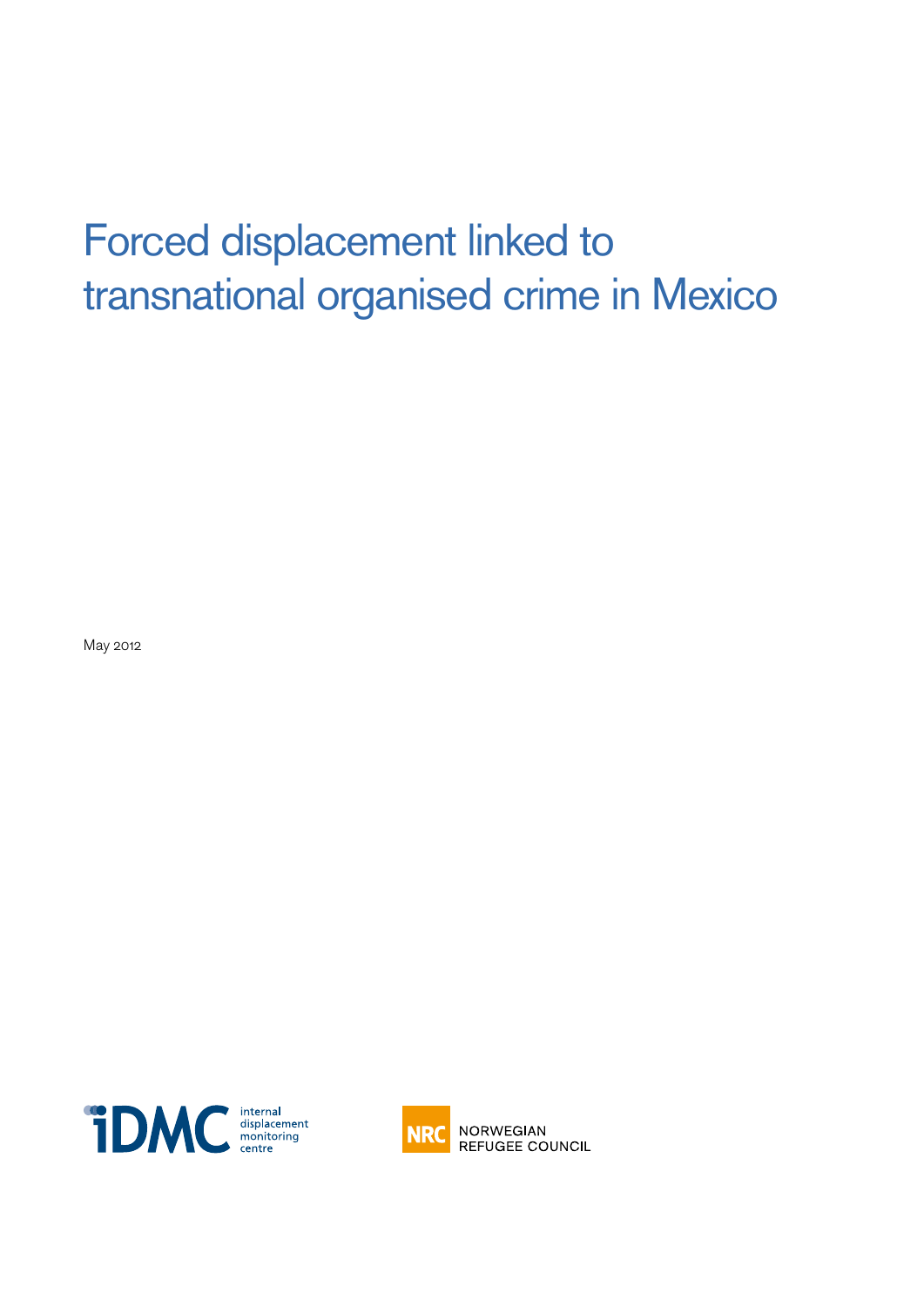# Forced displacement linked to transnational organised crime in Mexico

May 2012

internal displacement monitoring centre

NORWEGIAN REFUGEE COUNCIL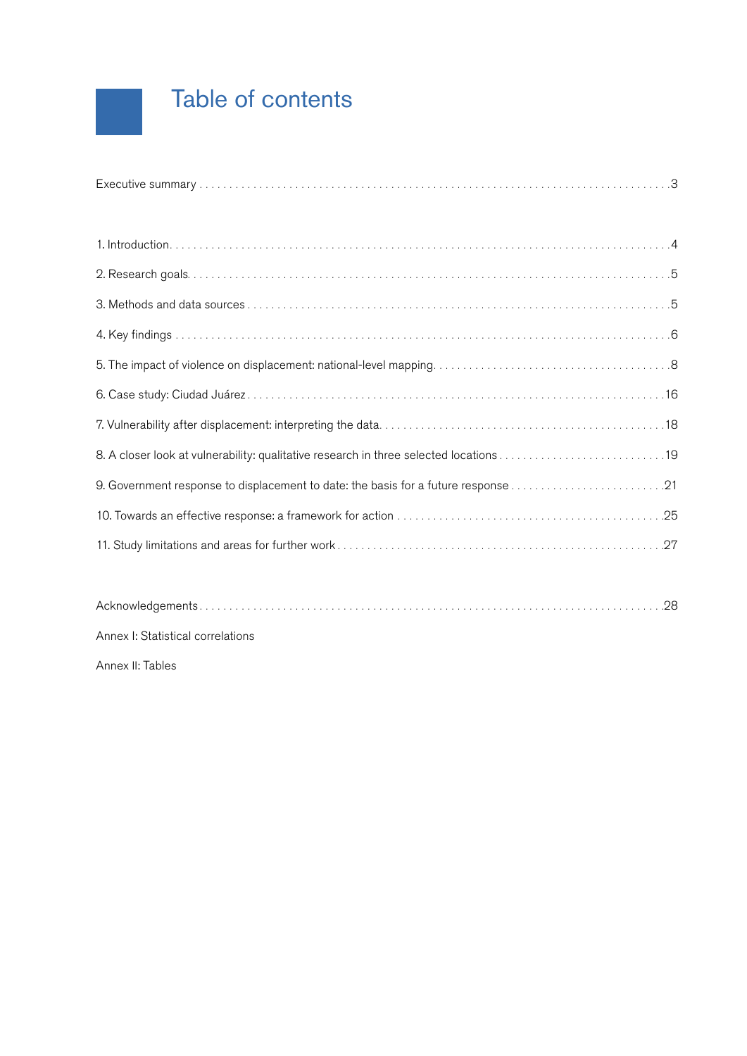# Table of contents

Executive summary ........ 3

1. Introduction ........ 4
2. Research goals ........ 5
3. Methods and data sources ........ 5
4. Key findings ........ 6
5. The impact of violence on displacement: national-level mapping ........ 8
6. Case study: Ciudad Juárez ........ 16
7. Vulnerability after displacement: interpreting the data ........ 18
8. A closer look at vulnerability: qualitative research in three selected locations ........ 19
9. Government response to displacement to date: the basis for a future response ........ 21
10. Towards an effective response: a framework for action ........ 25
11. Study limitations and areas for further work ........ 27

Acknowledgements ........ 28

Annex I: Statistical correlations

Annex II: Tables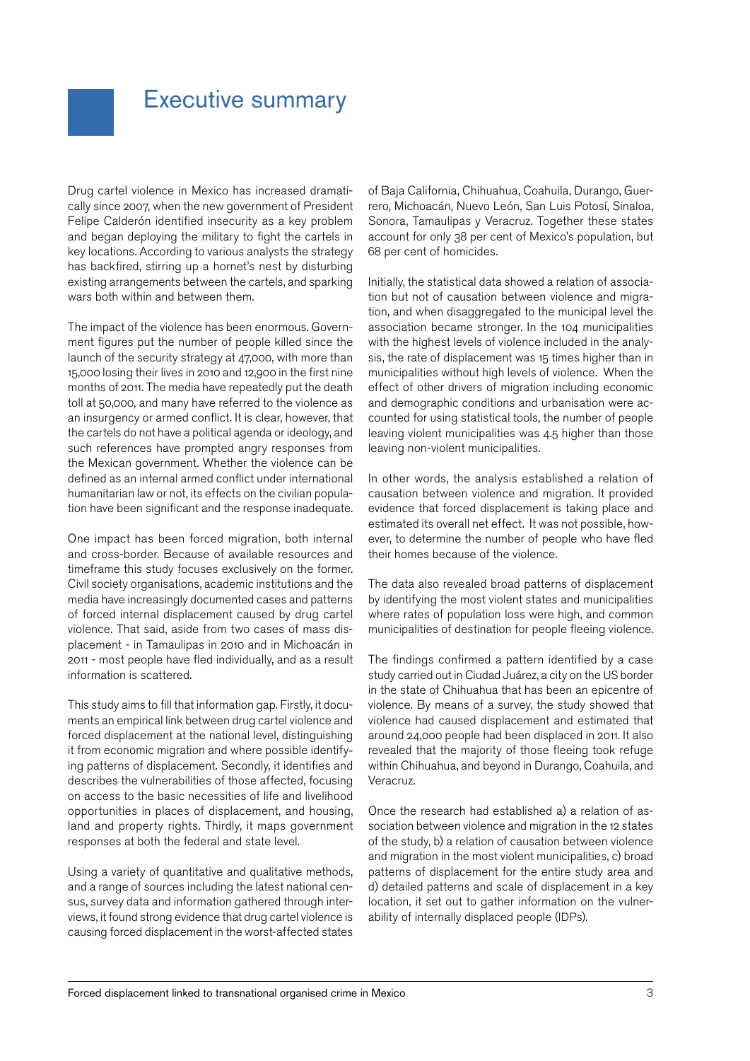# Executive summary

Drug cartel violence in Mexico has increased dramatically since 2007, when the new government of President Felipe Calderón identified insecurity as a key problem and began deploying the military to fight the cartels in key locations. According to various analysts the strategy has backfired, stirring up a hornet's nest by disturbing existing arrangements between the cartels, and sparking wars both within and between them.

The impact of the violence has been enormous. Government figures put the number of people killed since the launch of the security strategy at 47,000, with more than 15,000 losing their lives in 2010 and 12,900 in the first nine months of 2011. The media have repeatedly put the death toll at 50,000, and many have referred to the violence as an insurgency or armed conflict. It is clear, however, that the cartels do not have a political agenda or ideology, and such references have prompted angry responses from the Mexican government. Whether the violence can be defined as an internal armed conflict under international humanitarian law or not, its effects on the civilian population have been significant and the response inadequate.

One impact has been forced migration, both internal and cross-border. Because of available resources and timeframe this study focuses exclusively on the former. Civil society organisations, academic institutions and the media have increasingly documented cases and patterns of forced internal displacement caused by drug cartel violence. That said, aside from two cases of mass displacement - in Tamaulipas in 2010 and in Michoacán in 2011 - most people have fled individually, and as a result information is scattered.

This study aims to fill that information gap. Firstly, it documents an empirical link between drug cartel violence and forced displacement at the national level, distinguishing it from economic migration and where possible identifying patterns of displacement. Secondly, it identifies and describes the vulnerabilities of those affected, focusing on access to the basic necessities of life and livelihood opportunities in places of displacement, and housing, land and property rights. Thirdly, it maps government responses at both the federal and state level.

Using a variety of quantitative and qualitative methods, and a range of sources including the latest national census, survey data and information gathered through interviews, it found strong evidence that drug cartel violence is causing forced displacement in the worst-affected states of Baja California, Chihuahua, Coahuila, Durango, Guerrero, Michoacán, Nuevo León, San Luis Potosí, Sinaloa, Sonora, Tamaulipas y Veracruz. Together these states account for only 38 per cent of Mexico's population, but 68 per cent of homicides.

Initially, the statistical data showed a relation of association but not of causation between violence and migration, and when disaggregated to the municipal level the association became stronger. In the 104 municipalities with the highest levels of violence included in the analysis, the rate of displacement was 15 times higher than in municipalities without high levels of violence. When the effect of other drivers of migration including economic and demographic conditions and urbanisation were accounted for using statistical tools, the number of people leaving violent municipalities was 4.5 higher than those leaving non-violent municipalities.

In other words, the analysis established a relation of causation between violence and migration. It provided evidence that forced displacement is taking place and estimated its overall net effect. It was not possible, however, to determine the number of people who have fled their homes because of the violence.

The data also revealed broad patterns of displacement by identifying the most violent states and municipalities where rates of population loss were high, and common municipalities of destination for people fleeing violence.

The findings confirmed a pattern identified by a case study carried out in Ciudad Juárez, a city on the US border in the state of Chihuahua that has been an epicentre of violence. By means of a survey, the study showed that violence had caused displacement and estimated that around 24,000 people had been displaced in 2011. It also revealed that the majority of those fleeing took refuge within Chihuahua, and beyond in Durango, Coahuila, and Veracruz.

Once the research had established a) a relation of association between violence and migration in the 12 states of the study, b) a relation of causation between violence and migration in the most violent municipalities, c) broad patterns of displacement for the entire study area and d) detailed patterns and scale of displacement in a key location, it set out to gather information on the vulnerability of internally displaced people (IDPs).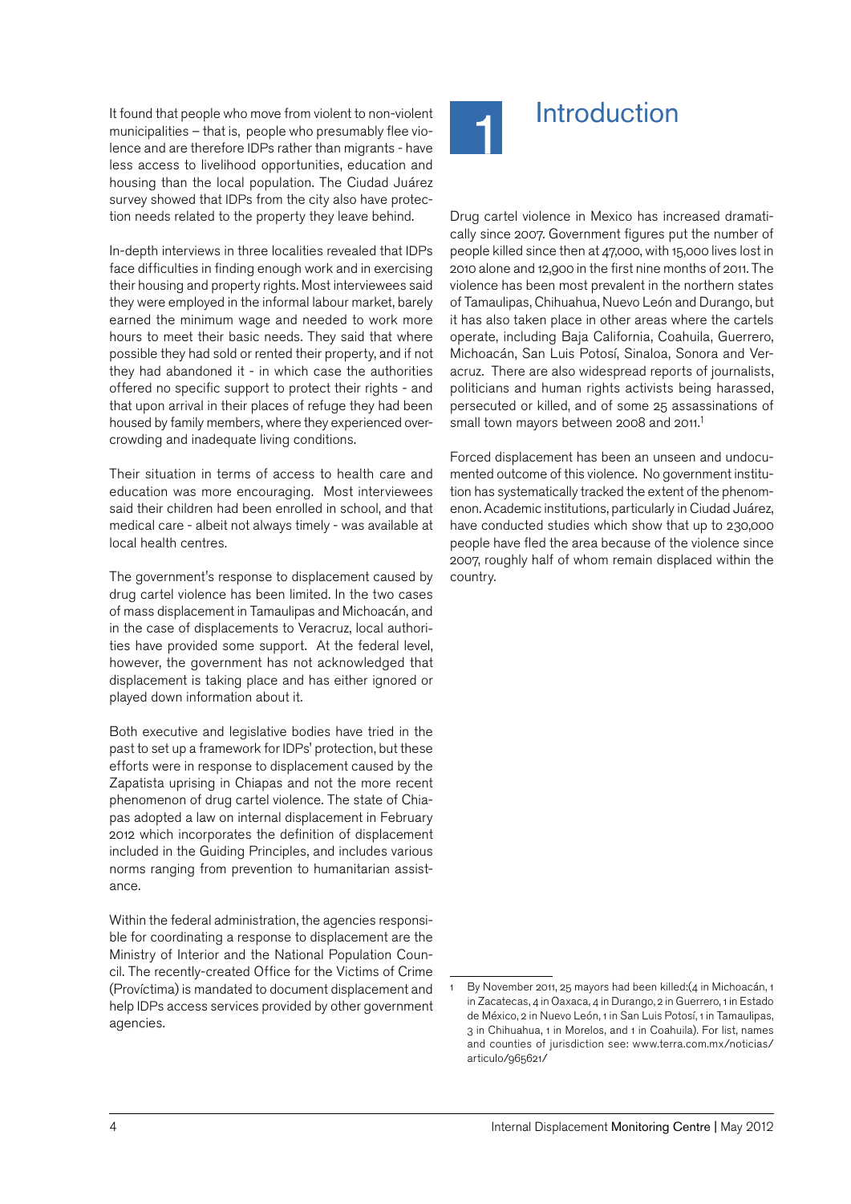It found that people who move from violent to non-violent municipalities – that is, people who presumably flee violence and are therefore IDPs rather than migrants - have less access to livelihood opportunities, education and housing than the local population. The Ciudad Juárez survey showed that IDPs from the city also have protection needs related to the property they leave behind.

In-depth interviews in three localities revealed that IDPs face difficulties in finding enough work and in exercising their housing and property rights. Most interviewees said they were employed in the informal labour market, barely earned the minimum wage and needed to work more hours to meet their basic needs. They said that where possible they had sold or rented their property, and if not they had abandoned it - in which case the authorities offered no specific support to protect their rights - and that upon arrival in their places of refuge they had been housed by family members, where they experienced overcrowding and inadequate living conditions.

Their situation in terms of access to health care and education was more encouraging. Most interviewees said their children had been enrolled in school, and that medical care - albeit not always timely - was available at local health centres.

The government's response to displacement caused by drug cartel violence has been limited. In the two cases of mass displacement in Tamaulipas and Michoacán, and in the case of displacements to Veracruz, local authorities have provided some support. At the federal level, however, the government has not acknowledged that displacement is taking place and has either ignored or played down information about it.

Both executive and legislative bodies have tried in the past to set up a framework for IDPs' protection, but these efforts were in response to displacement caused by the Zapatista uprising in Chiapas and not the more recent phenomenon of drug cartel violence. The state of Chiapas adopted a law on internal displacement in February 2012 which incorporates the definition of displacement included in the Guiding Principles, and includes various norms ranging from prevention to humanitarian assistance.

Within the federal administration, the agencies responsible for coordinating a response to displacement are the Ministry of Interior and the National Population Council. The recently-created Office for the Victims of Crime (Províctima) is mandated to document displacement and help IDPs access services provided by other government agencies.

# 1 Introduction

Drug cartel violence in Mexico has increased dramatically since 2007. Government figures put the number of people killed since then at 47,000, with 15,000 lives lost in 2010 alone and 12,900 in the first nine months of 2011. The violence has been most prevalent in the northern states of Tamaulipas, Chihuahua, Nuevo León and Durango, but it has also taken place in other areas where the cartels operate, including Baja California, Coahuila, Guerrero, Michoacán, San Luis Potosí, Sinaloa, Sonora and Veracruz. There are also widespread reports of journalists, politicians and human rights activists being harassed, persecuted or killed, and of some 25 assassinations of small town mayors between 2008 and 2011.[1]

Forced displacement has been an unseen and undocumented outcome of this violence. No government institution has systematically tracked the extent of the phenomenon. Academic institutions, particularly in Ciudad Juárez, have conducted studies which show that up to 230,000 people have fled the area because of the violence since 2007, roughly half of whom remain displaced within the country.

[1] By November 2011, 25 mayors had been killed:(4 in Michoacán, 1 in Zacatecas, 4 in Oaxaca, 4 in Durango, 2 in Guerrero, 1 in Estado de México, 2 in Nuevo León, 1 in San Luis Potosí, 1 in Tamaulipas, 3 in Chihuahua, 1 in Morelos, and 1 in Coahuila). For list, names and counties of jurisdiction see: www.terra.com.mx/noticias/articulo/965621/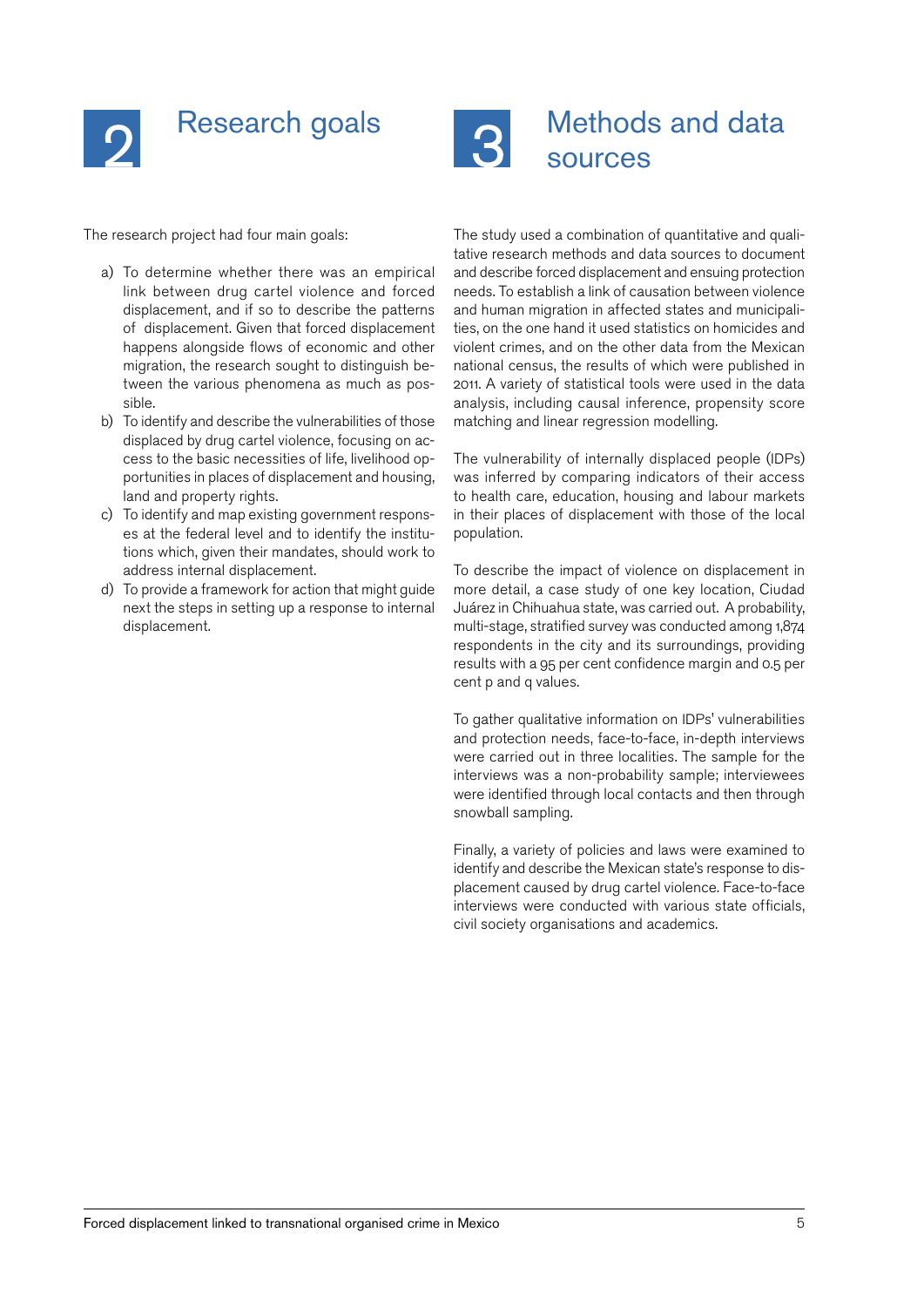# 2 Research goals

The research project had four main goals:

a) To determine whether there was an empirical link between drug cartel violence and forced displacement, and if so to describe the patterns of displacement. Given that forced displacement happens alongside flows of economic and other migration, the research sought to distinguish between the various phenomena as much as possible.
b) To identify and describe the vulnerabilities of those displaced by drug cartel violence, focusing on access to the basic necessities of life, livelihood opportunities in places of displacement and housing, land and property rights.
c) To identify and map existing government responses at the federal level and to identify the institutions which, given their mandates, should work to address internal displacement.
d) To provide a framework for action that might guide next the steps in setting up a response to internal displacement.

# 3 Methods and data sources

The study used a combination of quantitative and qualitative research methods and data sources to document and describe forced displacement and ensuing protection needs. To establish a link of causation between violence and human migration in affected states and municipalities, on the one hand it used statistics on homicides and violent crimes, and on the other data from the Mexican national census, the results of which were published in 2011. A variety of statistical tools were used in the data analysis, including causal inference, propensity score matching and linear regression modelling.

The vulnerability of internally displaced people (IDPs) was inferred by comparing indicators of their access to health care, education, housing and labour markets in their places of displacement with those of the local population.

To describe the impact of violence on displacement in more detail, a case study of one key location, Ciudad Juárez in Chihuahua state, was carried out. A probability, multi-stage, stratified survey was conducted among 1,874 respondents in the city and its surroundings, providing results with a 95 per cent confidence margin and 0.5 per cent p and q values.

To gather qualitative information on IDPs' vulnerabilities and protection needs, face-to-face, in-depth interviews were carried out in three localities. The sample for the interviews was a non-probability sample; interviewees were identified through local contacts and then through snowball sampling.

Finally, a variety of policies and laws were examined to identify and describe the Mexican state's response to displacement caused by drug cartel violence. Face-to-face interviews were conducted with various state officials, civil society organisations and academics.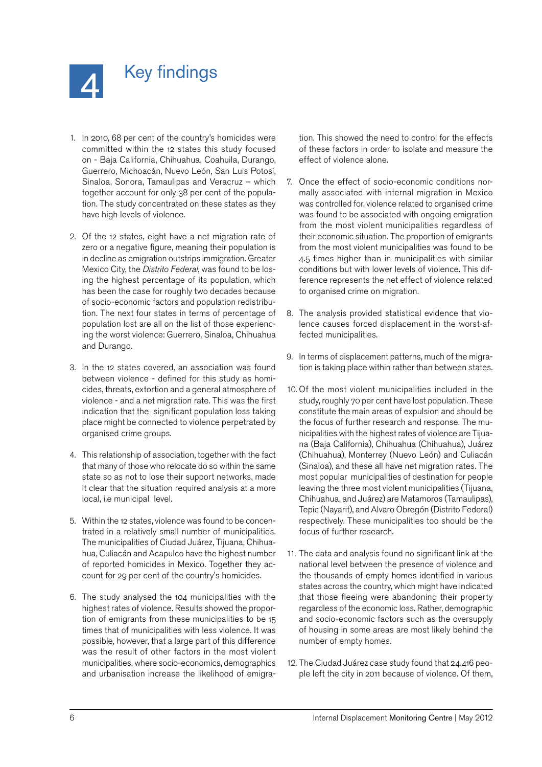# 4 Key findings

1. In 2010, 68 per cent of the country's homicides were committed within the 12 states this study focused on - Baja California, Chihuahua, Coahuila, Durango, Guerrero, Michoacán, Nuevo León, San Luis Potosí, Sinaloa, Sonora, Tamaulipas and Veracruz – which together account for only 38 per cent of the population. The study concentrated on these states as they have high levels of violence.

2. Of the 12 states, eight have a net migration rate of zero or a negative figure, meaning their population is in decline as emigration outstrips immigration. Greater Mexico City, the *Distrito Federal*, was found to be losing the highest percentage of its population, which has been the case for roughly two decades because of socio-economic factors and population redistribution. The next four states in terms of percentage of population lost are all on the list of those experiencing the worst violence: Guerrero, Sinaloa, Chihuahua and Durango.

3. In the 12 states covered, an association was found between violence - defined for this study as homicides, threats, extortion and a general atmosphere of violence - and a net migration rate. This was the first indication that the significant population loss taking place might be connected to violence perpetrated by organised crime groups.

4. This relationship of association, together with the fact that many of those who relocate do so within the same state so as not to lose their support networks, made it clear that the situation required analysis at a more local, i.e municipal level.

5. Within the 12 states, violence was found to be concentrated in a relatively small number of municipalities. The municipalities of Ciudad Juárez, Tijuana, Chihuahua, Culiacán and Acapulco have the highest number of reported homicides in Mexico. Together they account for 29 per cent of the country's homicides.

6. The study analysed the 104 municipalities with the highest rates of violence. Results showed the proportion of emigrants from these municipalities to be 15 times that of municipalities with less violence. It was possible, however, that a large part of this difference was the result of other factors in the most violent municipalities, where socio-economics, demographics and urbanisation increase the likelihood of emigration. This showed the need to control for the effects of these factors in order to isolate and measure the effect of violence alone.

7. Once the effect of socio-economic conditions normally associated with internal migration in Mexico was controlled for, violence related to organised crime was found to be associated with ongoing emigration from the most violent municipalities regardless of their economic situation. The proportion of emigrants from the most violent municipalities was found to be 4.5 times higher than in municipalities with similar conditions but with lower levels of violence. This difference represents the net effect of violence related to organised crime on migration.

8. The analysis provided statistical evidence that violence causes forced displacement in the worst-affected municipalities.

9. In terms of displacement patterns, much of the migration is taking place within rather than between states.

10. Of the most violent municipalities included in the study, roughly 70 per cent have lost population. These constitute the main areas of expulsion and should be the focus of further research and response. The municipalities with the highest rates of violence are Tijuana (Baja California), Chihuahua (Chihuahua), Juárez (Chihuahua), Monterrey (Nuevo León) and Culiacán (Sinaloa), and these all have net migration rates. The most popular municipalities of destination for people leaving the three most violent municipalities (Tijuana, Chihuahua, and Juárez) are Matamoros (Tamaulipas), Tepic (Nayarit), and Alvaro Obregón (Distrito Federal) respectively. These municipalities too should be the focus of further research.

11. The data and analysis found no significant link at the national level between the presence of violence and the thousands of empty homes identified in various states across the country, which might have indicated that those fleeing were abandoning their property regardless of the economic loss. Rather, demographic and socio-economic factors such as the oversupply of housing in some areas are most likely behind the number of empty homes.

12. The Ciudad Juárez case study found that 24,416 people left the city in 2011 because of violence. Of them,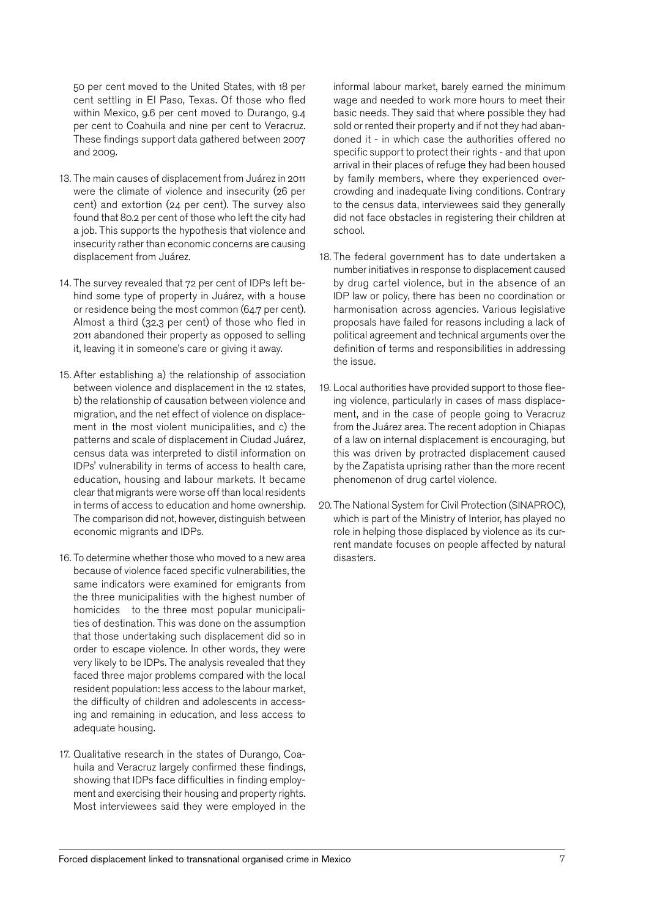50 per cent moved to the United States, with 18 per cent settling in El Paso, Texas. Of those who fled within Mexico, 9.6 per cent moved to Durango, 9.4 per cent to Coahuila and nine per cent to Veracruz. These findings support data gathered between 2007 and 2009.

13. The main causes of displacement from Juárez in 2011 were the climate of violence and insecurity (26 per cent) and extortion (24 per cent). The survey also found that 80.2 per cent of those who left the city had a job. This supports the hypothesis that violence and insecurity rather than economic concerns are causing displacement from Juárez.

14. The survey revealed that 72 per cent of IDPs left behind some type of property in Juárez, with a house or residence being the most common (64.7 per cent). Almost a third (32.3 per cent) of those who fled in 2011 abandoned their property as opposed to selling it, leaving it in someone's care or giving it away.

15. After establishing a) the relationship of association between violence and displacement in the 12 states, b) the relationship of causation between violence and migration, and the net effect of violence on displacement in the most violent municipalities, and c) the patterns and scale of displacement in Ciudad Juárez, census data was interpreted to distil information on IDPs' vulnerability in terms of access to health care, education, housing and labour markets. It became clear that migrants were worse off than local residents in terms of access to education and home ownership. The comparison did not, however, distinguish between economic migrants and IDPs.

16. To determine whether those who moved to a new area because of violence faced specific vulnerabilities, the same indicators were examined for emigrants from the three municipalities with the highest number of homicides to the three most popular municipalities of destination. This was done on the assumption that those undertaking such displacement did so in order to escape violence. In other words, they were very likely to be IDPs. The analysis revealed that they faced three major problems compared with the local resident population: less access to the labour market, the difficulty of children and adolescents in accessing and remaining in education, and less access to adequate housing.

17. Qualitative research in the states of Durango, Coahuila and Veracruz largely confirmed these findings, showing that IDPs face difficulties in finding employment and exercising their housing and property rights. Most interviewees said they were employed in the informal labour market, barely earned the minimum wage and needed to work more hours to meet their basic needs. They said that where possible they had sold or rented their property and if not they had abandoned it - in which case the authorities offered no specific support to protect their rights - and that upon arrival in their places of refuge they had been housed by family members, where they experienced overcrowding and inadequate living conditions. Contrary to the census data, interviewees said they generally did not face obstacles in registering their children at school.

18. The federal government has to date undertaken a number initiatives in response to displacement caused by drug cartel violence, but in the absence of an IDP law or policy, there has been no coordination or harmonisation across agencies. Various legislative proposals have failed for reasons including a lack of political agreement and technical arguments over the definition of terms and responsibilities in addressing the issue.

19. Local authorities have provided support to those fleeing violence, particularly in cases of mass displacement, and in the case of people going to Veracruz from the Juárez area. The recent adoption in Chiapas of a law on internal displacement is encouraging, but this was driven by protracted displacement caused by the Zapatista uprising rather than the more recent phenomenon of drug cartel violence.

20. The National System for Civil Protection (SINAPROC), which is part of the Ministry of Interior, has played no role in helping those displaced by violence as its current mandate focuses on people affected by natural disasters.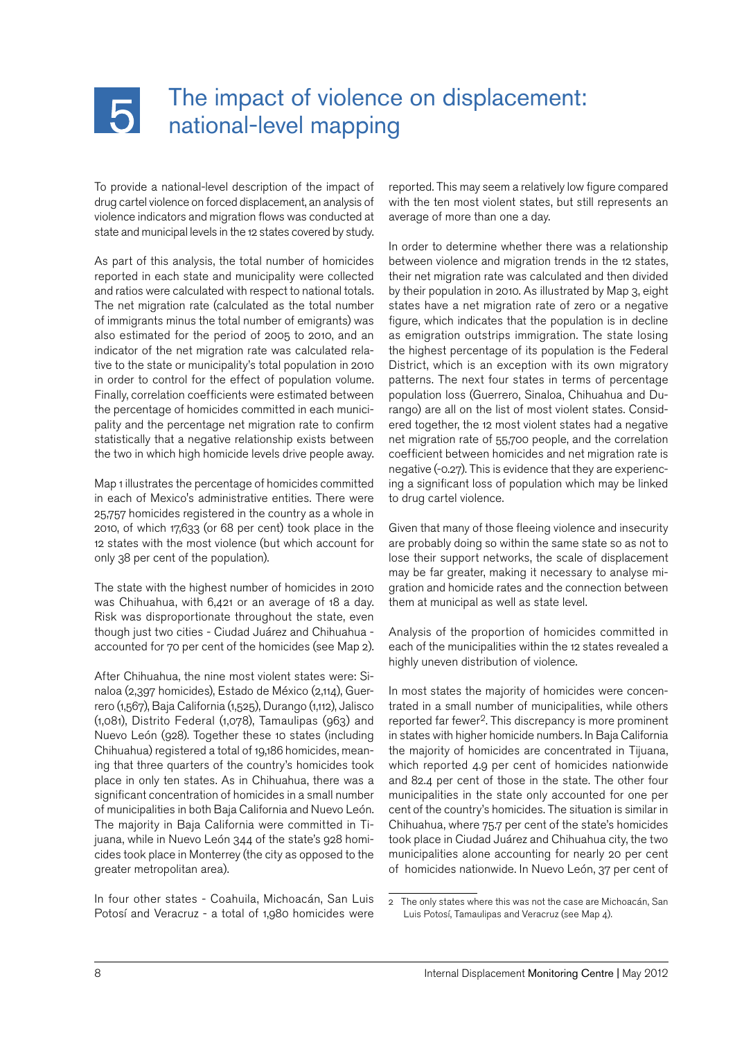# 5 The impact of violence on displacement: national-level mapping

To provide a national-level description of the impact of drug cartel violence on forced displacement, an analysis of violence indicators and migration flows was conducted at state and municipal levels in the 12 states covered by study.

As part of this analysis, the total number of homicides reported in each state and municipality were collected and ratios were calculated with respect to national totals. The net migration rate (calculated as the total number of immigrants minus the total number of emigrants) was also estimated for the period of 2005 to 2010, and an indicator of the net migration rate was calculated relative to the state or municipality's total population in 2010 in order to control for the effect of population volume. Finally, correlation coefficients were estimated between the percentage of homicides committed in each municipality and the percentage net migration rate to confirm statistically that a negative relationship exists between the two in which high homicide levels drive people away.

Map 1 illustrates the percentage of homicides committed in each of Mexico's administrative entities. There were 25,757 homicides registered in the country as a whole in 2010, of which 17,633 (or 68 per cent) took place in the 12 states with the most violence (but which account for only 38 per cent of the population).

The state with the highest number of homicides in 2010 was Chihuahua, with 6,421 or an average of 18 a day. Risk was disproportionate throughout the state, even though just two cities - Ciudad Juárez and Chihuahua - accounted for 70 per cent of the homicides (see Map 2).

After Chihuahua, the nine most violent states were: Sinaloa (2,397 homicides), Estado de México (2,114), Guerrero (1,567), Baja California (1,525), Durango (1,112), Jalisco (1,081), Distrito Federal (1,078), Tamaulipas (963) and Nuevo León (928). Together these 10 states (including Chihuahua) registered a total of 19,186 homicides, meaning that three quarters of the country's homicides took place in only ten states. As in Chihuahua, there was a significant concentration of homicides in a small number of municipalities in both Baja California and Nuevo León. The majority in Baja California were committed in Tijuana, while in Nuevo León 344 of the state's 928 homicides took place in Monterrey (the city as opposed to the greater metropolitan area).

In four other states - Coahuila, Michoacán, San Luis Potosí and Veracruz - a total of 1,980 homicides were reported. This may seem a relatively low figure compared with the ten most violent states, but still represents an average of more than one a day.

In order to determine whether there was a relationship between violence and migration trends in the 12 states, their net migration rate was calculated and then divided by their population in 2010. As illustrated by Map 3, eight states have a net migration rate of zero or a negative figure, which indicates that the population is in decline as emigration outstrips immigration. The state losing the highest percentage of its population is the Federal District, which is an exception with its own migratory patterns. The next four states in terms of percentage population loss (Guerrero, Sinaloa, Chihuahua and Durango) are all on the list of most violent states. Considered together, the 12 most violent states had a negative net migration rate of 55,700 people, and the correlation coefficient between homicides and net migration rate is negative (-0.27). This is evidence that they are experiencing a significant loss of population which may be linked to drug cartel violence.

Given that many of those fleeing violence and insecurity are probably doing so within the same state so as not to lose their support networks, the scale of displacement may be far greater, making it necessary to analyse migration and homicide rates and the connection between them at municipal as well as state level.

Analysis of the proportion of homicides committed in each of the municipalities within the 12 states revealed a highly uneven distribution of violence.

In most states the majority of homicides were concentrated in a small number of municipalities, while others reported far fewer[2]. This discrepancy is more prominent in states with higher homicide numbers. In Baja California the majority of homicides are concentrated in Tijuana, which reported 4.9 per cent of homicides nationwide and 82.4 per cent of those in the state. The other four municipalities in the state only accounted for one per cent of the country's homicides. The situation is similar in Chihuahua, where 75.7 per cent of the state's homicides took place in Ciudad Juárez and Chihuahua city, the two municipalities alone accounting for nearly 20 per cent of homicides nationwide. In Nuevo León, 37 per cent of

---

[2] The only states where this was not the case are Michoacán, San Luis Potosí, Tamaulipas and Veracruz (see Map 4).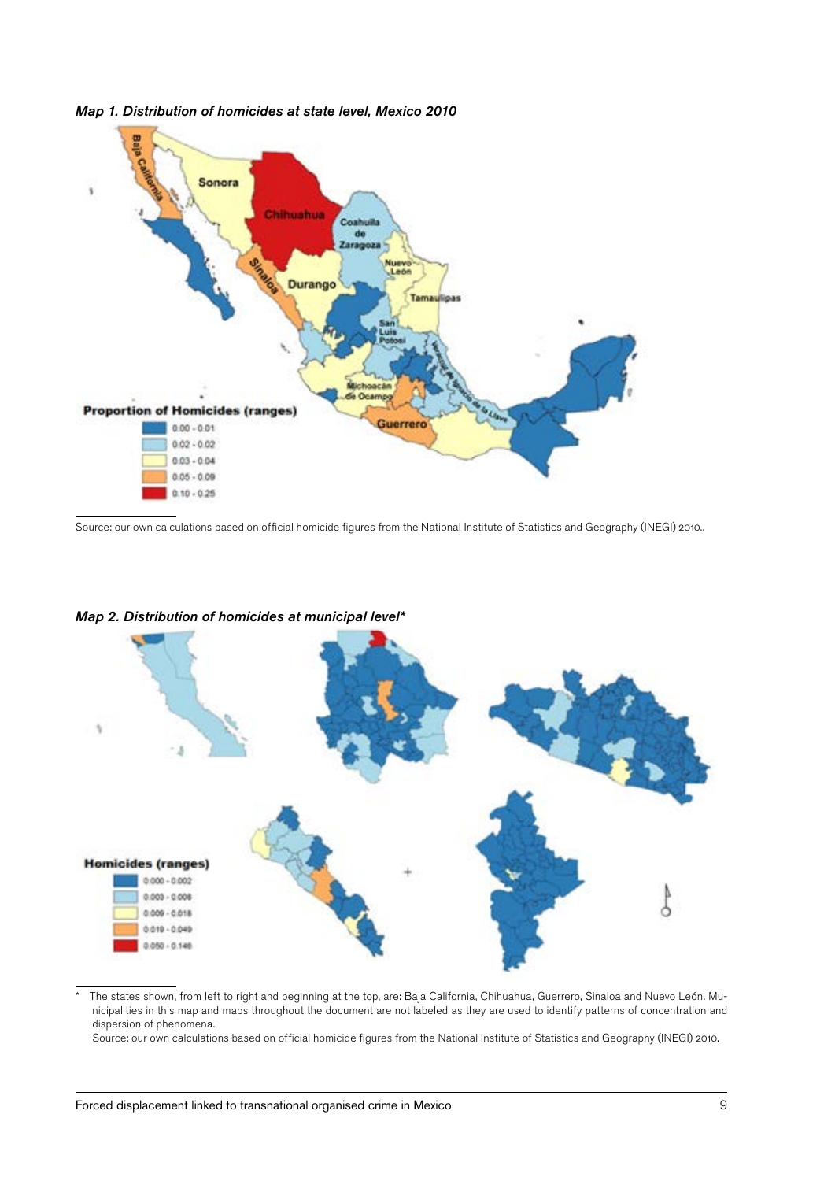*Map 1. Distribution of homicides at state level, Mexico 2010*

Source: our own calculations based on official homicide figures from the National Institute of Statistics and Geography (INEGI) 2010..

*Map 2. Distribution of homicides at municipal level**

\* The states shown, from left to right and beginning at the top, are: Baja California, Chihuahua, Guerrero, Sinaloa and Nuevo León. Municipalities in this map and maps throughout the document are not labeled as they are used to identify patterns of concentration and dispersion of phenomena.

Source: our own calculations based on official homicide figures from the National Institute of Statistics and Geography (INEGI) 2010.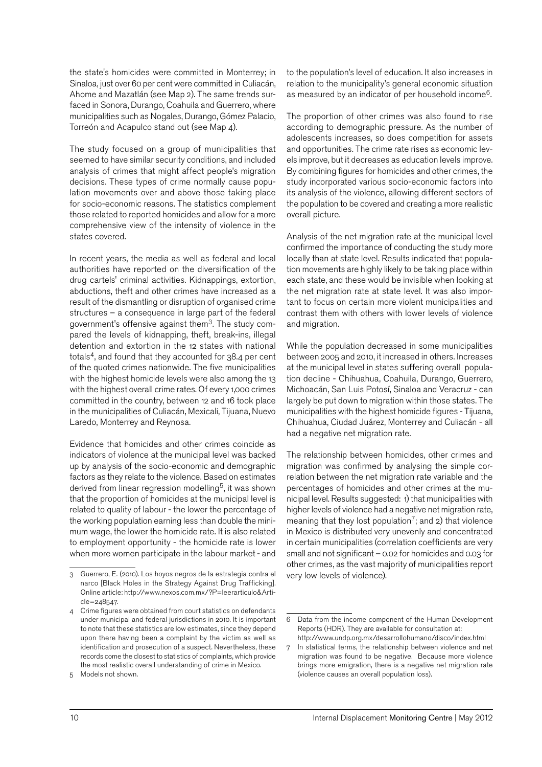the state's homicides were committed in Monterrey; in Sinaloa, just over 60 per cent were committed in Culiacán, Ahome and Mazatlán (see Map 2). The same trends surfaced in Sonora, Durango, Coahuila and Guerrero, where municipalities such as Nogales, Durango, Gómez Palacio, Torreón and Acapulco stand out (see Map 4).

The study focused on a group of municipalities that seemed to have similar security conditions, and included analysis of crimes that might affect people's migration decisions. These types of crime normally cause population movements over and above those taking place for socio-economic reasons. The statistics complement those related to reported homicides and allow for a more comprehensive view of the intensity of violence in the states covered.

In recent years, the media as well as federal and local authorities have reported on the diversification of the drug cartels' criminal activities. Kidnappings, extortion, abductions, theft and other crimes have increased as a result of the dismantling or disruption of organised crime structures – a consequence in large part of the federal government's offensive against them[3]. The study compared the levels of kidnapping, theft, break-ins, illegal detention and extortion in the 12 states with national totals[4], and found that they accounted for 38.4 per cent of the quoted crimes nationwide. The five municipalities with the highest homicide levels were also among the 13 with the highest overall crime rates. Of every 1,000 crimes committed in the country, between 12 and 16 took place in the municipalities of Culiacán, Mexicali, Tijuana, Nuevo Laredo, Monterrey and Reynosa.

Evidence that homicides and other crimes coincide as indicators of violence at the municipal level was backed up by analysis of the socio-economic and demographic factors as they relate to the violence. Based on estimates derived from linear regression modelling[5], it was shown that the proportion of homicides at the municipal level is related to quality of labour - the lower the percentage of the working population earning less than double the minimum wage, the lower the homicide rate. It is also related to employment opportunity - the homicide rate is lower when more women participate in the labour market - and to the population's level of education. It also increases in relation to the municipality's general economic situation as measured by an indicator of per household income[6].

The proportion of other crimes was also found to rise according to demographic pressure. As the number of adolescents increases, so does competition for assets and opportunities. The crime rate rises as economic levels improve, but it decreases as education levels improve. By combining figures for homicides and other crimes, the study incorporated various socio-economic factors into its analysis of the violence, allowing different sectors of the population to be covered and creating a more realistic overall picture.

Analysis of the net migration rate at the municipal level confirmed the importance of conducting the study more locally than at state level. Results indicated that population movements are highly likely to be taking place within each state, and these would be invisible when looking at the net migration rate at state level. It was also important to focus on certain more violent municipalities and contrast them with others with lower levels of violence and migration.

While the population decreased in some municipalities between 2005 and 2010, it increased in others. Increases at the municipal level in states suffering overall population decline - Chihuahua, Coahuila, Durango, Guerrero, Michoacán, San Luis Potosí, Sinaloa and Veracruz - can largely be put down to migration within those states. The municipalities with the highest homicide figures - Tijuana, Chihuahua, Ciudad Juárez, Monterrey and Culiacán - all had a negative net migration rate.

The relationship between homicides, other crimes and migration was confirmed by analysing the simple correlation between the net migration rate variable and the percentages of homicides and other crimes at the municipal level. Results suggested: 1) that municipalities with higher levels of violence had a negative net migration rate, meaning that they lost population[7]; and 2) that violence in Mexico is distributed very unevenly and concentrated in certain municipalities (correlation coefficients are very small and not significant – 0.02 for homicides and 0.03 for other crimes, as the vast majority of municipalities report very low levels of violence).

---

3 Guerrero, E. (2010). Los hoyos negros de la estrategia contra el narco [Black Holes in the Strategy Against Drug Trafficking]. Online article: http://www.nexos.com.mx/?P=leerarticulo&Article=248547.

4 Crime figures were obtained from court statistics on defendants under municipal and federal jurisdictions in 2010. It is important to note that these statistics are low estimates, since they depend upon there having been a complaint by the victim as well as identification and prosecution of a suspect. Nevertheless, these records come the closest to statistics of complaints, which provide the most realistic overall understanding of crime in Mexico.

5 Models not shown.

6 Data from the income component of the Human Development Reports (HDR). They are available for consultation at: http://www.undp.org.mx/desarrollohumano/disco/index.html

7 In statistical terms, the relationship between violence and net migration was found to be negative. Because more violence brings more emigration, there is a negative net migration rate (violence causes an overall population loss).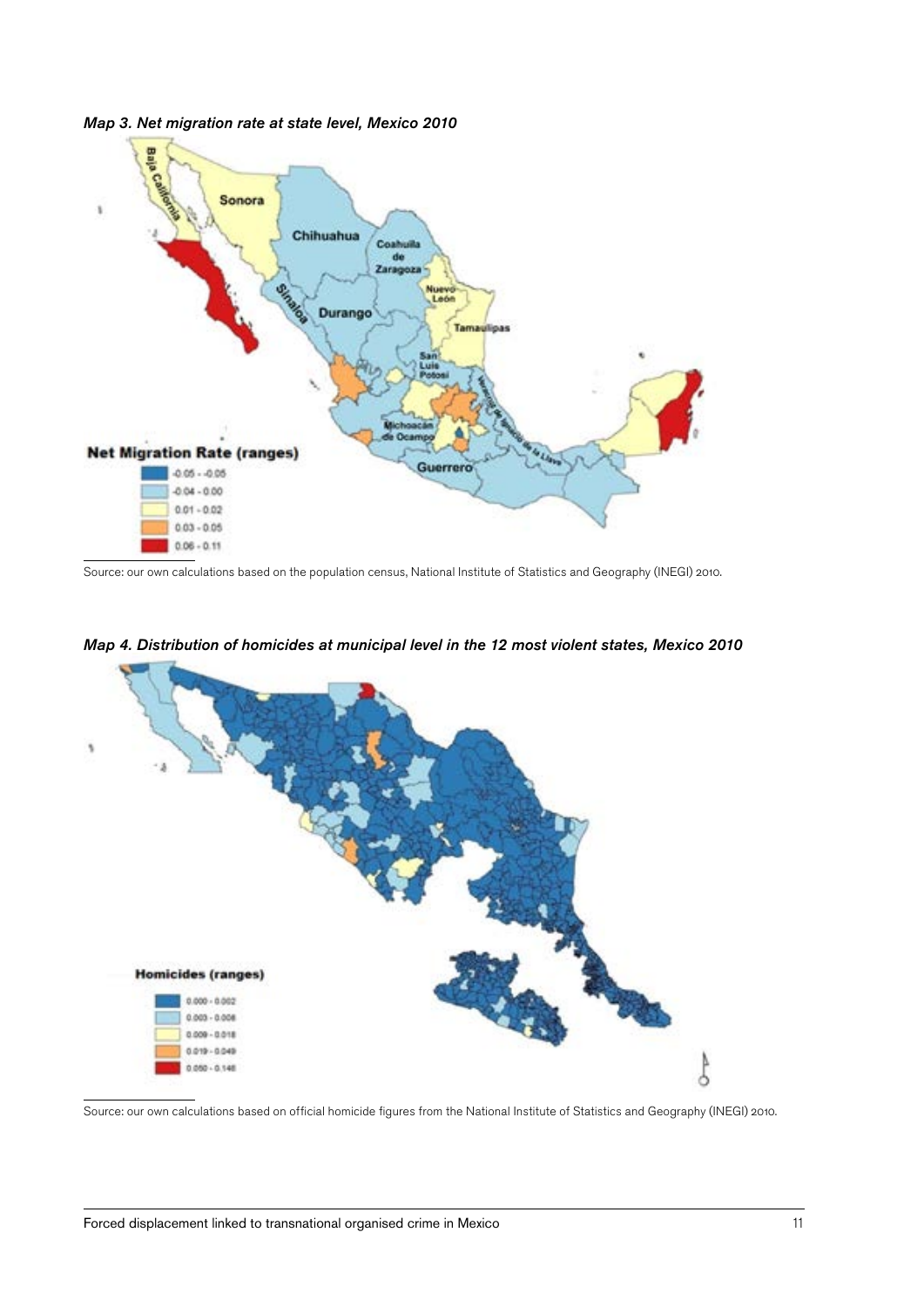*Map 3. Net migration rate at state level, Mexico 2010*

Source: our own calculations based on the population census, National Institute of Statistics and Geography (INEGI) 2010.

*Map 4. Distribution of homicides at municipal level in the 12 most violent states, Mexico 2010*

Source: our own calculations based on official homicide figures from the National Institute of Statistics and Geography (INEGI) 2010.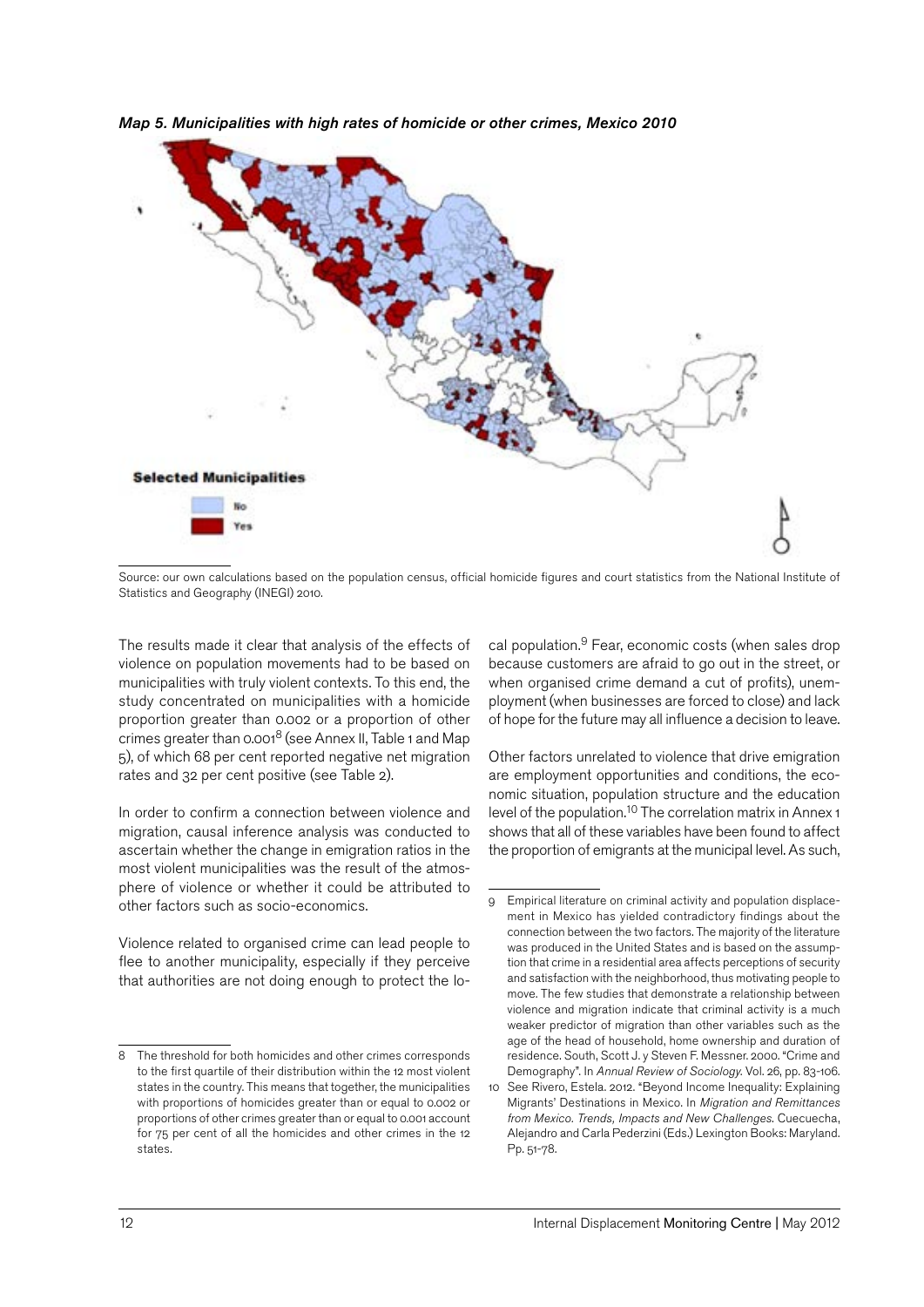*Map 5. Municipalities with high rates of homicide or other crimes, Mexico 2010*

Selected Municipalities

No

Yes

Source: our own calculations based on the population census, official homicide figures and court statistics from the National Institute of Statistics and Geography (INEGI) 2010.

The results made it clear that analysis of the effects of violence on population movements had to be based on municipalities with truly violent contexts. To this end, the study concentrated on municipalities with a homicide proportion greater than 0.002 or a proportion of other crimes greater than 0.001[8] (see Annex II, Table 1 and Map 5), of which 68 per cent reported negative net migration rates and 32 per cent positive (see Table 2).

In order to confirm a connection between violence and migration, causal inference analysis was conducted to ascertain whether the change in emigration ratios in the most violent municipalities was the result of the atmosphere of violence or whether it could be attributed to other factors such as socio-economics.

Violence related to organised crime can lead people to flee to another municipality, especially if they perceive that authorities are not doing enough to protect the local population.[9] Fear, economic costs (when sales drop because customers are afraid to go out in the street, or when organised crime demand a cut of profits), unemployment (when businesses are forced to close) and lack of hope for the future may all influence a decision to leave.

Other factors unrelated to violence that drive emigration are employment opportunities and conditions, the economic situation, population structure and the education level of the population.[10] The correlation matrix in Annex 1 shows that all of these variables have been found to affect the proportion of emigrants at the municipal level. As such,

8 The threshold for both homicides and other crimes corresponds to the first quartile of their distribution within the 12 most violent states in the country. This means that together, the municipalities with proportions of homicides greater than or equal to 0.002 or proportions of other crimes greater than or equal to 0.001 account for 75 per cent of all the homicides and other crimes in the 12 states.

9 Empirical literature on criminal activity and population displacement in Mexico has yielded contradictory findings about the connection between the two factors. The majority of the literature was produced in the United States and is based on the assumption that crime in a residential area affects perceptions of security and satisfaction with the neighborhood, thus motivating people to move. The few studies that demonstrate a relationship between violence and migration indicate that criminal activity is a much weaker predictor of migration than other variables such as the age of the head of household, home ownership and duration of residence. South, Scott J. y Steven F. Messner. 2000. "Crime and Demography". In *Annual Review of Sociology*. Vol. 26, pp. 83-106.

10 See Rivero, Estela. 2012. "Beyond Income Inequality: Explaining Migrants' Destinations in Mexico. In *Migration and Remittances from Mexico. Trends, Impacts and New Challenges.* Cuecuecha, Alejandro and Carla Pederzini (Eds.) Lexington Books: Maryland. Pp. 51-78.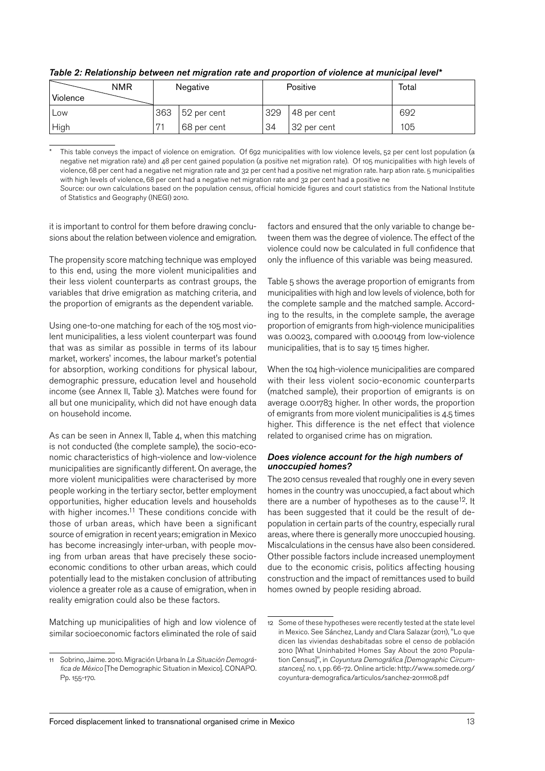*Table 2: Relationship between net migration rate and proportion of violence at municipal level**

| NMR / Violence | Negative | | Positive | | Total |
|---|---|---|---|---|---|
| Low | 363 | 52 per cent | 329 | 48 per cent | 692 |
| High | 71 | 68 per cent | 34 | 32 per cent | 105 |

\* This table conveys the impact of violence on emigration. Of 692 municipalities with low violence levels, 52 per cent lost population (a negative net migration rate) and 48 per cent gained population (a positive net migration rate). Of 105 municipalities with high levels of violence, 68 per cent had a negative net migration rate and 32 per cent had a positive net migration rate. harp ation rate. 5 municipalities with high levels of violence, 68 per cent had a negative net migration rate and 32 per cent had a positive ne

Source: our own calculations based on the population census, official homicide figures and court statistics from the National Institute of Statistics and Geography (INEGI) 2010.

it is important to control for them before drawing conclusions about the relation between violence and emigration.

The propensity score matching technique was employed to this end, using the more violent municipalities and their less violent counterparts as contrast groups, the variables that drive emigration as matching criteria, and the proportion of emigrants as the dependent variable.

Using one-to-one matching for each of the 105 most violent municipalities, a less violent counterpart was found that was as similar as possible in terms of its labour market, workers' incomes, the labour market's potential for absorption, working conditions for physical labour, demographic pressure, education level and household income (see Annex II, Table 3). Matches were found for all but one municipality, which did not have enough data on household income.

As can be seen in Annex II, Table 4, when this matching is not conducted (the complete sample), the socio-economic characteristics of high-violence and low-violence municipalities are significantly different. On average, the more violent municipalities were characterised by more people working in the tertiary sector, better employment opportunities, higher education levels and households with higher incomes.[11] These conditions concide with those of urban areas, which have been a significant source of emigration in recent years; emigration in Mexico has become increasingly inter-urban, with people moving from urban areas that have precisely these socio-economic conditions to other urban areas, which could potentially lead to the mistaken conclusion of attributing violence a greater role as a cause of emigration, when in reality emigration could also be these factors.

Matching up municipalities of high and low violence of similar socioeconomic factors eliminated the role of said factors and ensured that the only variable to change between them was the degree of violence. The effect of the violence could now be calculated in full confidence that only the influence of this variable was being measured.

Table 5 shows the average proportion of emigrants from municipalities with high and low levels of violence, both for the complete sample and the matched sample. According to the results, in the complete sample, the average proportion of emigrants from high-violence municipalities was 0.0023, compared with 0.000149 from low-violence municipalities, that is to say 15 times higher.

When the 104 high-violence municipalities are compared with their less violent socio-economic counterparts (matched sample), their proportion of emigrants is on average 0.001783 higher. In other words, the proportion of emigrants from more violent municipalities is 4.5 times higher. This difference is the net effect that violence related to organised crime has on migration.

#### *Does violence account for the high numbers of unoccupied homes?*

The 2010 census revealed that roughly one in every seven homes in the country was unoccupied, a fact about which there are a number of hypotheses as to the cause[12]. It has been suggested that it could be the result of depopulation in certain parts of the country, especially rural areas, where there is generally more unoccupied housing. Miscalculations in the census have also been considered. Other possible factors include increased unemployment due to the economic crisis, politics affecting housing construction and the impact of remittances used to build homes owned by people residing abroad.

---

11 Sobrino, Jaime. 2010. Migración Urbana In *La Situación Demográfica de México* [The Demographic Situation in Mexico]. CONAPO. Pp. 155-170.

12 Some of these hypotheses were recently tested at the state level in Mexico. See Sánchez, Landy and Clara Salazar (2011), "Lo que dicen las viviendas deshabitadas sobre el censo de población 2010 [What Uninhabited Homes Say About the 2010 Population Census]", in *Coyuntura Demográfica [Demographic Circumstances],* no. 1, pp. 66-72. Online article: http://www.somede.org/coyuntura-demografica/articulos/sanchez-20111108.pdf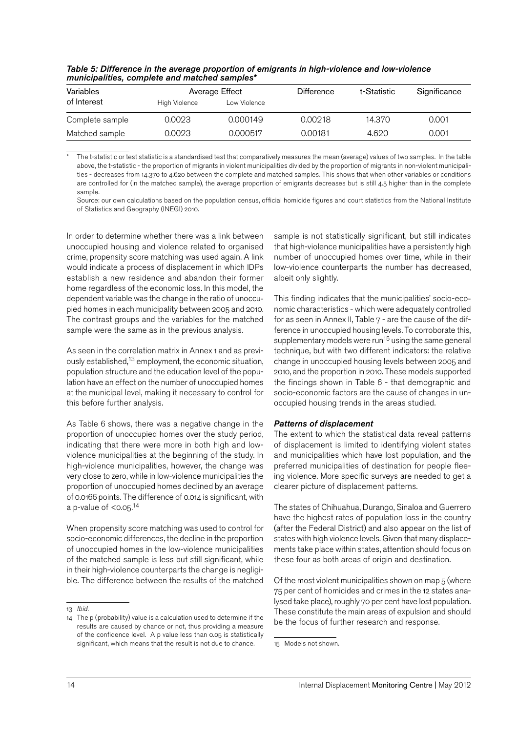*Table 5: Difference in the average proportion of emigrants in high-violence and low-violence municipalities, complete and matched samples**

| Variables of Interest | Average Effect | | Difference | t-Statistic | Significance |
|---|---|---|---|---|---|
| | High Violence | Low Violence | | | |
| Complete sample | 0.0023 | 0.000149 | 0.00218 | 14.370 | 0.001 |
| Matched sample | 0.0023 | 0.000517 | 0.00181 | 4.620 | 0.001 |

\* The t-statistic or test statistic is a standardised test that comparatively measures the mean (average) values of two samples. In the table above, the t-statistic - the proportion of migrants in violent municipalities divided by the proportion of migrants in non-violent municipalities - decreases from 14.370 to 4.620 between the complete and matched samples. This shows that when other variables or conditions are controlled for (in the matched sample), the average proportion of emigrants decreases but is still 4.5 higher than in the complete sample.

Source: our own calculations based on the population census, official homicide figures and court statistics from the National Institute of Statistics and Geography (INEGI) 2010.

In order to determine whether there was a link between unoccupied housing and violence related to organised crime, propensity score matching was used again. A link would indicate a process of displacement in which IDPs establish a new residence and abandon their former home regardless of the economic loss. In this model, the dependent variable was the change in the ratio of unoccupied homes in each municipality between 2005 and 2010. The contrast groups and the variables for the matched sample were the same as in the previous analysis.

As seen in the correlation matrix in Annex 1 and as previously established,[13] employment, the economic situation, population structure and the education level of the population have an effect on the number of unoccupied homes at the municipal level, making it necessary to control for this before further analysis.

As Table 6 shows, there was a negative change in the proportion of unoccupied homes over the study period, indicating that there were more in both high and low-violence municipalities at the beginning of the study. In high-violence municipalities, however, the change was very close to zero, while in low-violence municipalities the proportion of unoccupied homes declined by an average of 0.0166 points. The difference of 0.014 is significant, with a p-value of <0.05.[14]

When propensity score matching was used to control for socio-economic differences, the decline in the proportion of unoccupied homes in the low-violence municipalities of the matched sample is less but still significant, while in their high-violence counterparts the change is negligible. The difference between the results of the matched sample is not statistically significant, but still indicates that high-violence municipalities have a persistently high number of unoccupied homes over time, while in their low-violence counterparts the number has decreased, albeit only slightly.

This finding indicates that the municipalities' socio-economic characteristics - which were adequately controlled for as seen in Annex II, Table 7 - are the cause of the difference in unoccupied housing levels. To corroborate this, supplementary models were run[15] using the same general technique, but with two different indicators: the relative change in unoccupied housing levels between 2005 and 2010, and the proportion in 2010. These models supported the findings shown in Table 6 - that demographic and socio-economic factors are the cause of changes in unoccupied housing trends in the areas studied.

### *Patterns of displacement*

The extent to which the statistical data reveal patterns of displacement is limited to identifying violent states and municipalities which have lost population, and the preferred municipalities of destination for people fleeing violence. More specific surveys are needed to get a clearer picture of displacement patterns.

The states of Chihuahua, Durango, Sinaloa and Guerrero have the highest rates of population loss in the country (after the Federal District) and also appear on the list of states with high violence levels. Given that many displacements take place within states, attention should focus on these four as both areas of origin and destination.

Of the most violent municipalities shown on map 5 (where 75 per cent of homicides and crimes in the 12 states analysed take place), roughly 70 per cent have lost population. These constitute the main areas of expulsion and should be the focus of further research and response.

13 *Ibid.*

14 The p (probability) value is a calculation used to determine if the results are caused by chance or not, thus providing a measure of the confidence level. A p value less than 0.05 is statistically significant, which means that the result is not due to chance.

15 Models not shown.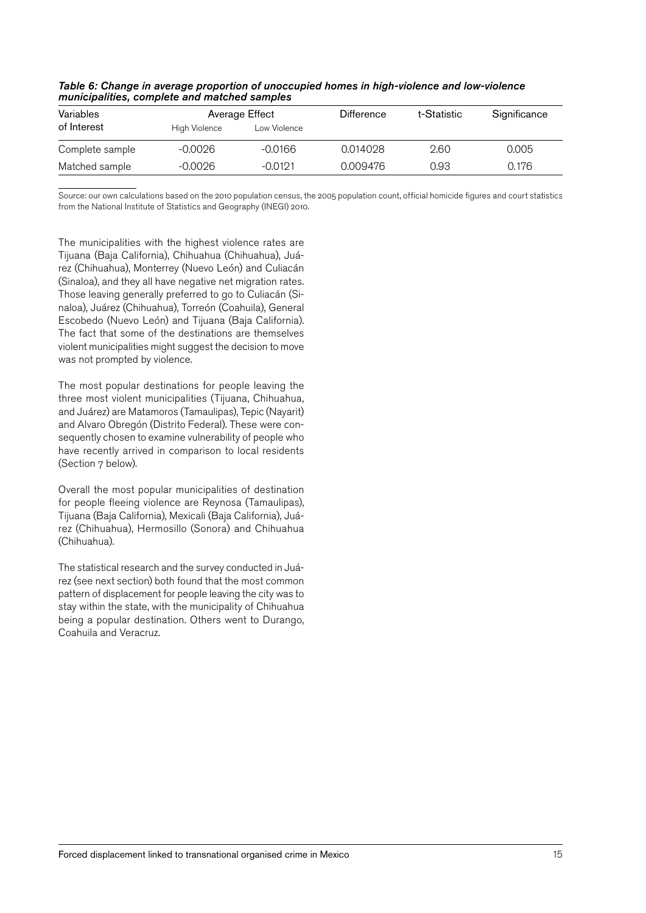*Table 6: Change in average proportion of unoccupied homes in high-violence and low-violence municipalities, complete and matched samples*

| Variables of Interest | Average Effect | | Difference | t-Statistic | Significance |
|---|---|---|---|---|---|
| | High Violence | Low Violence | | | |
| Complete sample | -0.0026 | -0.0166 | 0.014028 | 2.60 | 0.005 |
| Matched sample | -0.0026 | -0.0121 | 0.009476 | 0.93 | 0.176 |

Source: our own calculations based on the 2010 population census, the 2005 population count, official homicide figures and court statistics from the National Institute of Statistics and Geography (INEGI) 2010.

The municipalities with the highest violence rates are Tijuana (Baja California), Chihuahua (Chihuahua), Juárez (Chihuahua), Monterrey (Nuevo León) and Culiacán (Sinaloa), and they all have negative net migration rates. Those leaving generally preferred to go to Culiacán (Sinaloa), Juárez (Chihuahua), Torreón (Coahuila), General Escobedo (Nuevo León) and Tijuana (Baja California). The fact that some of the destinations are themselves violent municipalities might suggest the decision to move was not prompted by violence.

The most popular destinations for people leaving the three most violent municipalities (Tijuana, Chihuahua, and Juárez) are Matamoros (Tamaulipas), Tepic (Nayarit) and Alvaro Obregón (Distrito Federal). These were consequently chosen to examine vulnerability of people who have recently arrived in comparison to local residents (Section 7 below).

Overall the most popular municipalities of destination for people fleeing violence are Reynosa (Tamaulipas), Tijuana (Baja California), Mexicali (Baja California), Juárez (Chihuahua), Hermosillo (Sonora) and Chihuahua (Chihuahua).

The statistical research and the survey conducted in Juárez (see next section) both found that the most common pattern of displacement for people leaving the city was to stay within the state, with the municipality of Chihuahua being a popular destination. Others went to Durango, Coahuila and Veracruz.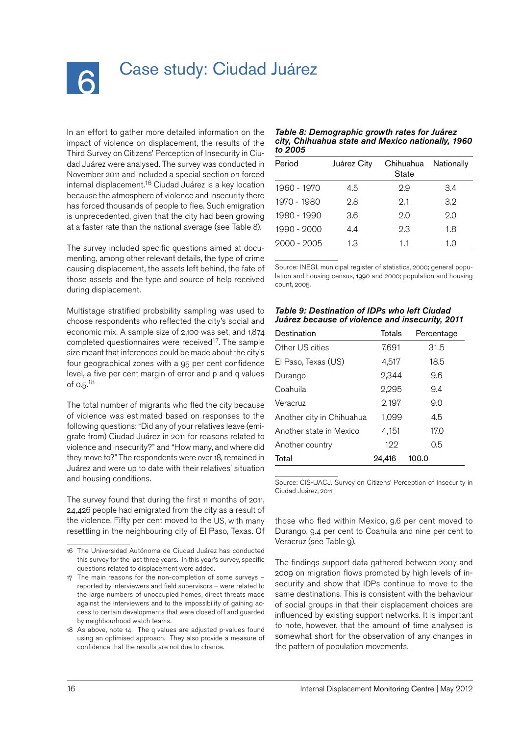# 6 Case study: Ciudad Juárez

In an effort to gather more detailed information on the impact of violence on displacement, the results of the Third Survey on Citizens' Perception of Insecurity in Ciudad Juárez were analysed. The survey was conducted in November 2011 and included a special section on forced internal displacement.[16] Ciudad Juárez is a key location because the atmosphere of violence and insecurity there has forced thousands of people to flee. Such emigration is unprecedented, given that the city had been growing at a faster rate than the national average (see Table 8).

The survey included specific questions aimed at documenting, among other relevant details, the type of crime causing displacement, the assets left behind, the fate of those assets and the type and source of help received during displacement.

Multistage stratified probability sampling was used to choose respondents who reflected the city's social and economic mix. A sample size of 2,100 was set, and 1,874 completed questionnaires were received[17]. The sample size meant that inferences could be made about the city's four geographical zones with a 95 per cent confidence level, a five per cent margin of error and p and q values of 0.5.[18]

The total number of migrants who fled the city because of violence was estimated based on responses to the following questions: "Did any of your relatives leave (emigrate from) Ciudad Juárez in 2011 for reasons related to violence and insecurity?" and "How many, and where did they move to?" The respondents were over 18, remained in Juárez and were up to date with their relatives' situation and housing conditions.

The survey found that during the first 11 months of 2011, 24,426 people had emigrated from the city as a result of the violence. Fifty per cent moved to the US, with many resettling in the neighbouring city of El Paso, Texas. Of those who fled within Mexico, 9.6 per cent moved to Durango, 9.4 per cent to Coahuila and nine per cent to Veracruz (see Table 9).

The findings support data gathered between 2007 and 2009 on migration flows prompted by high levels of insecurity and show that IDPs continue to move to the same destinations. This is consistent with the behaviour of social groups in that their displacement choices are influenced by existing support networks. It is important to note, however, that the amount of time analysed is somewhat short for the observation of any changes in the pattern of population movements.

***Table 8: Demographic growth rates for Juárez city, Chihuahua state and Mexico nationally, 1960 to 2005***

| Period | Juárez City | Chihuahua State | Nationally |
|---|---|---|---|
| 1960 - 1970 | 4.5 | 2.9 | 3.4 |
| 1970 - 1980 | 2.8 | 2.1 | 3.2 |
| 1980 - 1990 | 3.6 | 2.0 | 2.0 |
| 1990 - 2000 | 4.4 | 2.3 | 1.8 |
| 2000 - 2005 | 1.3 | 1.1 | 1.0 |

Source: INEGI, municipal register of statistics, 2000; general population and housing census, 1990 and 2000; population and housing count, 2005.

***Table 9: Destination of IDPs who left Ciudad Juárez because of violence and insecurity, 2011***

| Destination | Totals | Percentage |
|---|---|---|
| Other US cities | 7,691 | 31.5 |
| El Paso, Texas (US) | 4,517 | 18.5 |
| Durango | 2,344 | 9.6 |
| Coahuila | 2,295 | 9.4 |
| Veracruz | 2,197 | 9.0 |
| Another city in Chihuahua | 1,099 | 4.5 |
| Another state in Mexico | 4,151 | 17.0 |
| Another country | 122 | 0.5 |
| Total | 24,416 | 100.0 |

Source: CIS-UACJ. Survey on Citizens' Perception of Insecurity in Ciudad Juárez, 2011

---

16 The Universidad Autónoma de Ciudad Juárez has conducted this survey for the last three years. In this year's survey, specific questions related to displacement were added.

17 The main reasons for the non-completion of some surveys – reported by interviewers and field supervisors – were related to the large numbers of unoccupied homes, direct threats made against the interviewers and to the impossibility of gaining access to certain developments that were closed off and guarded by neighbourhood watch teams.

18 As above, note 14. The q values are adjusted p-values found using an optimised approach. They also provide a measure of confidence that the results are not due to chance.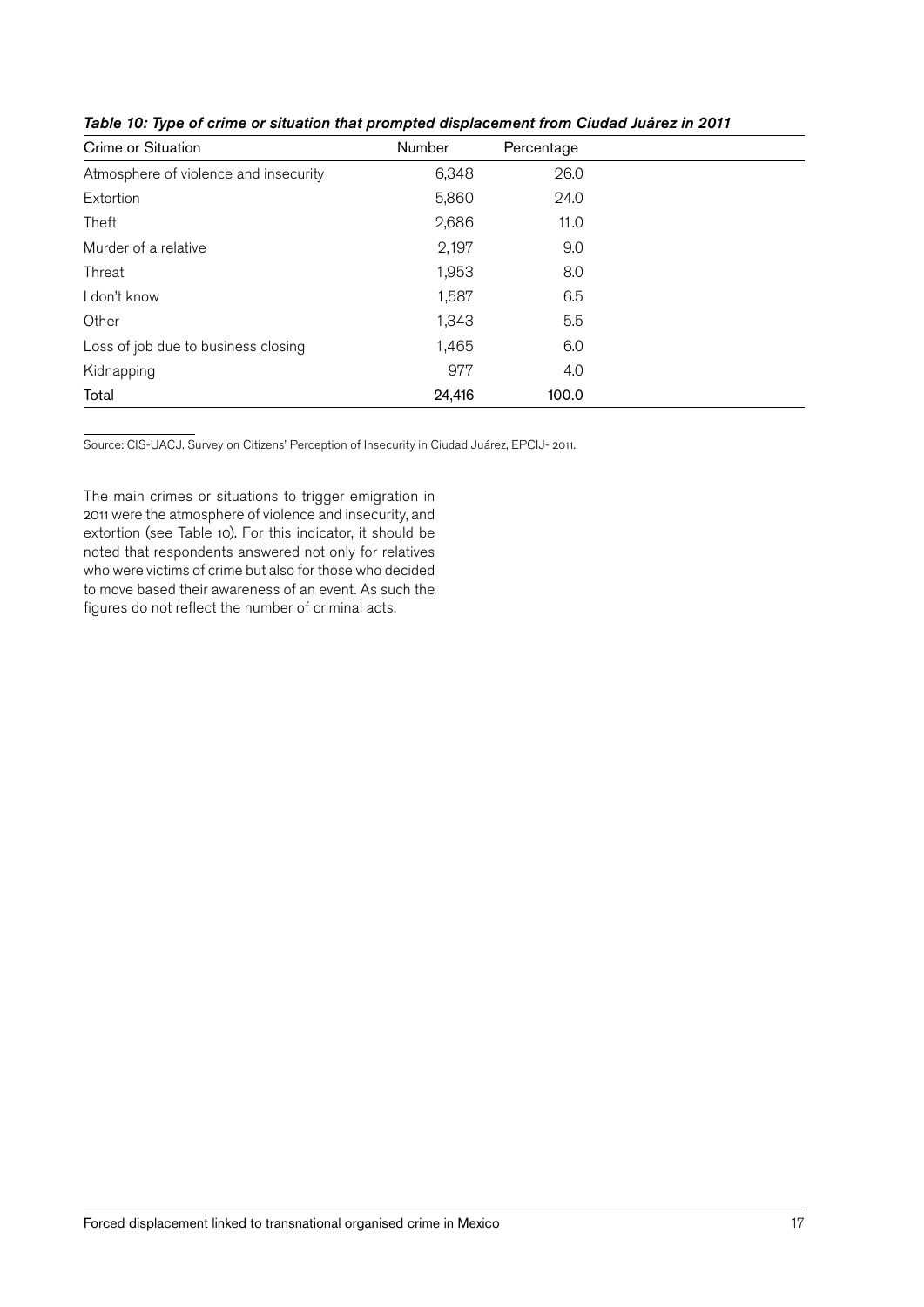*Table 10: Type of crime or situation that prompted displacement from Ciudad Juárez in 2011*

| Crime or Situation | Number | Percentage |
|---|---|---|
| Atmosphere of violence and insecurity | 6,348 | 26.0 |
| Extortion | 5,860 | 24.0 |
| Theft | 2,686 | 11.0 |
| Murder of a relative | 2,197 | 9.0 |
| Threat | 1,953 | 8.0 |
| I don't know | 1,587 | 6.5 |
| Other | 1,343 | 5.5 |
| Loss of job due to business closing | 1,465 | 6.0 |
| Kidnapping | 977 | 4.0 |
| Total | 24,416 | 100.0 |

Source: CIS-UACJ. Survey on Citizens' Perception of Insecurity in Ciudad Juárez, EPCIJ- 2011.

The main crimes or situations to trigger emigration in 2011 were the atmosphere of violence and insecurity, and extortion (see Table 10). For this indicator, it should be noted that respondents answered not only for relatives who were victims of crime but also for those who decided to move based their awareness of an event. As such the figures do not reflect the number of criminal acts.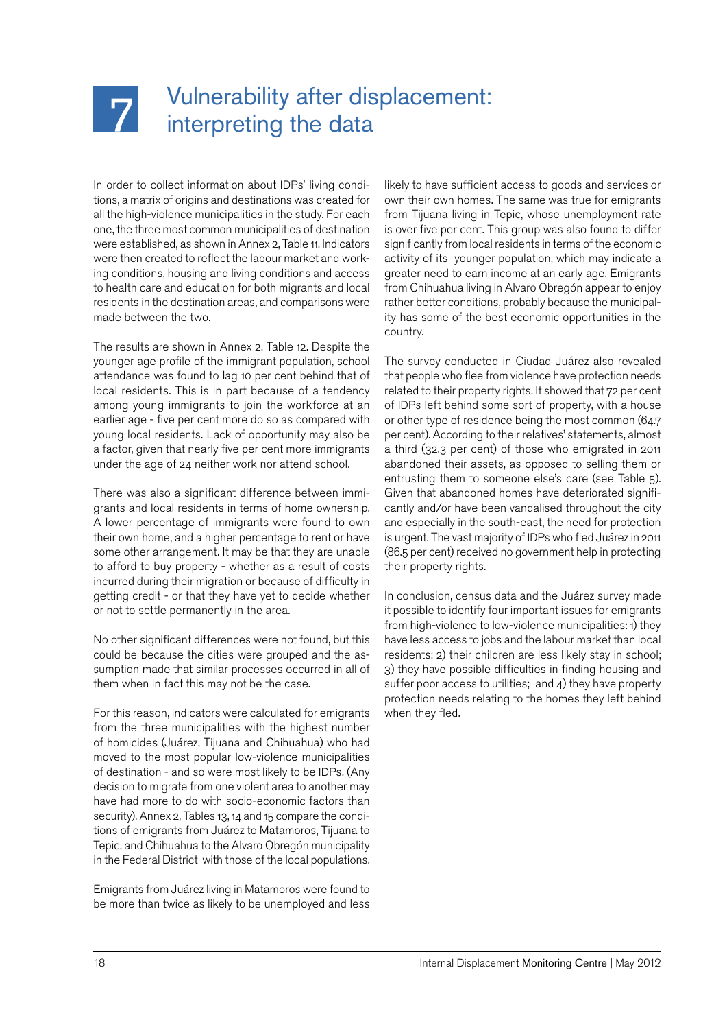# 7 Vulnerability after displacement: interpreting the data

In order to collect information about IDPs' living conditions, a matrix of origins and destinations was created for all the high-violence municipalities in the study. For each one, the three most common municipalities of destination were established, as shown in Annex 2, Table 11. Indicators were then created to reflect the labour market and working conditions, housing and living conditions and access to health care and education for both migrants and local residents in the destination areas, and comparisons were made between the two.

The results are shown in Annex 2, Table 12. Despite the younger age profile of the immigrant population, school attendance was found to lag 10 per cent behind that of local residents. This is in part because of a tendency among young immigrants to join the workforce at an earlier age - five per cent more do so as compared with young local residents. Lack of opportunity may also be a factor, given that nearly five per cent more immigrants under the age of 24 neither work nor attend school.

There was also a significant difference between immigrants and local residents in terms of home ownership. A lower percentage of immigrants were found to own their own home, and a higher percentage to rent or have some other arrangement. It may be that they are unable to afford to buy property - whether as a result of costs incurred during their migration or because of difficulty in getting credit - or that they have yet to decide whether or not to settle permanently in the area.

No other significant differences were not found, but this could be because the cities were grouped and the assumption made that similar processes occurred in all of them when in fact this may not be the case.

For this reason, indicators were calculated for emigrants from the three municipalities with the highest number of homicides (Juárez, Tijuana and Chihuahua) who had moved to the most popular low-violence municipalities of destination - and so were most likely to be IDPs. (Any decision to migrate from one violent area to another may have had more to do with socio-economic factors than security). Annex 2, Tables 13, 14 and 15 compare the conditions of emigrants from Juárez to Matamoros, Tijuana to Tepic, and Chihuahua to the Alvaro Obregón municipality in the Federal District with those of the local populations.

Emigrants from Juárez living in Matamoros were found to be more than twice as likely to be unemployed and less likely to have sufficient access to goods and services or own their own homes. The same was true for emigrants from Tijuana living in Tepic, whose unemployment rate is over five per cent. This group was also found to differ significantly from local residents in terms of the economic activity of its younger population, which may indicate a greater need to earn income at an early age. Emigrants from Chihuahua living in Alvaro Obregón appear to enjoy rather better conditions, probably because the municipality has some of the best economic opportunities in the country.

The survey conducted in Ciudad Juárez also revealed that people who flee from violence have protection needs related to their property rights. It showed that 72 per cent of IDPs left behind some sort of property, with a house or other type of residence being the most common (64.7 per cent). According to their relatives' statements, almost a third (32.3 per cent) of those who emigrated in 2011 abandoned their assets, as opposed to selling them or entrusting them to someone else's care (see Table 5). Given that abandoned homes have deteriorated significantly and/or have been vandalised throughout the city and especially in the south-east, the need for protection is urgent. The vast majority of IDPs who fled Juárez in 2011 (86.5 per cent) received no government help in protecting their property rights.

In conclusion, census data and the Juárez survey made it possible to identify four important issues for emigrants from high-violence to low-violence municipalities: 1) they have less access to jobs and the labour market than local residents; 2) their children are less likely stay in school; 3) they have possible difficulties in finding housing and suffer poor access to utilities; and 4) they have property protection needs relating to the homes they left behind when they fled.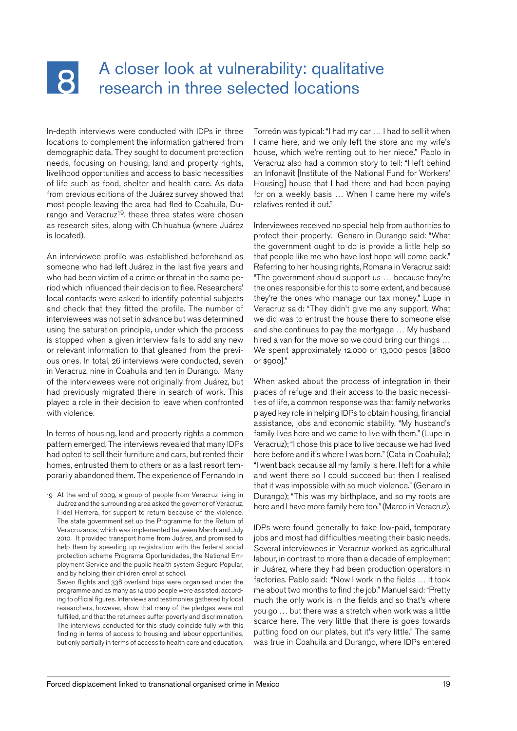# 8 A closer look at vulnerability: qualitative research in three selected locations

In-depth interviews were conducted with IDPs in three locations to complement the information gathered from demographic data. They sought to document protection needs, focusing on housing, land and property rights, livelihood opportunities and access to basic necessities of life such as food, shelter and health care. As data from previous editions of the Juárez survey showed that most people leaving the area had fled to Coahuila, Durango and Veracruz[19]. these three states were chosen as research sites, along with Chihuahua (where Juárez is located).

An interviewee profile was established beforehand as someone who had left Juárez in the last five years and who had been victim of a crime or threat in the same period which influenced their decision to flee. Researchers' local contacts were asked to identify potential subjects and check that they fitted the profile. The number of interviewees was not set in advance but was determined using the saturation principle, under which the process is stopped when a given interview fails to add any new or relevant information to that gleaned from the previous ones. In total, 26 interviews were conducted, seven in Veracruz, nine in Coahuila and ten in Durango. Many of the interviewees were not originally from Juárez, but had previously migrated there in search of work. This played a role in their decision to leave when confronted with violence.

In terms of housing, land and property rights a common pattern emerged. The interviews revealed that many IDPs had opted to sell their furniture and cars, but rented their homes, entrusted them to others or as a last resort temporarily abandoned them. The experience of Fernando in Torreón was typical: "I had my car … I had to sell it when I came here, and we only left the store and my wife's house, which we're renting out to her niece." Pablo in Veracruz also had a common story to tell: "I left behind an Infonavit [Institute of the National Fund for Workers' Housing] house that I had there and had been paying for on a weekly basis … When I came here my wife's relatives rented it out."

Interviewees received no special help from authorities to protect their property. Genaro in Durango said: "What the government ought to do is provide a little help so that people like me who have lost hope will come back." Referring to her housing rights, Romana in Veracruz said: "The government should support us … because they're the ones responsible for this to some extent, and because they're the ones who manage our tax money." Lupe in Veracruz said: "They didn't give me any support. What we did was to entrust the house there to someone else and she continues to pay the mortgage … My husband hired a van for the move so we could bring our things … We spent approximately 12,000 or 13,000 pesos [$800 or $900]."

When asked about the process of integration in their places of refuge and their access to the basic necessities of life, a common response was that family networks played key role in helping IDPs to obtain housing, financial assistance, jobs and economic stability. "My husband's family lives here and we came to live with them." (Lupe in Veracruz); "I chose this place to live because we had lived here before and it's where I was born." (Cata in Coahuila); "I went back because all my family is here. I left for a while and went there so I could succeed but then I realised that it was impossible with so much violence." (Genaro in Durango); "This was my birthplace, and so my roots are here and I have more family here too." (Marco in Veracruz).

IDPs were found generally to take low-paid, temporary jobs and most had difficulties meeting their basic needs. Several interviewees in Veracruz worked as agricultural labour, in contrast to more than a decade of employment in Juárez, where they had been production operators in factories. Pablo said: "Now I work in the fields … It took me about two months to find the job." Manuel said: "Pretty much the only work is in the fields and so that's where you go … but there was a stretch when work was a little scarce here. The very little that there is goes towards putting food on our plates, but it's very little." The same was true in Coahuila and Durango, where IDPs entered

---

19 At the end of 2009, a group of people from Veracruz living in Juárez and the surrounding area asked the governor of Veracruz, Fidel Herrera, for support to return because of the violence. The state government set up the Programme for the Return of Veracruzanos, which was implemented between March and July 2010. It provided transport home from Juárez, and promised to help them by speeding up registration with the federal social protection scheme Programa Oportunidades, the National Employment Service and the public health system Seguro Popular, and by helping their children enrol at school.

Seven flights and 338 overland trips were organised under the programme and as many as 14,000 people were assisted, according to official figures. Interviews and testimonies gathered by local researchers, however, show that many of the pledges were not fulfilled, and that the returnees suffer poverty and discrimination. The interviews conducted for this study coincide fully with this finding in terms of access to housing and labour opportunities, but only partially in terms of access to health care and education.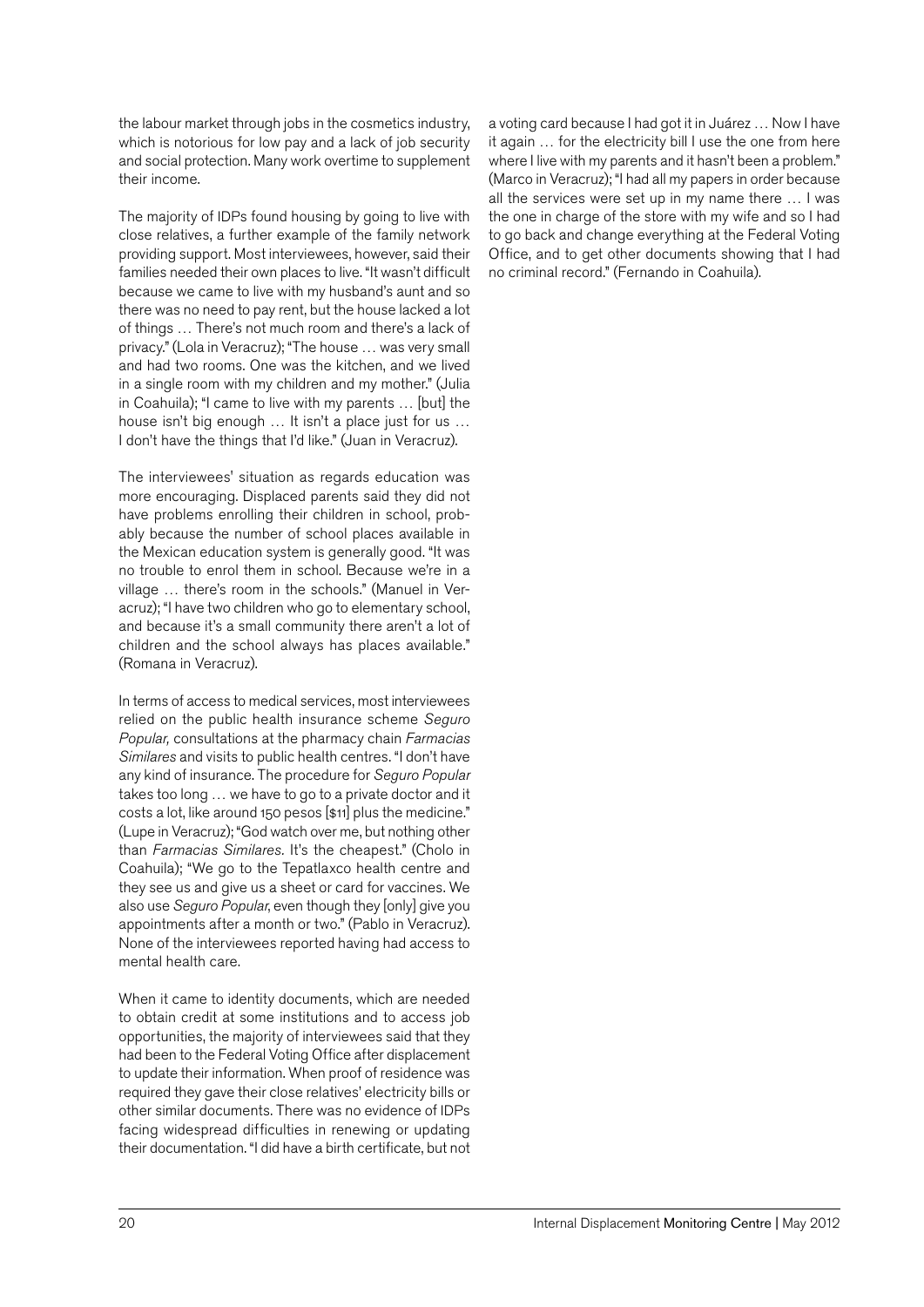the labour market through jobs in the cosmetics industry, which is notorious for low pay and a lack of job security and social protection. Many work overtime to supplement their income.

The majority of IDPs found housing by going to live with close relatives, a further example of the family network providing support. Most interviewees, however, said their families needed their own places to live. "It wasn't difficult because we came to live with my husband's aunt and so there was no need to pay rent, but the house lacked a lot of things … There's not much room and there's a lack of privacy." (Lola in Veracruz); "The house … was very small and had two rooms. One was the kitchen, and we lived in a single room with my children and my mother." (Julia in Coahuila); "I came to live with my parents … [but] the house isn't big enough … It isn't a place just for us … I don't have the things that I'd like." (Juan in Veracruz).

The interviewees' situation as regards education was more encouraging. Displaced parents said they did not have problems enrolling their children in school, probably because the number of school places available in the Mexican education system is generally good. "It was no trouble to enrol them in school. Because we're in a village … there's room in the schools." (Manuel in Veracruz); "I have two children who go to elementary school, and because it's a small community there aren't a lot of children and the school always has places available." (Romana in Veracruz).

In terms of access to medical services, most interviewees relied on the public health insurance scheme *Seguro Popular,* consultations at the pharmacy chain *Farmacias Similares* and visits to public health centres. "I don't have any kind of insurance. The procedure for *Seguro Popular* takes too long … we have to go to a private doctor and it costs a lot, like around 150 pesos [$11] plus the medicine." (Lupe in Veracruz); "God watch over me, but nothing other than *Farmacias Similares*. It's the cheapest." (Cholo in Coahuila); "We go to the Tepatlaxco health centre and they see us and give us a sheet or card for vaccines. We also use *Seguro Popular*, even though they [only] give you appointments after a month or two." (Pablo in Veracruz). None of the interviewees reported having had access to mental health care.

When it came to identity documents, which are needed to obtain credit at some institutions and to access job opportunities, the majority of interviewees said that they had been to the Federal Voting Office after displacement to update their information. When proof of residence was required they gave their close relatives' electricity bills or other similar documents. There was no evidence of IDPs facing widespread difficulties in renewing or updating their documentation. "I did have a birth certificate, but not a voting card because I had got it in Juárez … Now I have it again … for the electricity bill I use the one from here where I live with my parents and it hasn't been a problem." (Marco in Veracruz); "I had all my papers in order because all the services were set up in my name there … I was the one in charge of the store with my wife and so I had to go back and change everything at the Federal Voting Office, and to get other documents showing that I had no criminal record." (Fernando in Coahuila).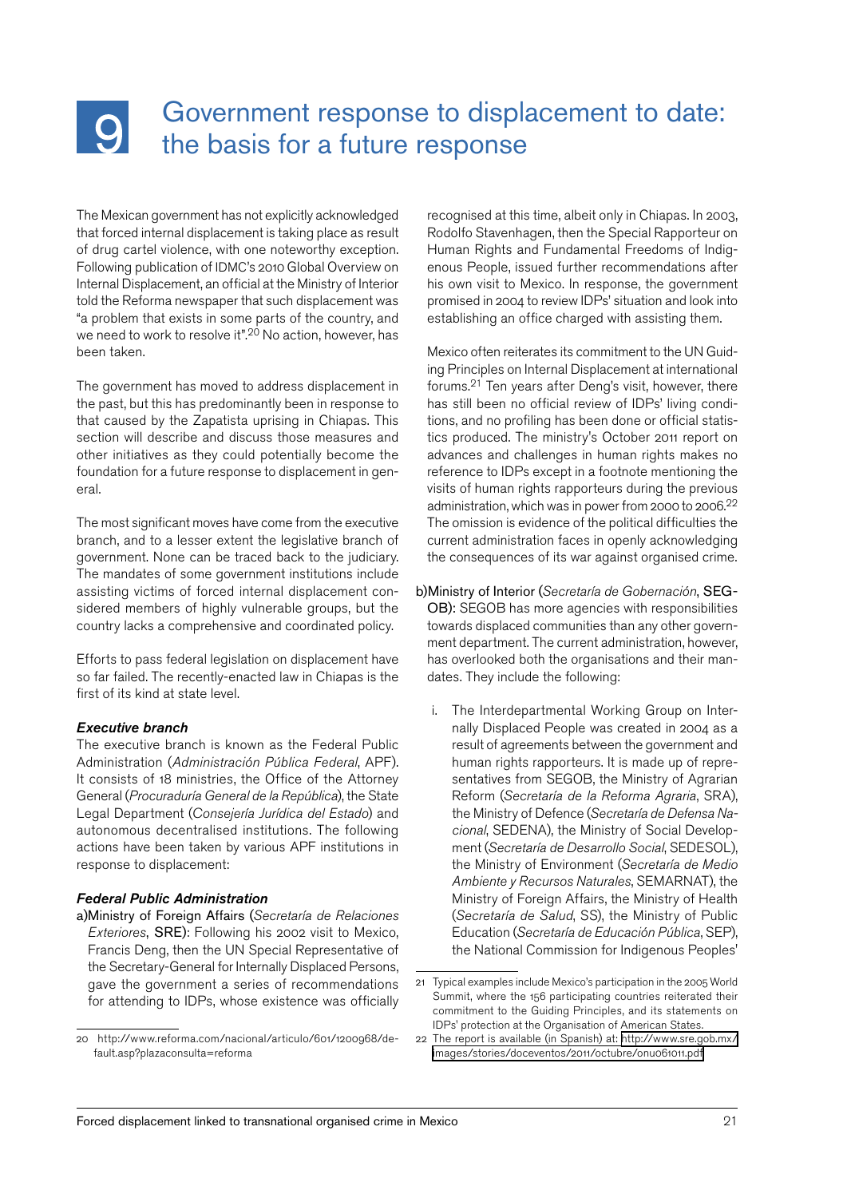# 9 Government response to displacement to date: the basis for a future response

The Mexican government has not explicitly acknowledged that forced internal displacement is taking place as result of drug cartel violence, with one noteworthy exception. Following publication of IDMC's 2010 Global Overview on Internal Displacement, an official at the Ministry of Interior told the Reforma newspaper that such displacement was "a problem that exists in some parts of the country, and we need to work to resolve it".[20] No action, however, has been taken.

The government has moved to address displacement in the past, but this has predominantly been in response to that caused by the Zapatista uprising in Chiapas. This section will describe and discuss those measures and other initiatives as they could potentially become the foundation for a future response to displacement in general.

The most significant moves have come from the executive branch, and to a lesser extent the legislative branch of government. None can be traced back to the judiciary. The mandates of some government institutions include assisting victims of forced internal displacement considered members of highly vulnerable groups, but the country lacks a comprehensive and coordinated policy.

Efforts to pass federal legislation on displacement have so far failed. The recently-enacted law in Chiapas is the first of its kind at state level.

### Executive branch

The executive branch is known as the Federal Public Administration (*Administración Pública Federal*, APF). It consists of 18 ministries, the Office of the Attorney General (*Procuraduría General de la República*), the State Legal Department (*Consejería Jurídica del Estado*) and autonomous decentralised institutions. The following actions have been taken by various APF institutions in response to displacement:

### Federal Public Administration

a) Ministry of Foreign Affairs (*Secretaría de Relaciones Exteriores*, SRE): Following his 2002 visit to Mexico, Francis Deng, then the UN Special Representative of the Secretary-General for Internally Displaced Persons, gave the government a series of recommendations for attending to IDPs, whose existence was officially recognised at this time, albeit only in Chiapas. In 2003, Rodolfo Stavenhagen, then the Special Rapporteur on Human Rights and Fundamental Freedoms of Indigenous People, issued further recommendations after his own visit to Mexico. In response, the government promised in 2004 to review IDPs' situation and look into establishing an office charged with assisting them.

   Mexico often reiterates its commitment to the UN Guiding Principles on Internal Displacement at international forums.[21] Ten years after Deng's visit, however, there has still been no official review of IDPs' living conditions, and no profiling has been done or official statistics produced. The ministry's October 2011 report on advances and challenges in human rights makes no reference to IDPs except in a footnote mentioning the visits of human rights rapporteurs during the previous administration, which was in power from 2000 to 2006.[22] The omission is evidence of the political difficulties the current administration faces in openly acknowledging the consequences of its war against organised crime.

b) Ministry of Interior (*Secretaría de Gobernación*, SEGOB): SEGOB has more agencies with responsibilities towards displaced communities than any other government department. The current administration, however, has overlooked both the organisations and their mandates. They include the following:

   i. The Interdepartmental Working Group on Internally Displaced People was created in 2004 as a result of agreements between the government and human rights rapporteurs. It is made up of representatives from SEGOB, the Ministry of Agrarian Reform (*Secretaría de la Reforma Agraria*, SRA), the Ministry of Defence (*Secretaría de Defensa Nacional*, SEDENA), the Ministry of Social Development (*Secretaría de Desarrollo Social*, SEDESOL), the Ministry of Environment (*Secretaría de Medio Ambiente y Recursos Naturales*, SEMARNAT), the Ministry of Foreign Affairs, the Ministry of Health (*Secretaría de Salud*, SS), the Ministry of Public Education (*Secretaría de Educación Pública*, SEP), the National Commission for Indigenous Peoples'

---

20 http://www.reforma.com/nacional/articulo/601/1200968/default.asp?plazaconsulta=reforma

21 Typical examples include Mexico's participation in the 2005 World Summit, where the 156 participating countries reiterated their commitment to the Guiding Principles, and its statements on IDPs' protection at the Organisation of American States.

22 The report is available (in Spanish) at: http://www.sre.gob.mx/images/stories/doceventos/2011/octubre/onu061011.pdf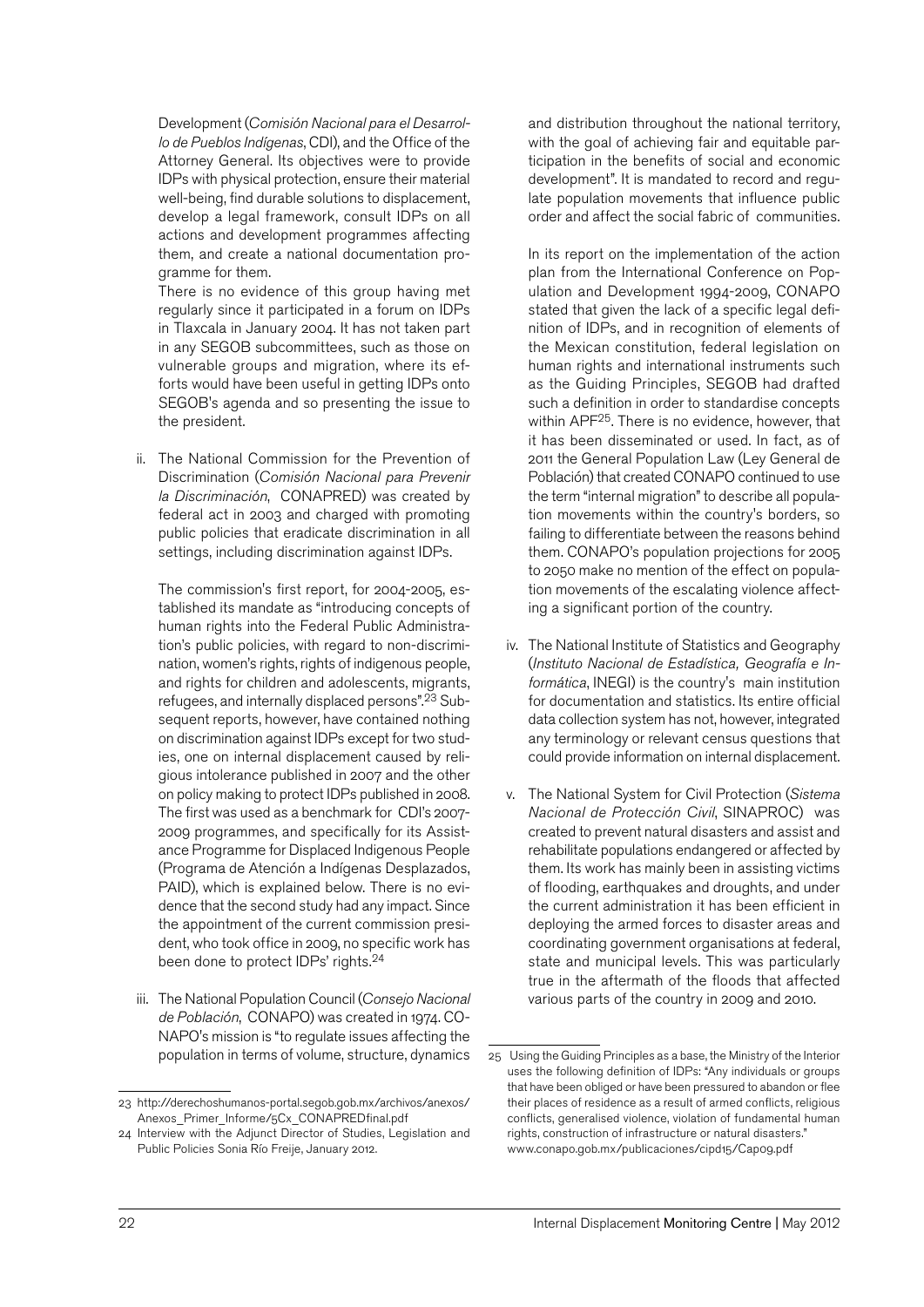Development (*Comisión Nacional para el Desarrollo de Pueblos Indígenas*, CDI), and the Office of the Attorney General. Its objectives were to provide IDPs with physical protection, ensure their material well-being, find durable solutions to displacement, develop a legal framework, consult IDPs on all actions and development programmes affecting them, and create a national documentation programme for them.

There is no evidence of this group having met regularly since it participated in a forum on IDPs in Tlaxcala in January 2004. It has not taken part in any SEGOB subcommittees, such as those on vulnerable groups and migration, where its efforts would have been useful in getting IDPs onto SEGOB's agenda and so presenting the issue to the president.

ii. The National Commission for the Prevention of Discrimination (*Comisión Nacional para Prevenir la Discriminación*, CONAPRED) was created by federal act in 2003 and charged with promoting public policies that eradicate discrimination in all settings, including discrimination against IDPs.

    The commission's first report, for 2004-2005, established its mandate as "introducing concepts of human rights into the Federal Public Administration's public policies, with regard to non-discrimination, women's rights, rights of indigenous people, and rights for children and adolescents, migrants, refugees, and internally displaced persons".[23] Subsequent reports, however, have contained nothing on discrimination against IDPs except for two studies, one on internal displacement caused by religious intolerance published in 2007 and the other on policy making to protect IDPs published in 2008. The first was used as a benchmark for CDI's 2007-2009 programmes, and specifically for its Assistance Programme for Displaced Indigenous People (Programa de Atención a Indígenas Desplazados, PAID), which is explained below. There is no evidence that the second study had any impact. Since the appointment of the current commission president, who took office in 2009, no specific work has been done to protect IDPs' rights.[24]

iii. The National Population Council (*Consejo Nacional de Población*, CONAPO) was created in 1974. CONAPO's mission is "to regulate issues affecting the population in terms of volume, structure, dynamics and distribution throughout the national territory, with the goal of achieving fair and equitable participation in the benefits of social and economic development". It is mandated to record and regulate population movements that influence public order and affect the social fabric of communities.

    In its report on the implementation of the action plan from the International Conference on Population and Development 1994-2009, CONAPO stated that given the lack of a specific legal definition of IDPs, and in recognition of elements of the Mexican constitution, federal legislation on human rights and international instruments such as the Guiding Principles, SEGOB had drafted such a definition in order to standardise concepts within APF[25]. There is no evidence, however, that it has been disseminated or used. In fact, as of 2011 the General Population Law (Ley General de Población) that created CONAPO continued to use the term "internal migration" to describe all population movements within the country's borders, so failing to differentiate between the reasons behind them. CONAPO's population projections for 2005 to 2050 make no mention of the effect on population movements of the escalating violence affecting a significant portion of the country.

iv. The National Institute of Statistics and Geography (*Instituto Nacional de Estadística, Geografía e Informática*, INEGI) is the country's main institution for documentation and statistics. Its entire official data collection system has not, however, integrated any terminology or relevant census questions that could provide information on internal displacement.

v. The National System for Civil Protection (*Sistema Nacional de Protección Civil*, SINAPROC) was created to prevent natural disasters and assist and rehabilitate populations endangered or affected by them. Its work has mainly been in assisting victims of flooding, earthquakes and droughts, and under the current administration it has been efficient in deploying the armed forces to disaster areas and coordinating government organisations at federal, state and municipal levels. This was particularly true in the aftermath of the floods that affected various parts of the country in 2009 and 2010.

---

23 http://derechoshumanos-portal.segob.gob.mx/archivos/anexos/Anexos_Primer_Informe/5Cx_CONAPREDfinal.pdf

24 Interview with the Adjunct Director of Studies, Legislation and Public Policies Sonia Río Freije, January 2012.

25 Using the Guiding Principles as a base, the Ministry of the Interior uses the following definition of IDPs: "Any individuals or groups that have been obliged or have been pressured to abandon or flee their places of residence as a result of armed conflicts, religious conflicts, generalised violence, violation of fundamental human rights, construction of infrastructure or natural disasters." www.conapo.gob.mx/publicaciones/cipd15/Cap09.pdf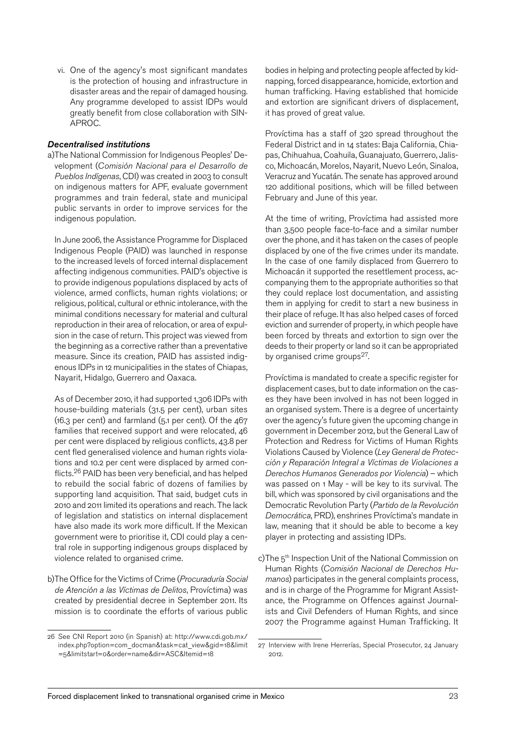vi. One of the agency's most significant mandates is the protection of housing and infrastructure in disaster areas and the repair of damaged housing. Any programme developed to assist IDPs would greatly benefit from close collaboration with SINAPROC.

### *Decentralised institutions*

a) The National Commission for Indigenous Peoples' Development (*Comisión Nacional para el Desarrollo de Pueblos Indígenas*, CDI) was created in 2003 to consult on indigenous matters for APF, evaluate government programmes and train federal, state and municipal public servants in order to improve services for the indigenous population.

In June 2006, the Assistance Programme for Displaced Indigenous People (PAID) was launched in response to the increased levels of forced internal displacement affecting indigenous communities. PAID's objective is to provide indigenous populations displaced by acts of violence, armed conflicts, human rights violations; or religious, political, cultural or ethnic intolerance, with the minimal conditions necessary for material and cultural reproduction in their area of relocation, or area of expulsion in the case of return. This project was viewed from the beginning as a corrective rather than a preventative measure. Since its creation, PAID has assisted indigenous IDPs in 12 municipalities in the states of Chiapas, Nayarit, Hidalgo, Guerrero and Oaxaca.

As of December 2010, it had supported 1,306 IDPs with house-building materials (31.5 per cent), urban sites (16.3 per cent) and farmland (5.1 per cent). Of the 467 families that received support and were relocated, 46 per cent were displaced by religious conflicts, 43.8 per cent fled generalised violence and human rights violations and 10.2 per cent were displaced by armed conflicts.[26] PAID has been very beneficial, and has helped to rebuild the social fabric of dozens of families by supporting land acquisition. That said, budget cuts in 2010 and 2011 limited its operations and reach. The lack of legislation and statistics on internal displacement have also made its work more difficult. If the Mexican government were to prioritise it, CDI could play a central role in supporting indigenous groups displaced by violence related to organised crime.

b) The Office for the Victims of Crime (*Procuraduría Social de Atención a las Víctimas de Delitos*, Províctima) was created by presidential decree in September 2011. Its mission is to coordinate the efforts of various public bodies in helping and protecting people affected by kidnapping, forced disappearance, homicide, extortion and human trafficking. Having established that homicide and extortion are significant drivers of displacement, it has proved of great value.

Províctima has a staff of 320 spread throughout the Federal District and in 14 states: Baja California, Chiapas, Chihuahua, Coahuila, Guanajuato, Guerrero, Jalisco, Michoacán, Morelos, Nayarit, Nuevo León, Sinaloa, Veracruz and Yucatán. The senate has approved around 120 additional positions, which will be filled between February and June of this year.

At the time of writing, Províctima had assisted more than 3,500 people face-to-face and a similar number over the phone, and it has taken on the cases of people displaced by one of the five crimes under its mandate. In the case of one family displaced from Guerrero to Michoacán it supported the resettlement process, accompanying them to the appropriate authorities so that they could replace lost documentation, and assisting them in applying for credit to start a new business in their place of refuge. It has also helped cases of forced eviction and surrender of property, in which people have been forced by threats and extortion to sign over the deeds to their property or land so it can be appropriated by organised crime groups[27].

Províctima is mandated to create a specific register for displacement cases, but to date information on the cases they have been involved in has not been logged in an organised system. There is a degree of uncertainty over the agency's future given the upcoming change in government in December 2012, but the General Law of Protection and Redress for Victims of Human Rights Violations Caused by Violence (*Ley General de Protección y Reparación Integral a Víctimas de Violaciones a Derechos Humanos Generados por Violencia*) – which was passed on 1 May - will be key to its survival. The bill, which was sponsored by civil organisations and the Democratic Revolution Party (*Partido de la Revolución Democrática*, PRD), enshrines Províctima's mandate in law, meaning that it should be able to become a key player in protecting and assisting IDPs.

c) The 5th Inspection Unit of the National Commission on Human Rights (*Comisión Nacional de Derechos Humanos*) participates in the general complaints process, and is in charge of the Programme for Migrant Assistance, the Programme on Offences against Journalists and Civil Defenders of Human Rights, and since 2007 the Programme against Human Trafficking. It

---

26 See CNI Report 2010 (in Spanish) at: http://www.cdi.gob.mx/index.php?option=com_docman&task=cat_view&gid=18&limit=5&limitstart=0&order=name&dir=ASC&Itemid=18

27 Interview with Irene Herrerías, Special Prosecutor, 24 January 2012.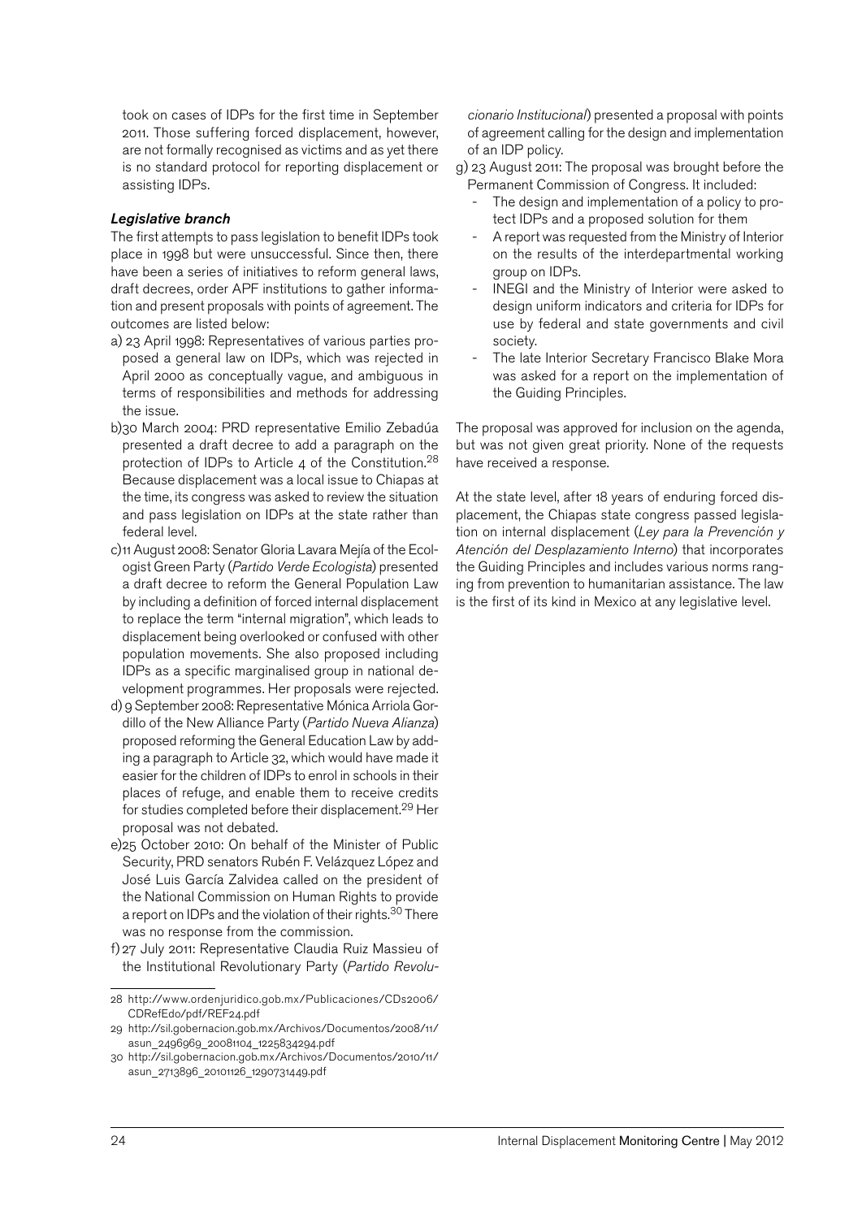took on cases of IDPs for the first time in September 2011. Those suffering forced displacement, however, are not formally recognised as victims and as yet there is no standard protocol for reporting displacement or assisting IDPs.

### *Legislative branch*

The first attempts to pass legislation to benefit IDPs took place in 1998 but were unsuccessful. Since then, there have been a series of initiatives to reform general laws, draft decrees, order APF institutions to gather information and present proposals with points of agreement. The outcomes are listed below:

a) 23 April 1998: Representatives of various parties proposed a general law on IDPs, which was rejected in April 2000 as conceptually vague, and ambiguous in terms of responsibilities and methods for addressing the issue.

b) 30 March 2004: PRD representative Emilio Zebadúa presented a draft decree to add a paragraph on the protection of IDPs to Article 4 of the Constitution.[28] Because displacement was a local issue to Chiapas at the time, its congress was asked to review the situation and pass legislation on IDPs at the state rather than federal level.

c) 11 August 2008: Senator Gloria Lavara Mejía of the Ecologist Green Party (*Partido Verde Ecologista*) presented a draft decree to reform the General Population Law by including a definition of forced internal displacement to replace the term "internal migration", which leads to displacement being overlooked or confused with other population movements. She also proposed including IDPs as a specific marginalised group in national development programmes. Her proposals were rejected.

d) 9 September 2008: Representative Mónica Arriola Gordillo of the New Alliance Party (*Partido Nueva Alianza*) proposed reforming the General Education Law by adding a paragraph to Article 32, which would have made it easier for the children of IDPs to enrol in schools in their places of refuge, and enable them to receive credits for studies completed before their displacement.[29] Her proposal was not debated.

e) 25 October 2010: On behalf of the Minister of Public Security, PRD senators Rubén F. Velázquez López and José Luis García Zalvidea called on the president of the National Commission on Human Rights to provide a report on IDPs and the violation of their rights.[30] There was no response from the commission.

f) 27 July 2011: Representative Claudia Ruiz Massieu of the Institutional Revolutionary Party (*Partido Revolucionario Institucional*) presented a proposal with points of agreement calling for the design and implementation of an IDP policy.

g) 23 August 2011: The proposal was brought before the Permanent Commission of Congress. It included:
- The design and implementation of a policy to protect IDPs and a proposed solution for them
- A report was requested from the Ministry of Interior on the results of the interdepartmental working group on IDPs.
- INEGI and the Ministry of Interior were asked to design uniform indicators and criteria for IDPs for use by federal and state governments and civil society.
- The late Interior Secretary Francisco Blake Mora was asked for a report on the implementation of the Guiding Principles.

The proposal was approved for inclusion on the agenda, but was not given great priority. None of the requests have received a response.

At the state level, after 18 years of enduring forced displacement, the Chiapas state congress passed legislation on internal displacement (*Ley para la Prevención y Atención del Desplazamiento Interno*) that incorporates the Guiding Principles and includes various norms ranging from prevention to humanitarian assistance. The law is the first of its kind in Mexico at any legislative level.

---

28 http://www.ordenjuridico.gob.mx/Publicaciones/CDs2006/CDRefEdo/pdf/REF24.pdf

29 http://sil.gobernacion.gob.mx/Archivos/Documentos/2008/11/asun_2496969_20081104_1225834294.pdf

30 http://sil.gobernacion.gob.mx/Archivos/Documentos/2010/11/asun_2713896_20101126_1290731449.pdf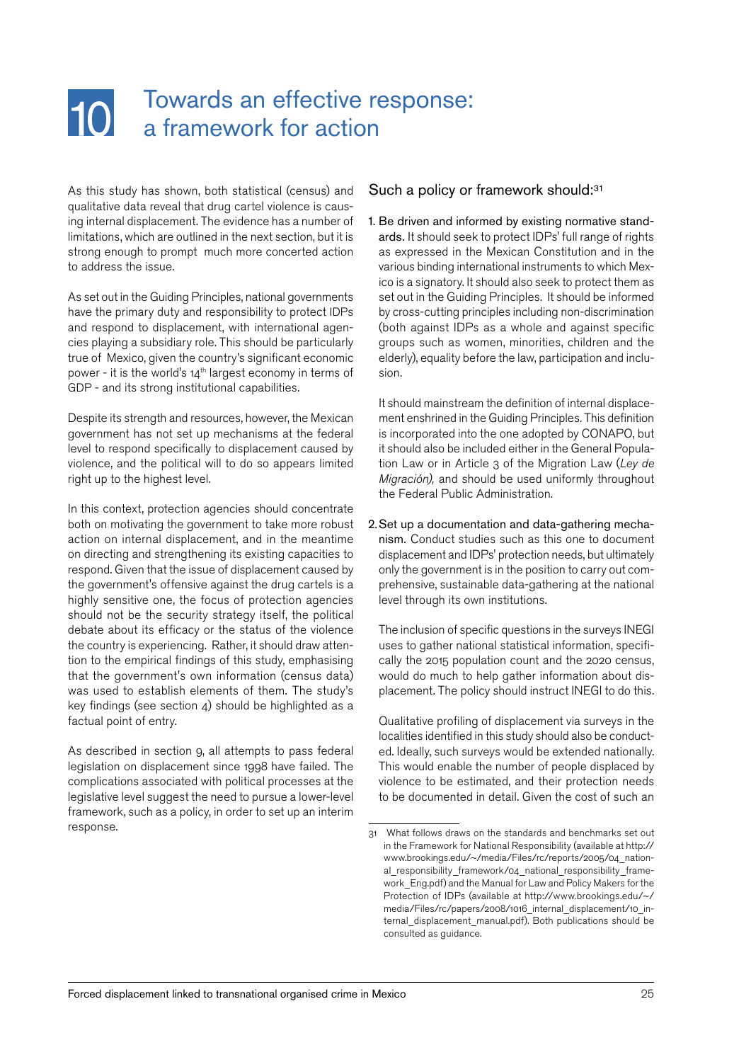# 10 Towards an effective response: a framework for action

As this study has shown, both statistical (census) and qualitative data reveal that drug cartel violence is causing internal displacement. The evidence has a number of limitations, which are outlined in the next section, but it is strong enough to prompt much more concerted action to address the issue.

As set out in the Guiding Principles, national governments have the primary duty and responsibility to protect IDPs and respond to displacement, with international agencies playing a subsidiary role. This should be particularly true of Mexico, given the country's significant economic power - it is the world's 14th largest economy in terms of GDP - and its strong institutional capabilities.

Despite its strength and resources, however, the Mexican government has not set up mechanisms at the federal level to respond specifically to displacement caused by violence, and the political will to do so appears limited right up to the highest level.

In this context, protection agencies should concentrate both on motivating the government to take more robust action on internal displacement, and in the meantime on directing and strengthening its existing capacities to respond. Given that the issue of displacement caused by the government's offensive against the drug cartels is a highly sensitive one, the focus of protection agencies should not be the security strategy itself, the political debate about its efficacy or the status of the violence the country is experiencing. Rather, it should draw attention to the empirical findings of this study, emphasising that the government's own information (census data) was used to establish elements of them. The study's key findings (see section 4) should be highlighted as a factual point of entry.

As described in section 9, all attempts to pass federal legislation on displacement since 1998 have failed. The complications associated with political processes at the legislative level suggest the need to pursue a lower-level framework, such as a policy, in order to set up an interim response.

## Such a policy or framework should:[31]

1. **Be driven and informed by existing normative standards.** It should seek to protect IDPs' full range of rights as expressed in the Mexican Constitution and in the various binding international instruments to which Mexico is a signatory. It should also seek to protect them as set out in the Guiding Principles. It should be informed by cross-cutting principles including non-discrimination (both against IDPs as a whole and against specific groups such as women, minorities, children and the elderly), equality before the law, participation and inclusion.

   It should mainstream the definition of internal displacement enshrined in the Guiding Principles. This definition is incorporated into the one adopted by CONAPO, but it should also be included either in the General Population Law or in Article 3 of the Migration Law (*Ley de Migración),* and should be used uniformly throughout the Federal Public Administration.

2. **Set up a documentation and data-gathering mechanism.** Conduct studies such as this one to document displacement and IDPs' protection needs, but ultimately only the government is in the position to carry out comprehensive, sustainable data-gathering at the national level through its own institutions.

   The inclusion of specific questions in the surveys INEGI uses to gather national statistical information, specifically the 2015 population count and the 2020 census, would do much to help gather information about displacement. The policy should instruct INEGI to do this.

   Qualitative profiling of displacement via surveys in the localities identified in this study should also be conducted. Ideally, such surveys would be extended nationally. This would enable the number of people displaced by violence to be estimated, and their protection needs to be documented in detail. Given the cost of such an

---

31 What follows draws on the standards and benchmarks set out in the Framework for National Responsibility (available at http://www.brookings.edu/~/media/Files/rc/reports/2005/04_national_responsibility_framework/04_national_responsibility_framework_Eng.pdf) and the Manual for Law and Policy Makers for the Protection of IDPs (available at http://www.brookings.edu/~/media/Files/rc/papers/2008/1016_internal_displacement/10_internal_displacement_manual.pdf). Both publications should be consulted as guidance.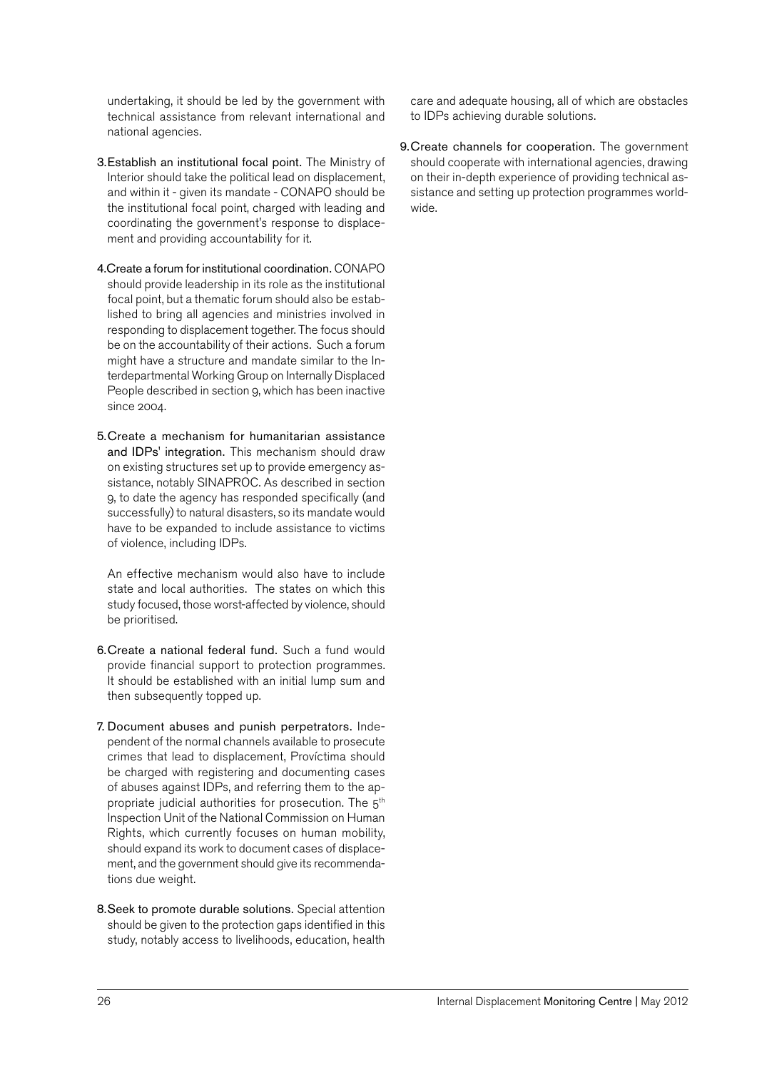undertaking, it should be led by the government with technical assistance from relevant international and national agencies.

3. **Establish an institutional focal point.** The Ministry of Interior should take the political lead on displacement, and within it - given its mandate - CONAPO should be the institutional focal point, charged with leading and coordinating the government's response to displacement and providing accountability for it.

4. **Create a forum for institutional coordination.** CONAPO should provide leadership in its role as the institutional focal point, but a thematic forum should also be established to bring all agencies and ministries involved in responding to displacement together. The focus should be on the accountability of their actions. Such a forum might have a structure and mandate similar to the Interdepartmental Working Group on Internally Displaced People described in section 9, which has been inactive since 2004.

5. **Create a mechanism for humanitarian assistance and IDPs' integration.** This mechanism should draw on existing structures set up to provide emergency assistance, notably SINAPROC. As described in section 9, to date the agency has responded specifically (and successfully) to natural disasters, so its mandate would have to be expanded to include assistance to victims of violence, including IDPs.

   An effective mechanism would also have to include state and local authorities. The states on which this study focused, those worst-affected by violence, should be prioritised.

6. **Create a national federal fund.** Such a fund would provide financial support to protection programmes. It should be established with an initial lump sum and then subsequently topped up.

7. **Document abuses and punish perpetrators.** Independent of the normal channels available to prosecute crimes that lead to displacement, Províctima should be charged with registering and documenting cases of abuses against IDPs, and referring them to the appropriate judicial authorities for prosecution. The 5th Inspection Unit of the National Commission on Human Rights, which currently focuses on human mobility, should expand its work to document cases of displacement, and the government should give its recommendations due weight.

8. **Seek to promote durable solutions.** Special attention should be given to the protection gaps identified in this study, notably access to livelihoods, education, health care and adequate housing, all of which are obstacles to IDPs achieving durable solutions.

9. **Create channels for cooperation.** The government should cooperate with international agencies, drawing on their in-depth experience of providing technical assistance and setting up protection programmes worldwide.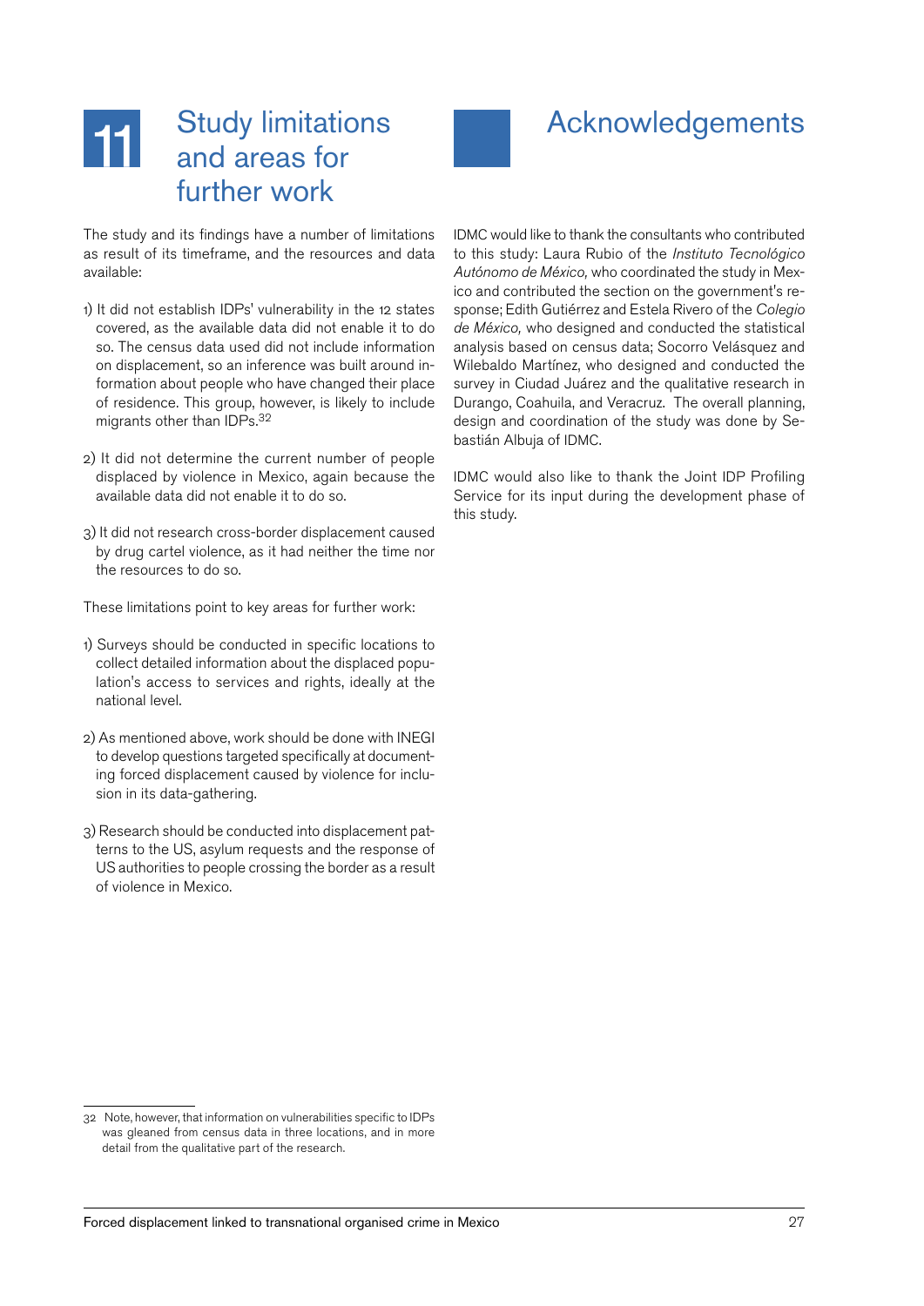# 11 Study limitations and areas for further work

The study and its findings have a number of limitations as result of its timeframe, and the resources and data available:

1) It did not establish IDPs' vulnerability in the 12 states covered, as the available data did not enable it to do so. The census data used did not include information on displacement, so an inference was built around information about people who have changed their place of residence. This group, however, is likely to include migrants other than IDPs.[32]

2) It did not determine the current number of people displaced by violence in Mexico, again because the available data did not enable it to do so.

3) It did not research cross-border displacement caused by drug cartel violence, as it had neither the time nor the resources to do so.

These limitations point to key areas for further work:

1) Surveys should be conducted in specific locations to collect detailed information about the displaced population's access to services and rights, ideally at the national level.

2) As mentioned above, work should be done with INEGI to develop questions targeted specifically at documenting forced displacement caused by violence for inclusion in its data-gathering.

3) Research should be conducted into displacement patterns to the US, asylum requests and the response of US authorities to people crossing the border as a result of violence in Mexico.

[32] Note, however, that information on vulnerabilities specific to IDPs was gleaned from census data in three locations, and in more detail from the qualitative part of the research.

# Acknowledgements

IDMC would like to thank the consultants who contributed to this study: Laura Rubio of the *Instituto Tecnológico Autónomo de México,* who coordinated the study in Mexico and contributed the section on the government's response; Edith Gutiérrez and Estela Rivero of the *Colegio de México,* who designed and conducted the statistical analysis based on census data; Socorro Velásquez and Wilebaldo Martínez, who designed and conducted the survey in Ciudad Juárez and the qualitative research in Durango, Coahuila, and Veracruz. The overall planning, design and coordination of the study was done by Sebastián Albuja of IDMC.

IDMC would also like to thank the Joint IDP Profiling Service for its input during the development phase of this study.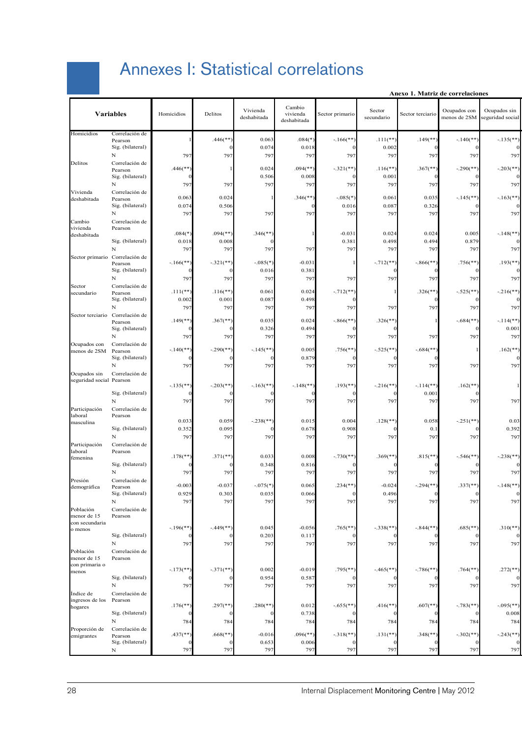# Annexes I: Statistical correlations

**Anexo 1. Matriz de correlaciones**

| Variables | | Homicidios | Delitos | Vivienda deshabitada | Cambio vivienda deshabitada | Sector primario | Sector secundario | Sector terciario | Ocupados con menos de 2SM | Ocupados sin seguridad social |
|---|---|---|---|---|---|---|---|---|---|---|
| Homicidios | Correlación de Pearson | 1 | .446(**) | 0.063 | .084(*) | -.166(**) | .111(**) | .149(**) | -.140(**) | -.135(**) |
| | Sig. (bilateral) | | 0 | 0.074 | 0.018 | 0 | 0.002 | 0 | 0 | 0 |
| | N | 797 | 797 | 797 | 797 | 797 | 797 | 797 | 797 | 797 |
| Delitos | Correlación de Pearson | .446(**) | 1 | 0.024 | .094(**) | -.321(**) | .116(**) | .367(**) | -.290(**) | -.203(**) |
| | Sig. (bilateral) | 0 | | 0.506 | 0.008 | 0 | 0.001 | 0 | 0 | 0 |
| | N | 797 | 797 | 797 | 797 | 797 | 797 | 797 | 797 | 797 |
| Vivienda deshabitada | Correlación de Pearson | 0.063 | 0.024 | 1 | .346(**) | -.085(*) | 0.061 | 0.035 | -.145(**) | -.163(**) |
| | Sig. (bilateral) | 0.074 | 0.506 | | 0 | 0.016 | 0.087 | 0.326 | 0 | 0 |
| | N | 797 | 797 | 797 | 797 | 797 | 797 | 797 | 797 | 797 |
| Cambio vivienda deshabitada | Correlación de Pearson | .084(*) | .094(**) | .346(**) | 1 | -0.031 | 0.024 | 0.024 | 0.005 | -.148(**) |
| | Sig. (bilateral) | 0.018 | 0.008 | 0 | | 0.381 | 0.498 | 0.494 | 0.879 | 0 |
| | N | 797 | 797 | 797 | 797 | 797 | 797 | 797 | 797 | 797 |
| Sector primario | Correlación de Pearson | -.166(**) | -.321(**) | -.085(*) | -0.031 | 1 | -.712(**) | -.866(**) | .756(**) | .193(**) |
| | Sig. (bilateral) | 0 | 0 | 0.016 | 0.381 | | 0 | 0 | 0 | 0 |
| | N | 797 | 797 | 797 | 797 | 797 | 797 | 797 | 797 | 797 |
| Sector secundario | Correlación de Pearson | .111(**) | .116(**) | 0.061 | 0.024 | -.712(**) | 1 | .326(**) | -.525(**) | -.216(**) |
| | Sig. (bilateral) | 0.002 | 0.001 | 0.087 | 0.498 | 0 | | 0 | 0 | 0 |
| | N | 797 | 797 | 797 | 797 | 797 | 797 | 797 | 797 | 797 |
| Sector terciario | Correlación de Pearson | .149(**) | .367(**) | 0.035 | 0.024 | -.866(**) | .326(**) | 1 | -.684(**) | -.114(**) |
| | Sig. (bilateral) | 0 | 0 | 0.326 | 0.494 | 0 | 0 | | 0 | 0.001 |
| | N | 797 | 797 | 797 | 797 | 797 | 797 | 797 | 797 | 797 |
| Ocupados con menos de 2SM | Correlación de Pearson | -.140(**) | -.290(**) | -.145(**) | 0.005 | .756(**) | -.525(**) | -.684(**) | 1 | .162(**) |
| | Sig. (bilateral) | 0 | 0 | 0 | 0.879 | 0 | 0 | 0 | | 0 |
| | N | 797 | 797 | 797 | 797 | 797 | 797 | 797 | 797 | 797 |
| Ocupados sin seguridad social | Correlación de Pearson | -.135(**) | -.203(**) | -.163(**) | -.148(**) | .193(**) | -.216(**) | -.114(**) | .162(**) | 1 |
| | Sig. (bilateral) | 0 | 0 | 0 | 0 | 0 | 0 | 0.001 | 0 | |
| | N | 797 | 797 | 797 | 797 | 797 | 797 | 797 | 797 | 797 |
| Participación laboral masculina | Correlación de Pearson | 0.033 | 0.059 | -.238(**) | 0.015 | 0.004 | .128(**) | 0.058 | -.251(**) | 0.03 |
| | Sig. (bilateral) | 0.352 | 0.095 | 0 | 0.678 | 0.908 | 0 | 0.1 | 0 | 0.392 |
| | N | 797 | 797 | 797 | 797 | 797 | 797 | 797 | 797 | 797 |
| Participación laboral femenina | Correlación de Pearson | .178(**) | .371(**) | 0.033 | 0.008 | -.730(**) | .369(**) | .815(**) | -.546(**) | -.238(**) |
| | Sig. (bilateral) | 0 | 0 | 0.348 | 0.816 | 0 | 0 | 0 | 0 | 0 |
| | N | 797 | 797 | 797 | 797 | 797 | 797 | 797 | 797 | 797 |
| Presión demográfica | Correlación de Pearson | -0.003 | -0.037 | -.075(*) | 0.065 | .234(**) | -0.024 | -.294(**) | .337(**) | -.148(**) |
| | Sig. (bilateral) | 0.929 | 0.303 | 0.035 | 0.066 | 0 | 0.496 | 0 | 0 | 0 |
| | N | 797 | 797 | 797 | 797 | 797 | 797 | 797 | 797 | 797 |
| Población menor de 15 con secundaria o menos | Correlación de Pearson | -.196(**) | -.449(**) | 0.045 | -0.056 | .765(**) | -.338(**) | -.844(**) | .685(**) | .310(**) |
| | Sig. (bilateral) | 0 | 0 | 0.203 | 0.117 | 0 | 0 | 0 | 0 | 0 |
| | N | 797 | 797 | 797 | 797 | 797 | 797 | 797 | 797 | 797 |
| Población menor de 15 con primaria o menos | Correlación de Pearson | -.173(**) | -.371(**) | 0.002 | -0.019 | .795(**) | -.465(**) | -.786(**) | .764(**) | .272(**) |
| | Sig. (bilateral) | 0 | 0 | 0.954 | 0.587 | 0 | 0 | 0 | 0 | 0 |
| | N | 797 | 797 | 797 | 797 | 797 | 797 | 797 | 797 | 797 |
| Índice de ingresos de los hogares | Correlación de Pearson | .176(**) | .297(**) | .280(**) | 0.012 | -.655(**) | .416(**) | .607(**) | -.783(**) | -.095(**) |
| | Sig. (bilateral) | 0 | 0 | 0 | 0.738 | 0 | 0 | 0 | 0 | 0.008 |
| | N | 784 | 784 | 784 | 784 | 784 | 784 | 784 | 784 | 784 |
| Proporción de emigrantes | Correlación de Pearson | .437(**) | .668(**) | -0.016 | .096(**) | -.318(**) | .131(**) | .348(**) | -.302(**) | -.243(**) |
| | Sig. (bilateral) | 0 | 0 | 0.653 | 0.006 | 0 | 0 | 0 | 0 | 0 |
| | N | 797 | 797 | 797 | 797 | 797 | 797 | 797 | 797 | 797 |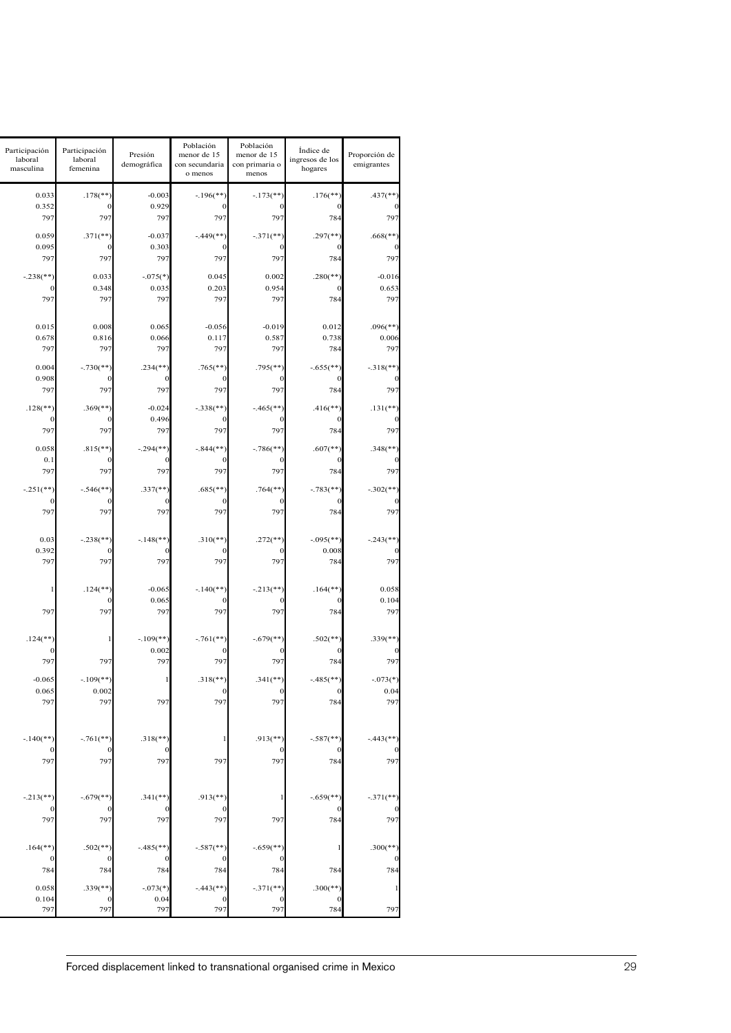| Participación laboral masculina | Participación laboral femenina | Presión demográfica | Población menor de 15 con secundaria o menos | Población menor de 15 con primaria o menos | Índice de ingresos de los hogares | Proporción de emigrantes |
|---|---|---|---|---|---|---|
| 0.033 | .178(**) | -0.003 | -.196(**) | -.173(**) | .176(**) | .437(**) |
| 0.352 | 0 | 0.929 | 0 | 0 | 0 | 0 |
| 797 | 797 | 797 | 797 | 797 | 784 | 797 |
| 0.059 | .371(**) | -0.037 | -.449(**) | -.371(**) | .297(**) | .668(**) |
| 0.095 | 0 | 0.303 | 0 | 0 | 0 | 0 |
| 797 | 797 | 797 | 797 | 797 | 784 | 797 |
| -.238(**) | 0.033 | -.075(*) | 0.045 | 0.002 | .280(**) | -0.016 |
| 0 | 0.348 | 0.035 | 0.203 | 0.954 | 0 | 0.653 |
| 797 | 797 | 797 | 797 | 797 | 784 | 797 |
| 0.015 | 0.008 | 0.065 | -0.056 | -0.019 | 0.012 | .096(**) |
| 0.678 | 0.816 | 0.066 | 0.117 | 0.587 | 0.738 | 0.006 |
| 797 | 797 | 797 | 797 | 797 | 784 | 797 |
| 0.004 | -.730(**) | .234(**) | .765(**) | .795(**) | -.655(**) | -.318(**) |
| 0.908 | 0 | 0 | 0 | 0 | 0 | 0 |
| 797 | 797 | 797 | 797 | 797 | 784 | 797 |
| .128(**) | .369(**) | -0.024 | -.338(**) | -.465(**) | .416(**) | .131(**) |
| 0 | 0 | 0.496 | 0 | 0 | 0 | 0 |
| 797 | 797 | 797 | 797 | 797 | 784 | 797 |
| 0.058 | .815(**) | -.294(**) | -.844(**) | -.786(**) | .607(**) | .348(**) |
| 0.1 | 0 | 0 | 0 | 0 | 0 | 0 |
| 797 | 797 | 797 | 797 | 797 | 784 | 797 |
| -.251(**) | -.546(**) | .337(**) | .685(**) | .764(**) | -.783(**) | -.302(**) |
| 0 | 0 | 0 | 0 | 0 | 0 | 0 |
| 797 | 797 | 797 | 797 | 797 | 784 | 797 |
| 0.03 | -.238(**) | -.148(**) | .310(**) | .272(**) | -.095(**) | -.243(**) |
| 0.392 | 0 | 0 | 0 | 0 | 0.008 | 0 |
| 797 | 797 | 797 | 797 | 797 | 784 | 797 |
| 1 | .124(**) | -0.065 | -.140(**) | -.213(**) | .164(**) | 0.058 |
| | 0 | 0.065 | 0 | 0 | 0 | 0.104 |
| 797 | 797 | 797 | 797 | 797 | 784 | 797 |
| .124(**) | 1 | -.109(**) | -.761(**) | -.679(**) | .502(**) | .339(**) |
| 0 | | 0.002 | 0 | 0 | 0 | 0 |
| 797 | 797 | 797 | 797 | 797 | 784 | 797 |
| -0.065 | -.109(**) | 1 | .318(**) | .341(**) | -.485(**) | -.073(*) |
| 0.065 | 0.002 | | 0 | 0 | 0 | 0.04 |
| 797 | 797 | 797 | 797 | 797 | 784 | 797 |
| -.140(**) | -.761(**) | .318(**) | 1 | .913(**) | -.587(**) | -.443(**) |
| 0 | 0 | 0 | | 0 | 0 | 0 |
| 797 | 797 | 797 | 797 | 797 | 784 | 797 |
| -.213(**) | -.679(**) | .341(**) | .913(**) | 1 | -.659(**) | -.371(**) |
| 0 | 0 | 0 | 0 | | 0 | 0 |
| 797 | 797 | 797 | 797 | 797 | 784 | 797 |
| .164(**) | .502(**) | -.485(**) | -.587(**) | -.659(**) | 1 | .300(**) |
| 0 | 0 | 0 | 0 | 0 | | 0 |
| 784 | 784 | 784 | 784 | 784 | 784 | 784 |
| 0.058 | .339(**) | -.073(*) | -.443(**) | -.371(**) | .300(**) | 1 |
| 0.104 | 0 | 0.04 | 0 | 0 | 0 | |
| 797 | 797 | 797 | 797 | 797 | 784 | 797 |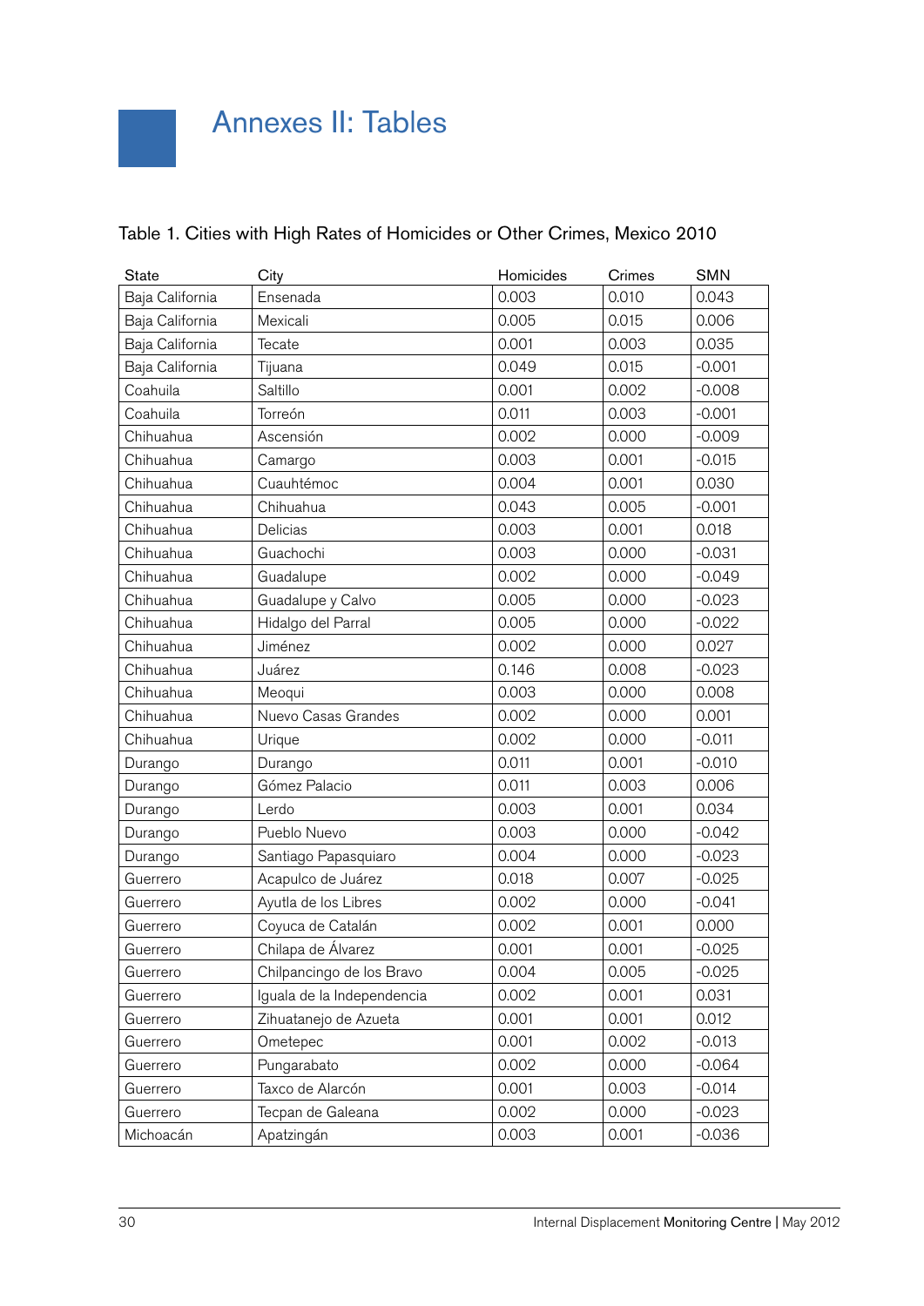# Annexes II: Tables

Table 1. Cities with High Rates of Homicides or Other Crimes, Mexico 2010

| State | City | Homicides | Crimes | SMN |
|---|---|---|---|---|
| Baja California | Ensenada | 0.003 | 0.010 | 0.043 |
| Baja California | Mexicali | 0.005 | 0.015 | 0.006 |
| Baja California | Tecate | 0.001 | 0.003 | 0.035 |
| Baja California | Tijuana | 0.049 | 0.015 | -0.001 |
| Coahuila | Saltillo | 0.001 | 0.002 | -0.008 |
| Coahuila | Torreón | 0.011 | 0.003 | -0.001 |
| Chihuahua | Ascensión | 0.002 | 0.000 | -0.009 |
| Chihuahua | Camargo | 0.003 | 0.001 | -0.015 |
| Chihuahua | Cuauhtémoc | 0.004 | 0.001 | 0.030 |
| Chihuahua | Chihuahua | 0.043 | 0.005 | -0.001 |
| Chihuahua | Delicias | 0.003 | 0.001 | 0.018 |
| Chihuahua | Guachochi | 0.003 | 0.000 | -0.031 |
| Chihuahua | Guadalupe | 0.002 | 0.000 | -0.049 |
| Chihuahua | Guadalupe y Calvo | 0.005 | 0.000 | -0.023 |
| Chihuahua | Hidalgo del Parral | 0.005 | 0.000 | -0.022 |
| Chihuahua | Jiménez | 0.002 | 0.000 | 0.027 |
| Chihuahua | Juárez | 0.146 | 0.008 | -0.023 |
| Chihuahua | Meoqui | 0.003 | 0.000 | 0.008 |
| Chihuahua | Nuevo Casas Grandes | 0.002 | 0.000 | 0.001 |
| Chihuahua | Urique | 0.002 | 0.000 | -0.011 |
| Durango | Durango | 0.011 | 0.001 | -0.010 |
| Durango | Gómez Palacio | 0.011 | 0.003 | 0.006 |
| Durango | Lerdo | 0.003 | 0.001 | 0.034 |
| Durango | Pueblo Nuevo | 0.003 | 0.000 | -0.042 |
| Durango | Santiago Papasquiaro | 0.004 | 0.000 | -0.023 |
| Guerrero | Acapulco de Juárez | 0.018 | 0.007 | -0.025 |
| Guerrero | Ayutla de los Libres | 0.002 | 0.000 | -0.041 |
| Guerrero | Coyuca de Catalán | 0.002 | 0.001 | 0.000 |
| Guerrero | Chilapa de Álvarez | 0.001 | 0.001 | -0.025 |
| Guerrero | Chilpancingo de los Bravo | 0.004 | 0.005 | -0.025 |
| Guerrero | Iguala de la Independencia | 0.002 | 0.001 | 0.031 |
| Guerrero | Zihuatanejo de Azueta | 0.001 | 0.001 | 0.012 |
| Guerrero | Ometepec | 0.001 | 0.002 | -0.013 |
| Guerrero | Pungarabato | 0.002 | 0.000 | -0.064 |
| Guerrero | Taxco de Alarcón | 0.001 | 0.003 | -0.014 |
| Guerrero | Tecpan de Galeana | 0.002 | 0.000 | -0.023 |
| Michoacán | Apatzingán | 0.003 | 0.001 | -0.036 |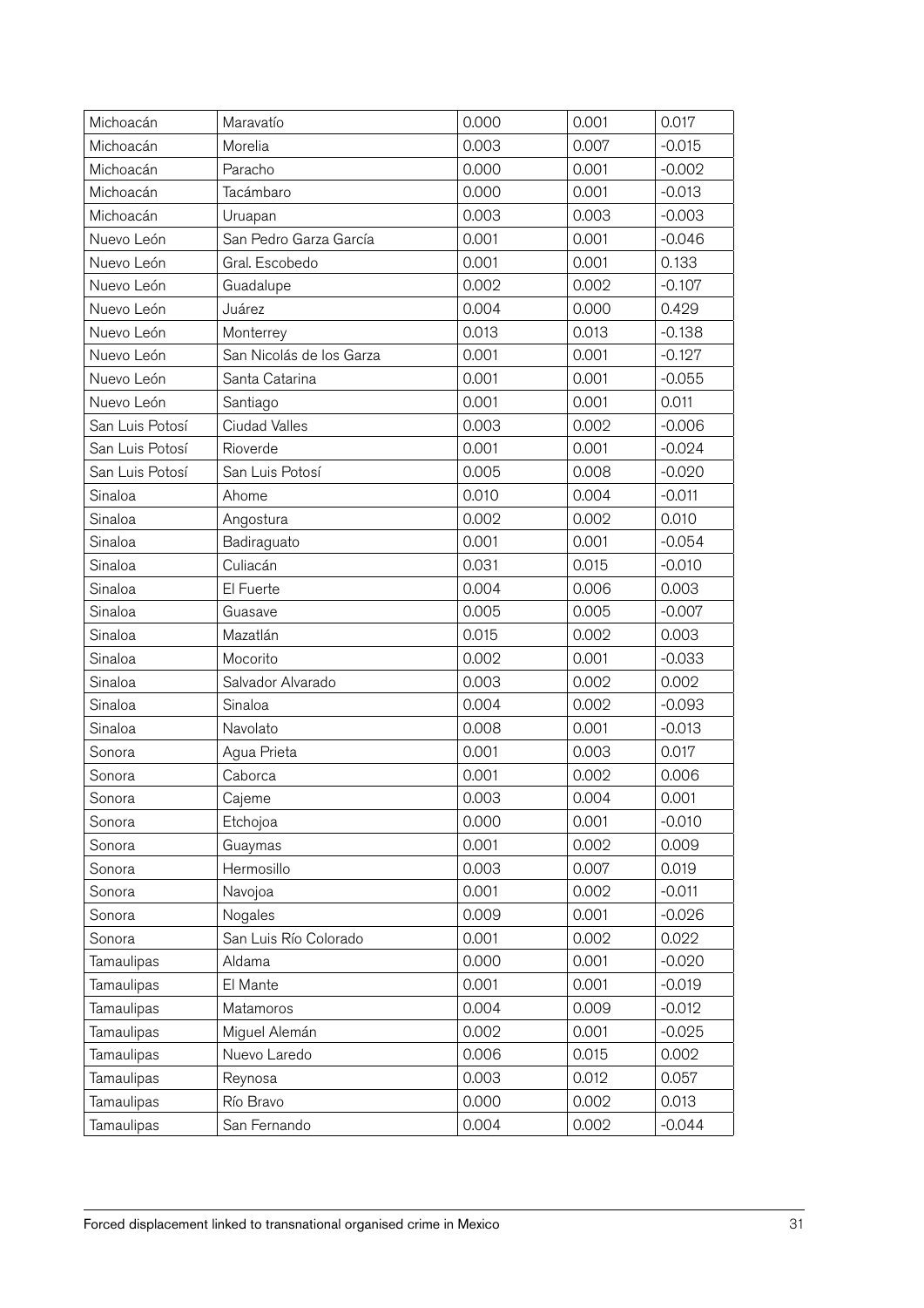| Michoacán | Maravatío | 0.000 | 0.001 | 0.017 |
|---|---|---|---|---|
| Michoacán | Morelia | 0.003 | 0.007 | -0.015 |
| Michoacán | Paracho | 0.000 | 0.001 | -0.002 |
| Michoacán | Tacámbaro | 0.000 | 0.001 | -0.013 |
| Michoacán | Uruapan | 0.003 | 0.003 | -0.003 |
| Nuevo León | San Pedro Garza García | 0.001 | 0.001 | -0.046 |
| Nuevo León | Gral. Escobedo | 0.001 | 0.001 | 0.133 |
| Nuevo León | Guadalupe | 0.002 | 0.002 | -0.107 |
| Nuevo León | Juárez | 0.004 | 0.000 | 0.429 |
| Nuevo León | Monterrey | 0.013 | 0.013 | -0.138 |
| Nuevo León | San Nicolás de los Garza | 0.001 | 0.001 | -0.127 |
| Nuevo León | Santa Catarina | 0.001 | 0.001 | -0.055 |
| Nuevo León | Santiago | 0.001 | 0.001 | 0.011 |
| San Luis Potosí | Ciudad Valles | 0.003 | 0.002 | -0.006 |
| San Luis Potosí | Rioverde | 0.001 | 0.001 | -0.024 |
| San Luis Potosí | San Luis Potosí | 0.005 | 0.008 | -0.020 |
| Sinaloa | Ahome | 0.010 | 0.004 | -0.011 |
| Sinaloa | Angostura | 0.002 | 0.002 | 0.010 |
| Sinaloa | Badiraguato | 0.001 | 0.001 | -0.054 |
| Sinaloa | Culiacán | 0.031 | 0.015 | -0.010 |
| Sinaloa | El Fuerte | 0.004 | 0.006 | 0.003 |
| Sinaloa | Guasave | 0.005 | 0.005 | -0.007 |
| Sinaloa | Mazatlán | 0.015 | 0.002 | 0.003 |
| Sinaloa | Mocorito | 0.002 | 0.001 | -0.033 |
| Sinaloa | Salvador Alvarado | 0.003 | 0.002 | 0.002 |
| Sinaloa | Sinaloa | 0.004 | 0.002 | -0.093 |
| Sinaloa | Navolato | 0.008 | 0.001 | -0.013 |
| Sonora | Agua Prieta | 0.001 | 0.003 | 0.017 |
| Sonora | Caborca | 0.001 | 0.002 | 0.006 |
| Sonora | Cajeme | 0.003 | 0.004 | 0.001 |
| Sonora | Etchojoa | 0.000 | 0.001 | -0.010 |
| Sonora | Guaymas | 0.001 | 0.002 | 0.009 |
| Sonora | Hermosillo | 0.003 | 0.007 | 0.019 |
| Sonora | Navojoa | 0.001 | 0.002 | -0.011 |
| Sonora | Nogales | 0.009 | 0.001 | -0.026 |
| Sonora | San Luis Río Colorado | 0.001 | 0.002 | 0.022 |
| Tamaulipas | Aldama | 0.000 | 0.001 | -0.020 |
| Tamaulipas | El Mante | 0.001 | 0.001 | -0.019 |
| Tamaulipas | Matamoros | 0.004 | 0.009 | -0.012 |
| Tamaulipas | Miguel Alemán | 0.002 | 0.001 | -0.025 |
| Tamaulipas | Nuevo Laredo | 0.006 | 0.015 | 0.002 |
| Tamaulipas | Reynosa | 0.003 | 0.012 | 0.057 |
| Tamaulipas | Río Bravo | 0.000 | 0.002 | 0.013 |
| Tamaulipas | San Fernando | 0.004 | 0.002 | -0.044 |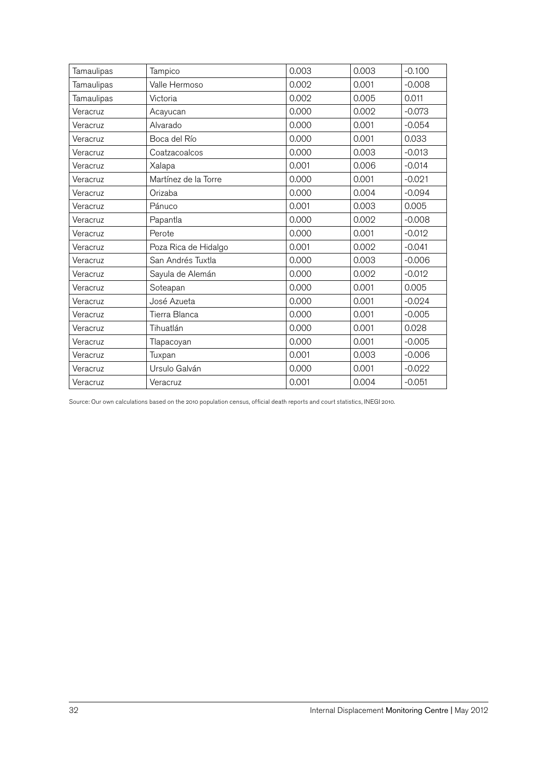| | | | | |
|---|---|---|---|---|
| Tamaulipas | Tampico | 0.003 | 0.003 | -0.100 |
| Tamaulipas | Valle Hermoso | 0.002 | 0.001 | -0.008 |
| Tamaulipas | Victoria | 0.002 | 0.005 | 0.011 |
| Veracruz | Acayucan | 0.000 | 0.002 | -0.073 |
| Veracruz | Alvarado | 0.000 | 0.001 | -0.054 |
| Veracruz | Boca del Río | 0.000 | 0.001 | 0.033 |
| Veracruz | Coatzacoalcos | 0.000 | 0.003 | -0.013 |
| Veracruz | Xalapa | 0.001 | 0.006 | -0.014 |
| Veracruz | Martínez de la Torre | 0.000 | 0.001 | -0.021 |
| Veracruz | Orizaba | 0.000 | 0.004 | -0.094 |
| Veracruz | Pánuco | 0.001 | 0.003 | 0.005 |
| Veracruz | Papantla | 0.000 | 0.002 | -0.008 |
| Veracruz | Perote | 0.000 | 0.001 | -0.012 |
| Veracruz | Poza Rica de Hidalgo | 0.001 | 0.002 | -0.041 |
| Veracruz | San Andrés Tuxtla | 0.000 | 0.003 | -0.006 |
| Veracruz | Sayula de Alemán | 0.000 | 0.002 | -0.012 |
| Veracruz | Soteapan | 0.000 | 0.001 | 0.005 |
| Veracruz | José Azueta | 0.000 | 0.001 | -0.024 |
| Veracruz | Tierra Blanca | 0.000 | 0.001 | -0.005 |
| Veracruz | Tihuatlán | 0.000 | 0.001 | 0.028 |
| Veracruz | Tlapacoyan | 0.000 | 0.001 | -0.005 |
| Veracruz | Tuxpan | 0.001 | 0.003 | -0.006 |
| Veracruz | Ursulo Galván | 0.000 | 0.001 | -0.022 |
| Veracruz | Veracruz | 0.001 | 0.004 | -0.051 |

Source: Our own calculations based on the 2010 population census, official death reports and court statistics, INEGI 2010.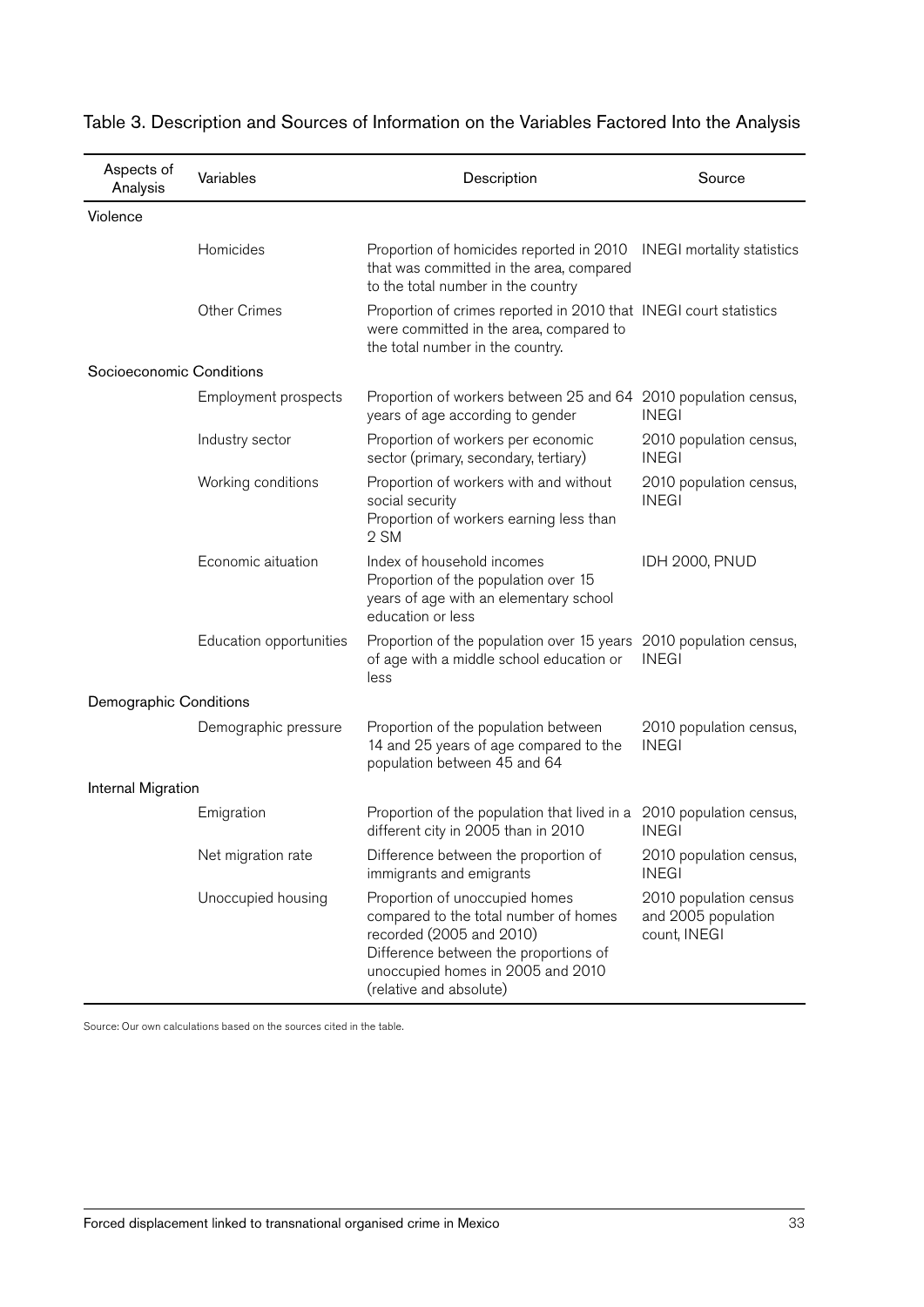Table 3. Description and Sources of Information on the Variables Factored Into the Analysis

| Aspects of Analysis | Variables | Description | Source |
|---|---|---|---|
| Violence | | | |
| | Homicides | Proportion of homicides reported in 2010 that was committed in the area, compared to the total number in the country | INEGI mortality statistics |
| | Other Crimes | Proportion of crimes reported in 2010 that were committed in the area, compared to the total number in the country. | INEGI court statistics |
| Socioeconomic Conditions | | | |
| | Employment prospects | Proportion of workers between 25 and 64 years of age according to gender | 2010 population census, INEGI |
| | Industry sector | Proportion of workers per economic sector (primary, secondary, tertiary) | 2010 population census, INEGI |
| | Working conditions | Proportion of workers with and without social security<br>Proportion of workers earning less than 2 SM | 2010 population census, INEGI |
| | Economic aituation | Index of household incomes<br>Proportion of the population over 15 years of age with an elementary school education or less | IDH 2000, PNUD |
| | Education opportunities | Proportion of the population over 15 years of age with a middle school education or less | 2010 population census, INEGI |
| Demographic Conditions | | | |
| | Demographic pressure | Proportion of the population between 14 and 25 years of age compared to the population between 45 and 64 | 2010 population census, INEGI |
| Internal Migration | | | |
| | Emigration | Proportion of the population that lived in a different city in 2005 than in 2010 | 2010 population census, INEGI |
| | Net migration rate | Difference between the proportion of immigrants and emigrants | 2010 population census, INEGI |
| | Unoccupied housing | Proportion of unoccupied homes compared to the total number of homes recorded (2005 and 2010)<br>Difference between the proportions of unoccupied homes in 2005 and 2010 (relative and absolute) | 2010 population census and 2005 population count, INEGI |

Source: Our own calculations based on the sources cited in the table.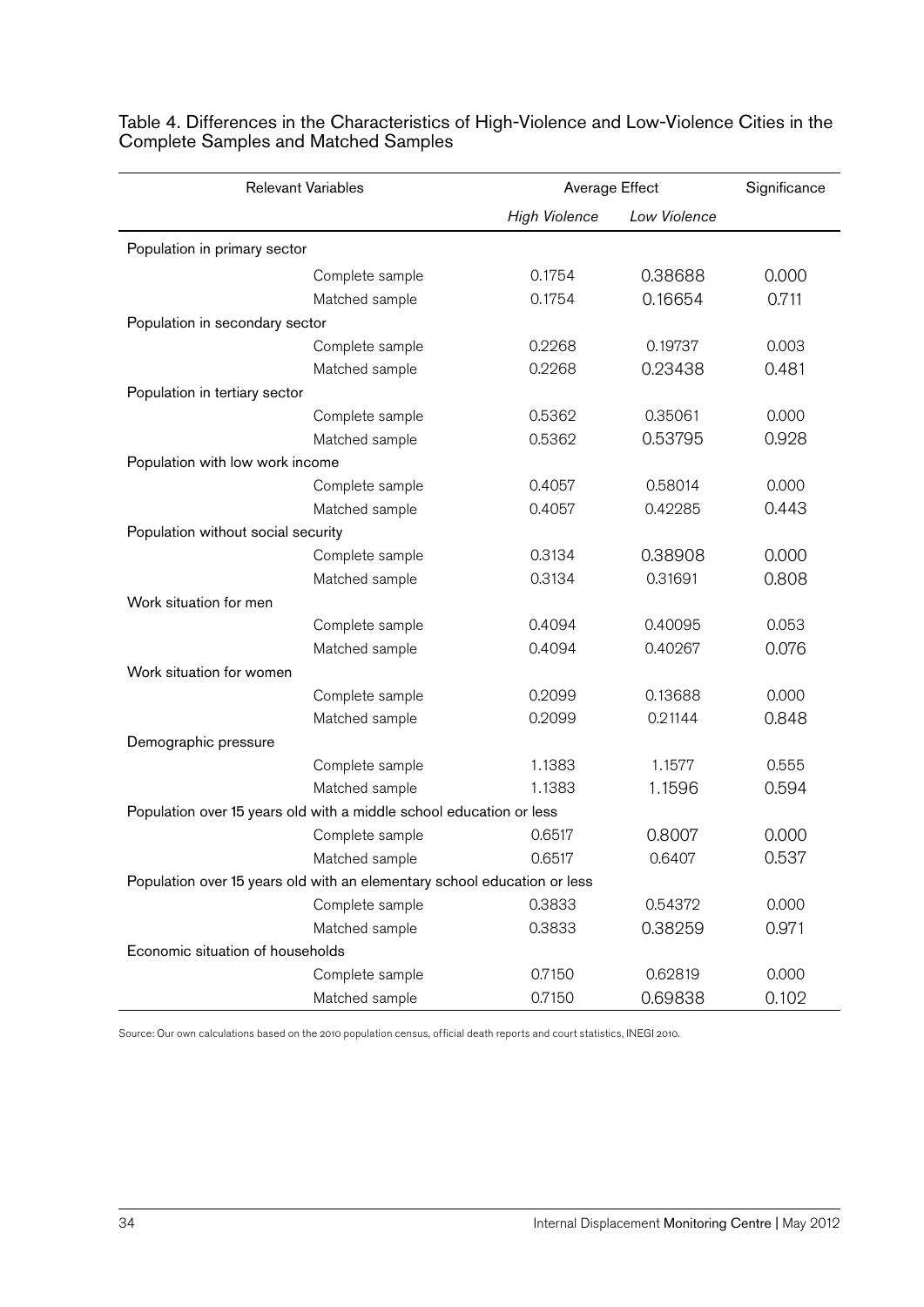Table 4. Differences in the Characteristics of High-Violence and Low-Violence Cities in the Complete Samples and Matched Samples

| Relevant Variables | | Average Effect | | Significance |
|---|---|---|---|---|
| | | *High Violence* | *Low Violence* | |
| Population in primary sector | | | | |
| | Complete sample | 0.1754 | 0.38688 | 0.000 |
| | Matched sample | 0.1754 | 0.16654 | 0.711 |
| Population in secondary sector | | | | |
| | Complete sample | 0.2268 | 0.19737 | 0.003 |
| | Matched sample | 0.2268 | 0.23438 | 0.481 |
| Population in tertiary sector | | | | |
| | Complete sample | 0.5362 | 0.35061 | 0.000 |
| | Matched sample | 0.5362 | 0.53795 | 0.928 |
| Population with low work income | | | | |
| | Complete sample | 0.4057 | 0.58014 | 0.000 |
| | Matched sample | 0.4057 | 0.42285 | 0.443 |
| Population without social security | | | | |
| | Complete sample | 0.3134 | 0.38908 | 0.000 |
| | Matched sample | 0.3134 | 0.31691 | 0.808 |
| Work situation for men | | | | |
| | Complete sample | 0.4094 | 0.40095 | 0.053 |
| | Matched sample | 0.4094 | 0.40267 | 0.076 |
| Work situation for women | | | | |
| | Complete sample | 0.2099 | 0.13688 | 0.000 |
| | Matched sample | 0.2099 | 0.21144 | 0.848 |
| Demographic pressure | | | | |
| | Complete sample | 1.1383 | 1.1577 | 0.555 |
| | Matched sample | 1.1383 | 1.1596 | 0.594 |
| Population over 15 years old with a middle school education or less | | | | |
| | Complete sample | 0.6517 | 0.8007 | 0.000 |
| | Matched sample | 0.6517 | 0.6407 | 0.537 |
| Population over 15 years old with an elementary school education or less | | | | |
| | Complete sample | 0.3833 | 0.54372 | 0.000 |
| | Matched sample | 0.3833 | 0.38259 | 0.971 |
| Economic situation of households | | | | |
| | Complete sample | 0.7150 | 0.62819 | 0.000 |
| | Matched sample | 0.7150 | 0.69838 | 0.102 |

Source: Our own calculations based on the 2010 population census, official death reports and court statistics, INEGI 2010.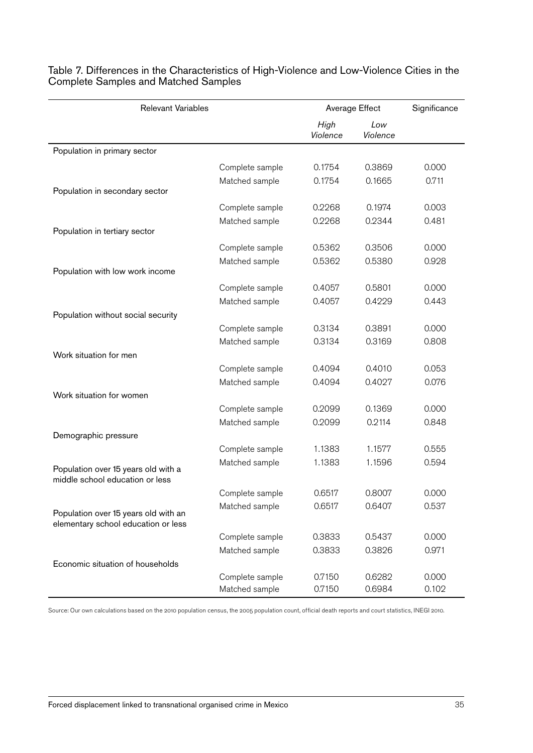Table 7. Differences in the Characteristics of High-Violence and Low-Violence Cities in the Complete Samples and Matched Samples

| Relevant Variables | | Average Effect | | Significance |
|---|---|---|---|---|
| | | *High Violence* | *Low Violence* | |
| Population in primary sector | | | | |
| | Complete sample | 0.1754 | 0.3869 | 0.000 |
| | Matched sample | 0.1754 | 0.1665 | 0.711 |
| Population in secondary sector | | | | |
| | Complete sample | 0.2268 | 0.1974 | 0.003 |
| | Matched sample | 0.2268 | 0.2344 | 0.481 |
| Population in tertiary sector | | | | |
| | Complete sample | 0.5362 | 0.3506 | 0.000 |
| | Matched sample | 0.5362 | 0.5380 | 0.928 |
| Population with low work income | | | | |
| | Complete sample | 0.4057 | 0.5801 | 0.000 |
| | Matched sample | 0.4057 | 0.4229 | 0.443 |
| Population without social security | | | | |
| | Complete sample | 0.3134 | 0.3891 | 0.000 |
| | Matched sample | 0.3134 | 0.3169 | 0.808 |
| Work situation for men | | | | |
| | Complete sample | 0.4094 | 0.4010 | 0.053 |
| | Matched sample | 0.4094 | 0.4027 | 0.076 |
| Work situation for women | | | | |
| | Complete sample | 0.2099 | 0.1369 | 0.000 |
| | Matched sample | 0.2099 | 0.2114 | 0.848 |
| Demographic pressure | | | | |
| | Complete sample | 1.1383 | 1.1577 | 0.555 |
| | Matched sample | 1.1383 | 1.1596 | 0.594 |
| Population over 15 years old with a middle school education or less | | | | |
| | Complete sample | 0.6517 | 0.8007 | 0.000 |
| | Matched sample | 0.6517 | 0.6407 | 0.537 |
| Population over 15 years old with an elementary school education or less | | | | |
| | Complete sample | 0.3833 | 0.5437 | 0.000 |
| | Matched sample | 0.3833 | 0.3826 | 0.971 |
| Economic situation of households | | | | |
| | Complete sample | 0.7150 | 0.6282 | 0.000 |
| | Matched sample | 0.7150 | 0.6984 | 0.102 |

Source: Our own calculations based on the 2010 population census, the 2005 population count, official death reports and court statistics, INEGI 2010.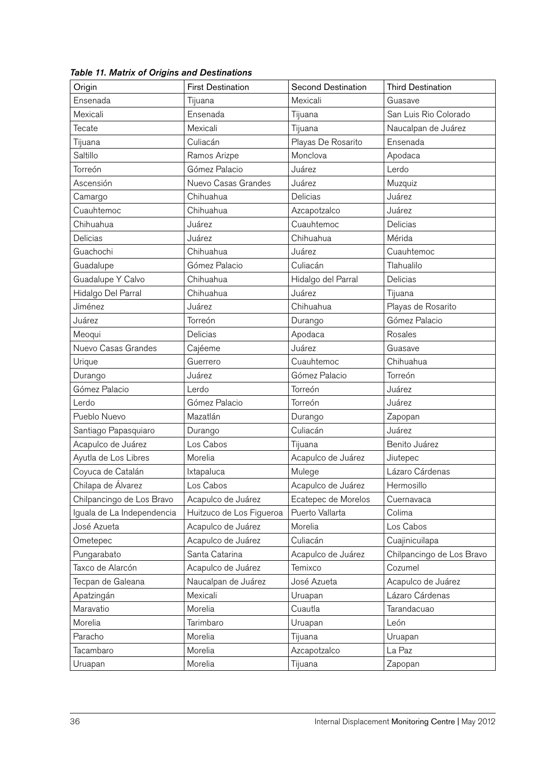*Table 11. Matrix of Origins and Destinations*

| Origin | First Destination | Second Destination | Third Destination |
|---|---|---|---|
| Ensenada | Tijuana | Mexicali | Guasave |
| Mexicali | Ensenada | Tijuana | San Luis Rio Colorado |
| Tecate | Mexicali | Tijuana | Naucalpan de Juárez |
| Tijuana | Culiacán | Playas De Rosarito | Ensenada |
| Saltillo | Ramos Arizpe | Monclova | Apodaca |
| Torreón | Gómez Palacio | Juárez | Lerdo |
| Ascensión | Nuevo Casas Grandes | Juárez | Muzquiz |
| Camargo | Chihuahua | Delicias | Juárez |
| Cuauhtemoc | Chihuahua | Azcapotzalco | Juárez |
| Chihuahua | Juárez | Cuauhtemoc | Delicias |
| Delicias | Juárez | Chihuahua | Mérida |
| Guachochi | Chihuahua | Juárez | Cuauhtemoc |
| Guadalupe | Gómez Palacio | Culiacán | Tlahualilo |
| Guadalupe Y Calvo | Chihuahua | Hidalgo del Parral | Delicias |
| Hidalgo Del Parral | Chihuahua | Juárez | Tijuana |
| Jiménez | Juárez | Chihuahua | Playas de Rosarito |
| Juárez | Torreón | Durango | Gómez Palacio |
| Meoqui | Delicias | Apodaca | Rosales |
| Nuevo Casas Grandes | Cajéeme | Juárez | Guasave |
| Urique | Guerrero | Cuauhtemoc | Chihuahua |
| Durango | Juárez | Gómez Palacio | Torreón |
| Gómez Palacio | Lerdo | Torreón | Juárez |
| Lerdo | Gómez Palacio | Torreón | Juárez |
| Pueblo Nuevo | Mazatlán | Durango | Zapopan |
| Santiago Papasquiaro | Durango | Culiacán | Juárez |
| Acapulco de Juárez | Los Cabos | Tijuana | Benito Juárez |
| Ayutla de Los Libres | Morelia | Acapulco de Juárez | Jiutepec |
| Coyuca de Catalán | Ixtapaluca | Mulege | Lázaro Cárdenas |
| Chilapa de Álvarez | Los Cabos | Acapulco de Juárez | Hermosillo |
| Chilpancingo de Los Bravo | Acapulco de Juárez | Ecatepec de Morelos | Cuernavaca |
| Iguala de La Independencia | Huitzuco de Los Figueroa | Puerto Vallarta | Colima |
| José Azueta | Acapulco de Juárez | Morelia | Los Cabos |
| Ometepec | Acapulco de Juárez | Culiacán | Cuajinicuilapa |
| Pungarabato | Santa Catarina | Acapulco de Juárez | Chilpancingo de Los Bravo |
| Taxco de Alarcón | Acapulco de Juárez | Temixco | Cozumel |
| Tecpan de Galeana | Naucalpan de Juárez | José Azueta | Acapulco de Juárez |
| Apatzingán | Mexicali | Uruapan | Lázaro Cárdenas |
| Maravatio | Morelia | Cuautla | Tarandacuao |
| Morelia | Tarimbaro | Uruapan | León |
| Paracho | Morelia | Tijuana | Uruapan |
| Tacambaro | Morelia | Azcapotzalco | La Paz |
| Uruapan | Morelia | Tijuana | Zapopan |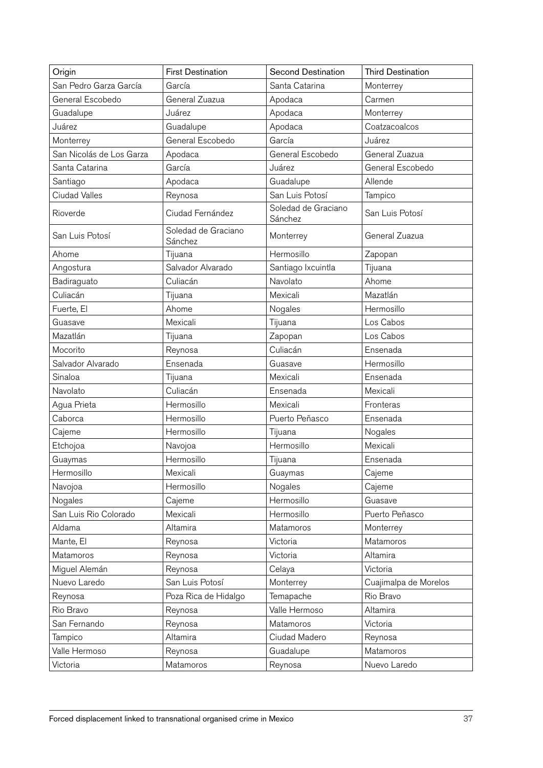| Origin | First Destination | Second Destination | Third Destination |
| --- | --- | --- | --- |
| San Pedro Garza García | García | Santa Catarina | Monterrey |
| General Escobedo | General Zuazua | Apodaca | Carmen |
| Guadalupe | Juárez | Apodaca | Monterrey |
| Juárez | Guadalupe | Apodaca | Coatzacoalcos |
| Monterrey | General Escobedo | García | Juárez |
| San Nicolás de Los Garza | Apodaca | General Escobedo | General Zuazua |
| Santa Catarina | García | Juárez | General Escobedo |
| Santiago | Apodaca | Guadalupe | Allende |
| Ciudad Valles | Reynosa | San Luis Potosí | Tampico |
| Rioverde | Ciudad Fernández | Soledad de Graciano Sánchez | San Luis Potosí |
| San Luis Potosí | Soledad de Graciano Sánchez | Monterrey | General Zuazua |
| Ahome | Tijuana | Hermosillo | Zapopan |
| Angostura | Salvador Alvarado | Santiago Ixcuintla | Tijuana |
| Badiraguato | Culiacán | Navolato | Ahome |
| Culiacán | Tijuana | Mexicali | Mazatlán |
| Fuerte, El | Ahome | Nogales | Hermosillo |
| Guasave | Mexicali | Tijuana | Los Cabos |
| Mazatlán | Tijuana | Zapopan | Los Cabos |
| Mocorito | Reynosa | Culiacán | Ensenada |
| Salvador Alvarado | Ensenada | Guasave | Hermosillo |
| Sinaloa | Tijuana | Mexicali | Ensenada |
| Navolato | Culiacán | Ensenada | Mexicali |
| Agua Prieta | Hermosillo | Mexicali | Fronteras |
| Caborca | Hermosillo | Puerto Peñasco | Ensenada |
| Cajeme | Hermosillo | Tijuana | Nogales |
| Etchojoa | Navojoa | Hermosillo | Mexicali |
| Guaymas | Hermosillo | Tijuana | Ensenada |
| Hermosillo | Mexicali | Guaymas | Cajeme |
| Navojoa | Hermosillo | Nogales | Cajeme |
| Nogales | Cajeme | Hermosillo | Guasave |
| San Luis Rio Colorado | Mexicali | Hermosillo | Puerto Peñasco |
| Aldama | Altamira | Matamoros | Monterrey |
| Mante, El | Reynosa | Victoria | Matamoros |
| Matamoros | Reynosa | Victoria | Altamira |
| Miguel Alemán | Reynosa | Celaya | Victoria |
| Nuevo Laredo | San Luis Potosí | Monterrey | Cuajimalpa de Morelos |
| Reynosa | Poza Rica de Hidalgo | Temapache | Rio Bravo |
| Rio Bravo | Reynosa | Valle Hermoso | Altamira |
| San Fernando | Reynosa | Matamoros | Victoria |
| Tampico | Altamira | Ciudad Madero | Reynosa |
| Valle Hermoso | Reynosa | Guadalupe | Matamoros |
| Victoria | Matamoros | Reynosa | Nuevo Laredo |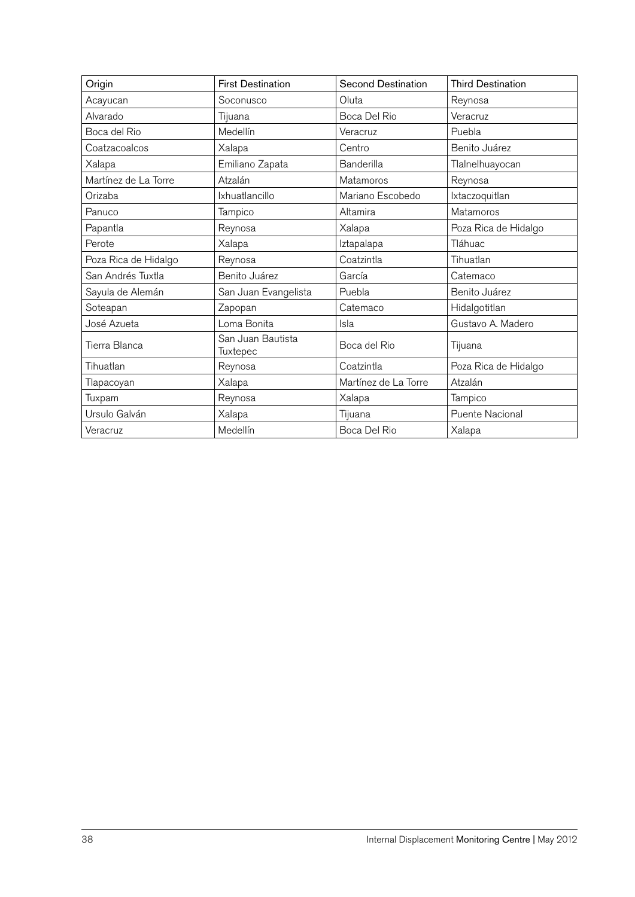| Origin | First Destination | Second Destination | Third Destination |
|---|---|---|---|
| Acayucan | Soconusco | Oluta | Reynosa |
| Alvarado | Tijuana | Boca Del Rio | Veracruz |
| Boca del Rio | Medellín | Veracruz | Puebla |
| Coatzacoalcos | Xalapa | Centro | Benito Juárez |
| Xalapa | Emiliano Zapata | Banderilla | Tlalnelhuayocan |
| Martínez de La Torre | Atzalán | Matamoros | Reynosa |
| Orizaba | Ixhuatlancillo | Mariano Escobedo | Ixtaczoquitlan |
| Panuco | Tampico | Altamira | Matamoros |
| Papantla | Reynosa | Xalapa | Poza Rica de Hidalgo |
| Perote | Xalapa | Iztapalapa | Tláhuac |
| Poza Rica de Hidalgo | Reynosa | Coatzintla | Tihuatlan |
| San Andrés Tuxtla | Benito Juárez | García | Catemaco |
| Sayula de Alemán | San Juan Evangelista | Puebla | Benito Juárez |
| Soteapan | Zapopan | Catemaco | Hidalgotitlan |
| José Azueta | Loma Bonita | Isla | Gustavo A. Madero |
| Tierra Blanca | San Juan Bautista Tuxtepec | Boca del Rio | Tijuana |
| Tihuatlan | Reynosa | Coatzintla | Poza Rica de Hidalgo |
| Tlapacoyan | Xalapa | Martínez de La Torre | Atzalán |
| Tuxpam | Reynosa | Xalapa | Tampico |
| Ursulo Galván | Xalapa | Tijuana | Puente Nacional |
| Veracruz | Medellín | Boca Del Rio | Xalapa |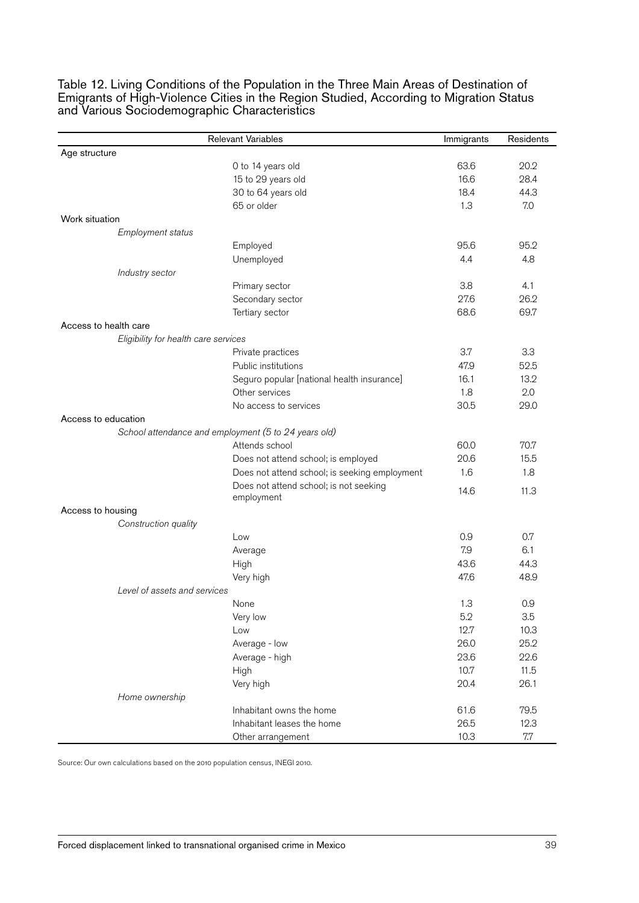Table 12. Living Conditions of the Population in the Three Main Areas of Destination of Emigrants of High-Violence Cities in the Region Studied, According to Migration Status and Various Sociodemographic Characteristics

| Relevant Variables | | | Immigrants | Residents |
|---|---|---|---|---|
| Age structure | | | | |
| | | 0 to 14 years old | 63.6 | 20.2 |
| | | 15 to 29 years old | 16.6 | 28.4 |
| | | 30 to 64 years old | 18.4 | 44.3 |
| | | 65 or older | 1.3 | 7.0 |
| Work situation | | | | |
| | *Employment status* | | | |
| | | Employed | 95.6 | 95.2 |
| | | Unemployed | 4.4 | 4.8 |
| | *Industry sector* | | | |
| | | Primary sector | 3.8 | 4.1 |
| | | Secondary sector | 27.6 | 26.2 |
| | | Tertiary sector | 68.6 | 69.7 |
| Access to health care | | | | |
| | *Eligibility for health care services* | | | |
| | | Private practices | 3.7 | 3.3 |
| | | Public institutions | 47.9 | 52.5 |
| | | Seguro popular [national health insurance] | 16.1 | 13.2 |
| | | Other services | 1.8 | 2.0 |
| | | No access to services | 30.5 | 29.0 |
| Access to education | | | | |
| | *School attendance and employment (5 to 24 years old)* | | | |
| | | Attends school | 60.0 | 70.7 |
| | | Does not attend school; is employed | 20.6 | 15.5 |
| | | Does not attend school; is seeking employment | 1.6 | 1.8 |
| | | Does not attend school; is not seeking employment | 14.6 | 11.3 |
| Access to housing | | | | |
| | *Construction quality* | | | |
| | | Low | 0.9 | 0.7 |
| | | Average | 7.9 | 6.1 |
| | | High | 43.6 | 44.3 |
| | | Very high | 47.6 | 48.9 |
| | *Level of assets and services* | | | |
| | | None | 1.3 | 0.9 |
| | | Very low | 5.2 | 3.5 |
| | | Low | 12.7 | 10.3 |
| | | Average - low | 26.0 | 25.2 |
| | | Average - high | 23.6 | 22.6 |
| | | High | 10.7 | 11.5 |
| | | Very high | 20.4 | 26.1 |
| | *Home ownership* | | | |
| | | Inhabitant owns the home | 61.6 | 79.5 |
| | | Inhabitant leases the home | 26.5 | 12.3 |
| | | Other arrangement | 10.3 | 7.7 |

Source: Our own calculations based on the 2010 population census, INEGI 2010.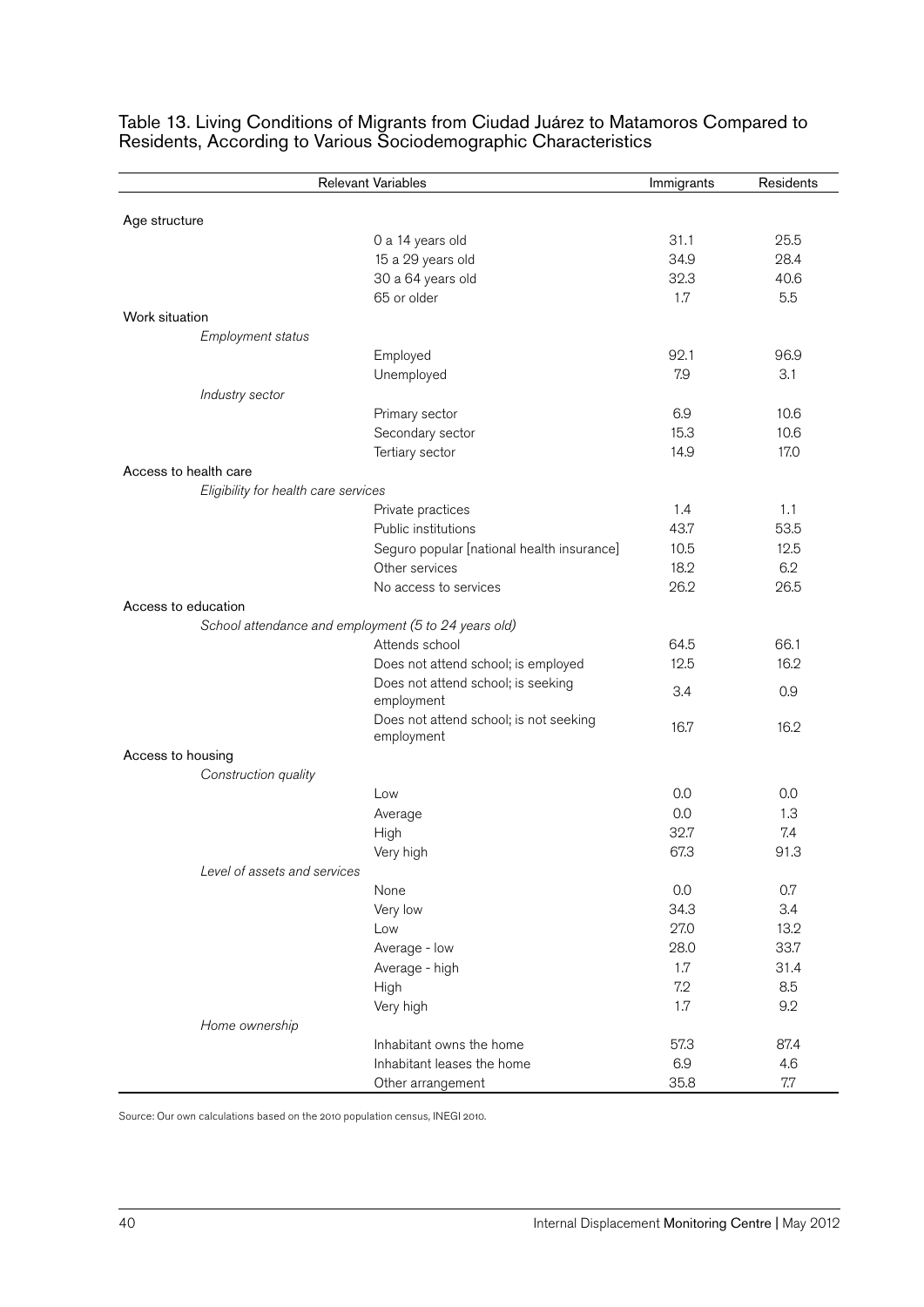Table 13. Living Conditions of Migrants from Ciudad Juárez to Matamoros Compared to Residents, According to Various Sociodemographic Characteristics

| Relevant Variables | | | Immigrants | Residents |
|---|---|---|---|---|
| Age structure | | | | |
| | | 0 a 14 years old | 31.1 | 25.5 |
| | | 15 a 29 years old | 34.9 | 28.4 |
| | | 30 a 64 years old | 32.3 | 40.6 |
| | | 65 or older | 1.7 | 5.5 |
| Work situation | | | | |
| | *Employment status* | | | |
| | | Employed | 92.1 | 96.9 |
| | | Unemployed | 7.9 | 3.1 |
| | *Industry sector* | | | |
| | | Primary sector | 6.9 | 10.6 |
| | | Secondary sector | 15.3 | 10.6 |
| | | Tertiary sector | 14.9 | 17.0 |
| Access to health care | | | | |
| | *Eligibility for health care services* | | | |
| | | Private practices | 1.4 | 1.1 |
| | | Public institutions | 43.7 | 53.5 |
| | | Seguro popular [national health insurance] | 10.5 | 12.5 |
| | | Other services | 18.2 | 6.2 |
| | | No access to services | 26.2 | 26.5 |
| Access to education | | | | |
| | *School attendance and employment (5 to 24 years old)* | | | |
| | | Attends school | 64.5 | 66.1 |
| | | Does not attend school; is employed | 12.5 | 16.2 |
| | | Does not attend school; is seeking employment | 3.4 | 0.9 |
| | | Does not attend school; is not seeking employment | 16.7 | 16.2 |
| Access to housing | | | | |
| | *Construction quality* | | | |
| | | Low | 0.0 | 0.0 |
| | | Average | 0.0 | 1.3 |
| | | High | 32.7 | 7.4 |
| | | Very high | 67.3 | 91.3 |
| | *Level of assets and services* | | | |
| | | None | 0.0 | 0.7 |
| | | Very low | 34.3 | 3.4 |
| | | Low | 27.0 | 13.2 |
| | | Average - low | 28.0 | 33.7 |
| | | Average - high | 1.7 | 31.4 |
| | | High | 7.2 | 8.5 |
| | | Very high | 1.7 | 9.2 |
| | *Home ownership* | | | |
| | | Inhabitant owns the home | 57.3 | 87.4 |
| | | Inhabitant leases the home | 6.9 | 4.6 |
| | | Other arrangement | 35.8 | 7.7 |

Source: Our own calculations based on the 2010 population census, INEGI 2010.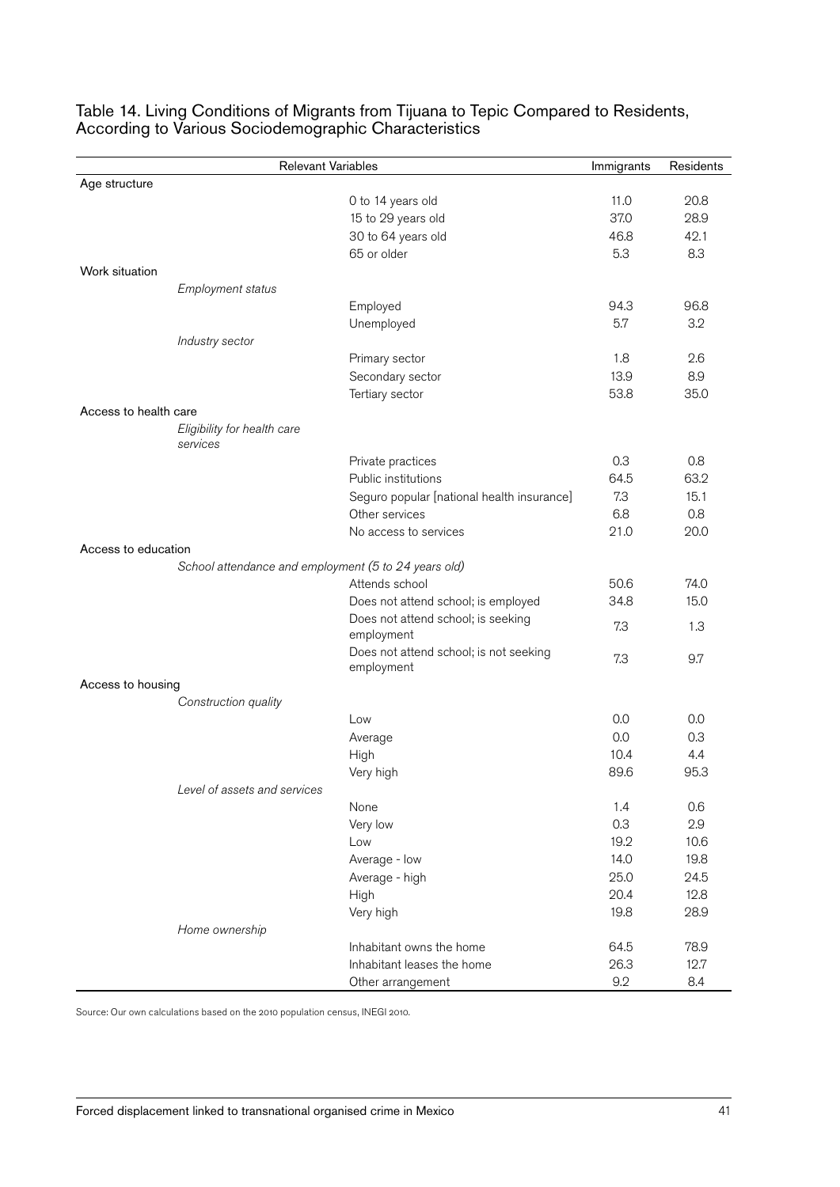Table 14. Living Conditions of Migrants from Tijuana to Tepic Compared to Residents, According to Various Sociodemographic Characteristics

| Relevant Variables | | | Immigrants | Residents |
|---|---|---|---|---|
| Age structure | | | | |
| | | 0 to 14 years old | 11.0 | 20.8 |
| | | 15 to 29 years old | 37.0 | 28.9 |
| | | 30 to 64 years old | 46.8 | 42.1 |
| | | 65 or older | 5.3 | 8.3 |
| Work situation | | | | |
| | *Employment status* | | | |
| | | Employed | 94.3 | 96.8 |
| | | Unemployed | 5.7 | 3.2 |
| | *Industry sector* | | | |
| | | Primary sector | 1.8 | 2.6 |
| | | Secondary sector | 13.9 | 8.9 |
| | | Tertiary sector | 53.8 | 35.0 |
| Access to health care | | | | |
| | *Eligibility for health care services* | | | |
| | | Private practices | 0.3 | 0.8 |
| | | Public institutions | 64.5 | 63.2 |
| | | Seguro popular [national health insurance] | 7.3 | 15.1 |
| | | Other services | 6.8 | 0.8 |
| | | No access to services | 21.0 | 20.0 |
| Access to education | | | | |
| | *School attendance and employment (5 to 24 years old)* | | | |
| | | Attends school | 50.6 | 74.0 |
| | | Does not attend school; is employed | 34.8 | 15.0 |
| | | Does not attend school; is seeking employment | 7.3 | 1.3 |
| | | Does not attend school; is not seeking employment | 7.3 | 9.7 |
| Access to housing | | | | |
| | *Construction quality* | | | |
| | | Low | 0.0 | 0.0 |
| | | Average | 0.0 | 0.3 |
| | | High | 10.4 | 4.4 |
| | | Very high | 89.6 | 95.3 |
| | *Level of assets and services* | | | |
| | | None | 1.4 | 0.6 |
| | | Very low | 0.3 | 2.9 |
| | | Low | 19.2 | 10.6 |
| | | Average - low | 14.0 | 19.8 |
| | | Average - high | 25.0 | 24.5 |
| | | High | 20.4 | 12.8 |
| | | Very high | 19.8 | 28.9 |
| | *Home ownership* | | | |
| | | Inhabitant owns the home | 64.5 | 78.9 |
| | | Inhabitant leases the home | 26.3 | 12.7 |
| | | Other arrangement | 9.2 | 8.4 |

Source: Our own calculations based on the 2010 population census, INEGI 2010.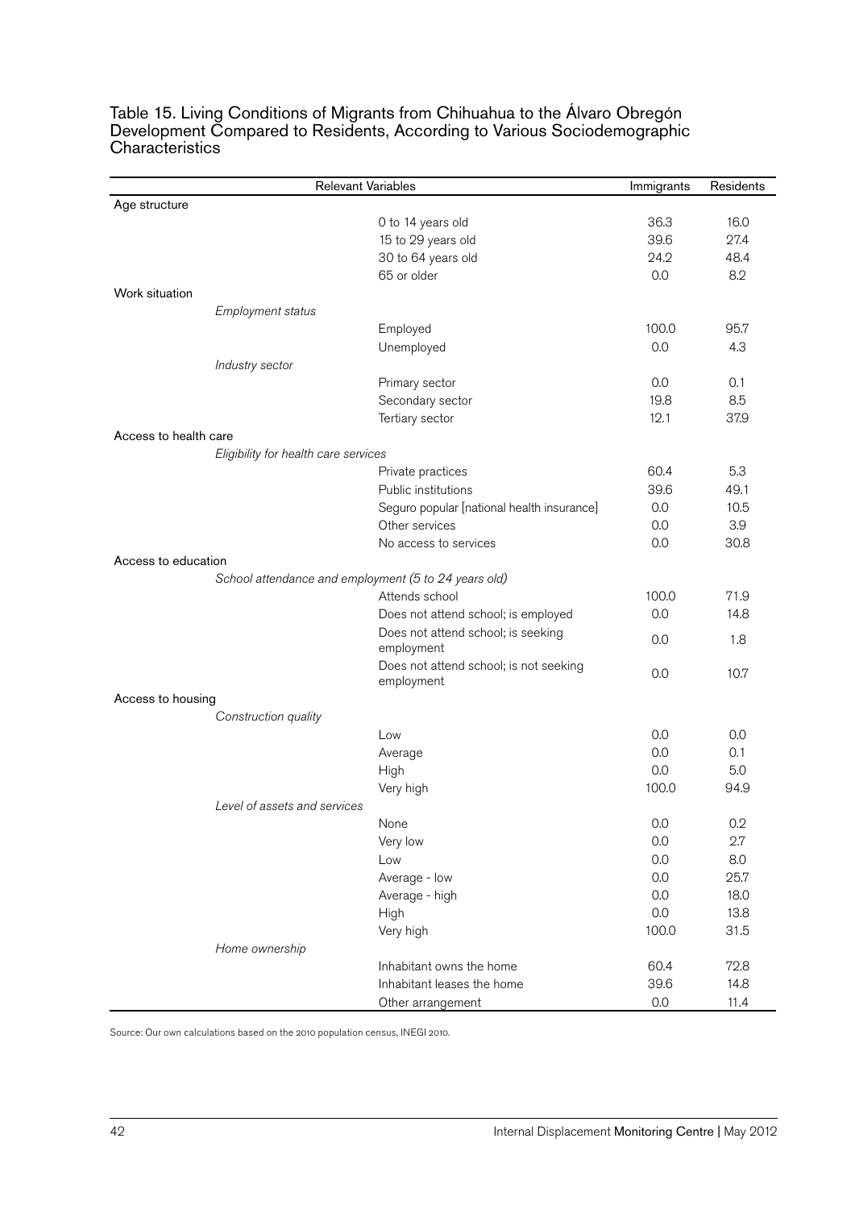Table 15. Living Conditions of Migrants from Chihuahua to the Álvaro Obregón Development Compared to Residents, According to Various Sociodemographic Characteristics

| Relevant Variables | | | Immigrants | Residents |
|---|---|---|---|---|
| Age structure | | | | |
| | | 0 to 14 years old | 36.3 | 16.0 |
| | | 15 to 29 years old | 39.6 | 27.4 |
| | | 30 to 64 years old | 24.2 | 48.4 |
| | | 65 or older | 0.0 | 8.2 |
| Work situation | | | | |
| | *Employment status* | | | |
| | | Employed | 100.0 | 95.7 |
| | | Unemployed | 0.0 | 4.3 |
| | *Industry sector* | | | |
| | | Primary sector | 0.0 | 0.1 |
| | | Secondary sector | 19.8 | 8.5 |
| | | Tertiary sector | 12.1 | 37.9 |
| Access to health care | | | | |
| | *Eligibility for health care services* | | | |
| | | Private practices | 60.4 | 5.3 |
| | | Public institutions | 39.6 | 49.1 |
| | | Seguro popular [national health insurance] | 0.0 | 10.5 |
| | | Other services | 0.0 | 3.9 |
| | | No access to services | 0.0 | 30.8 |
| Access to education | | | | |
| | *School attendance and employment (5 to 24 years old)* | | | |
| | | Attends school | 100.0 | 71.9 |
| | | Does not attend school; is employed | 0.0 | 14.8 |
| | | Does not attend school; is seeking employment | 0.0 | 1.8 |
| | | Does not attend school; is not seeking employment | 0.0 | 10.7 |
| Access to housing | | | | |
| | *Construction quality* | | | |
| | | Low | 0.0 | 0.0 |
| | | Average | 0.0 | 0.1 |
| | | High | 0.0 | 5.0 |
| | | Very high | 100.0 | 94.9 |
| | *Level of assets and services* | | | |
| | | None | 0.0 | 0.2 |
| | | Very low | 0.0 | 2.7 |
| | | Low | 0.0 | 8.0 |
| | | Average - low | 0.0 | 25.7 |
| | | Average - high | 0.0 | 18.0 |
| | | High | 0.0 | 13.8 |
| | | Very high | 100.0 | 31.5 |
| | *Home ownership* | | | |
| | | Inhabitant owns the home | 60.4 | 72.8 |
| | | Inhabitant leases the home | 39.6 | 14.8 |
| | | Other arrangement | 0.0 | 11.4 |

Source: Our own calculations based on the 2010 population census, INEGI 2010.